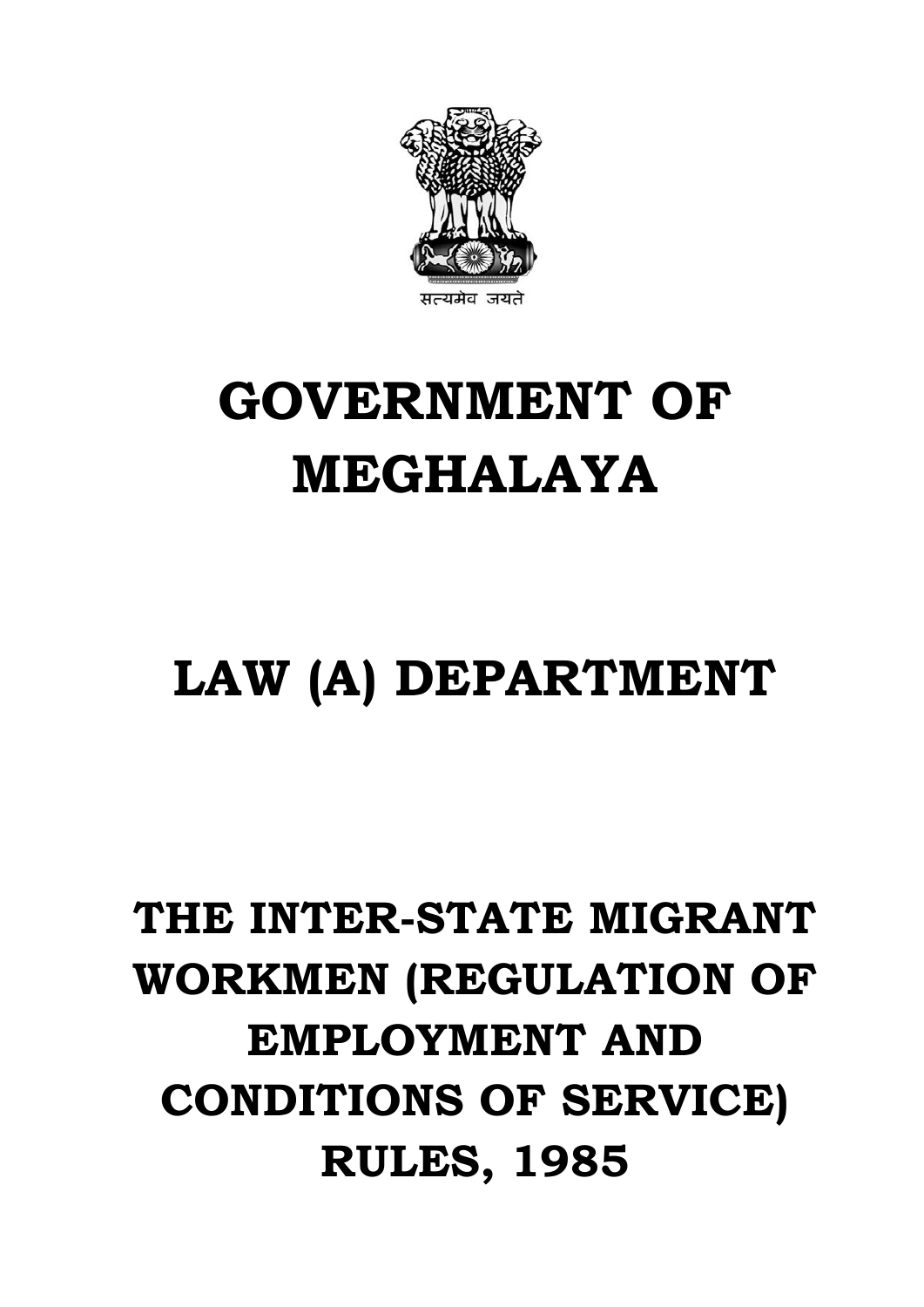सत्यमेव जयते

# GOVERNMENT OF MEGHALAYA

# LAW (A) DEPARTMENT

# THE INTER-STATE MIGRANT WORKMEN (REGULATION OF EMPLOYMENT AND CONDITIONS OF SERVICE) RULES, 1985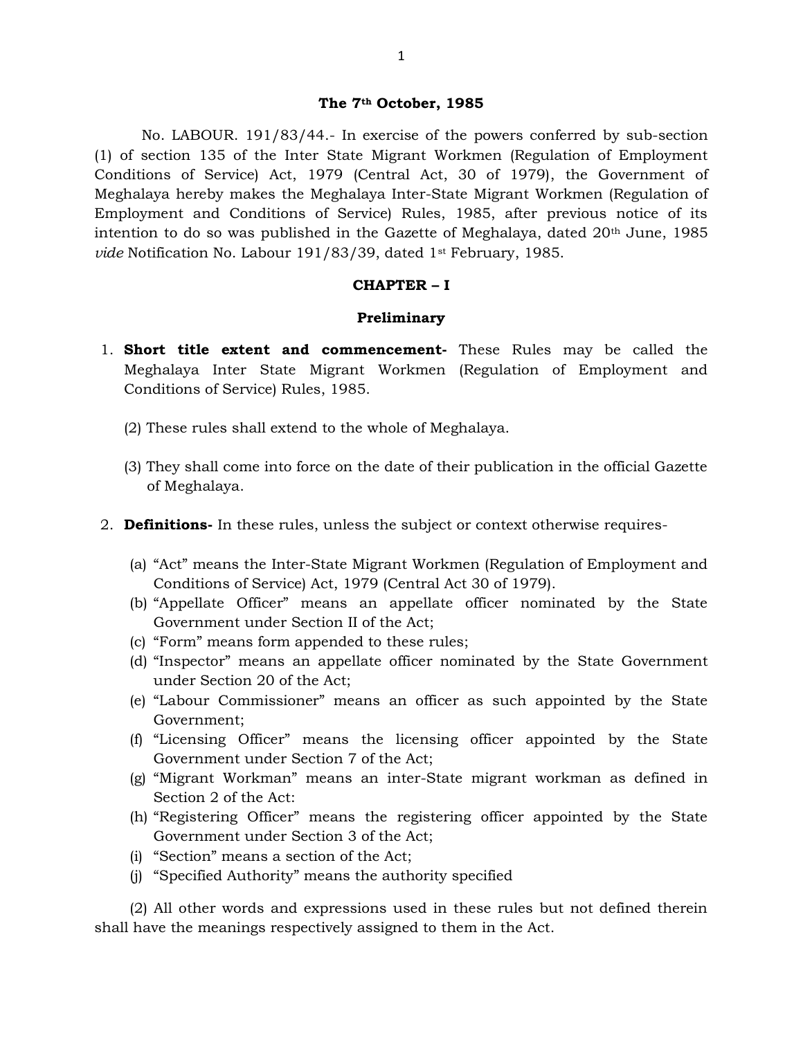**The 7th October, 1985**

No. LABOUR. 191/83/44.- In exercise of the powers conferred by sub-section (1) of section 135 of the Inter State Migrant Workmen (Regulation of Employment Conditions of Service) Act, 1979 (Central Act, 30 of 1979), the Government of Meghalaya hereby makes the Meghalaya Inter-State Migrant Workmen (Regulation of Employment and Conditions of Service) Rules, 1985, after previous notice of its intention to do so was published in the Gazette of Meghalaya, dated 20th June, 1985 *vide* Notification No. Labour 191/83/39, dated 1st February, 1985.

## CHAPTER – I

### Preliminary

1. **Short title extent and commencement-** These Rules may be called the Meghalaya Inter State Migrant Workmen (Regulation of Employment and Conditions of Service) Rules, 1985.

   (2) These rules shall extend to the whole of Meghalaya.

   (3) They shall come into force on the date of their publication in the official Gazette of Meghalaya.

2. **Definitions-** In these rules, unless the subject or context otherwise requires-

   (a) "Act" means the Inter-State Migrant Workmen (Regulation of Employment and Conditions of Service) Act, 1979 (Central Act 30 of 1979).
   (b) "Appellate Officer" means an appellate officer nominated by the State Government under Section II of the Act;
   (c) "Form" means form appended to these rules;
   (d) "Inspector" means an appellate officer nominated by the State Government under Section 20 of the Act;
   (e) "Labour Commissioner" means an officer as such appointed by the State Government;
   (f) "Licensing Officer" means the licensing officer appointed by the State Government under Section 7 of the Act;
   (g) "Migrant Workman" means an inter-State migrant workman as defined in Section 2 of the Act:
   (h) "Registering Officer" means the registering officer appointed by the State Government under Section 3 of the Act;
   (i) "Section" means a section of the Act;
   (j) "Specified Authority" means the authority specified

(2) All other words and expressions used in these rules but not defined therein shall have the meanings respectively assigned to them in the Act.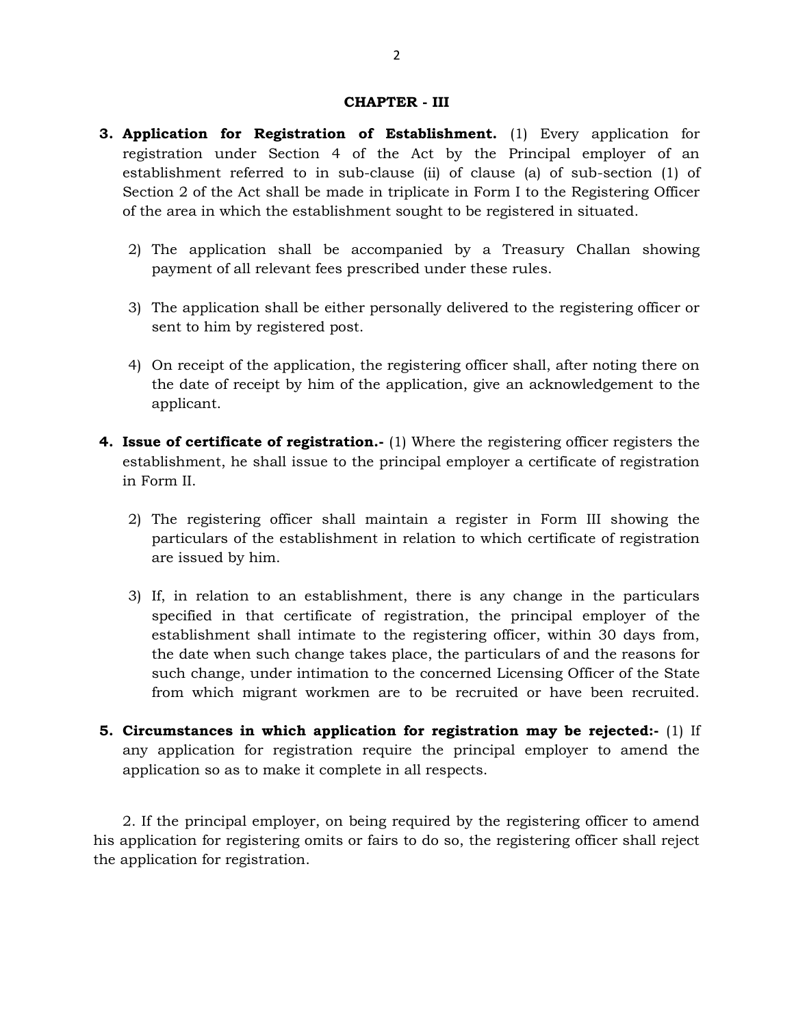## CHAPTER - III

3. **Application for Registration of Establishment.** (1) Every application for registration under Section 4 of the Act by the Principal employer of an establishment referred to in sub-clause (ii) of clause (a) of sub-section (1) of Section 2 of the Act shall be made in triplicate in Form I to the Registering Officer of the area in which the establishment sought to be registered in situated.

   2) The application shall be accompanied by a Treasury Challan showing payment of all relevant fees prescribed under these rules.

   3) The application shall be either personally delivered to the registering officer or sent to him by registered post.

   4) On receipt of the application, the registering officer shall, after noting there on the date of receipt by him of the application, give an acknowledgement to the applicant.

4. **Issue of certificate of registration.-** (1) Where the registering officer registers the establishment, he shall issue to the principal employer a certificate of registration in Form II.

   2) The registering officer shall maintain a register in Form III showing the particulars of the establishment in relation to which certificate of registration are issued by him.

   3) If, in relation to an establishment, there is any change in the particulars specified in that certificate of registration, the principal employer of the establishment shall intimate to the registering officer, within 30 days from, the date when such change takes place, the particulars of and the reasons for such change, under intimation to the concerned Licensing Officer of the State from which migrant workmen are to be recruited or have been recruited.

5. **Circumstances in which application for registration may be rejected:-** (1) If any application for registration require the principal employer to amend the application so as to make it complete in all respects.

2. If the principal employer, on being required by the registering officer to amend his application for registering omits or fairs to do so, the registering officer shall reject the application for registration.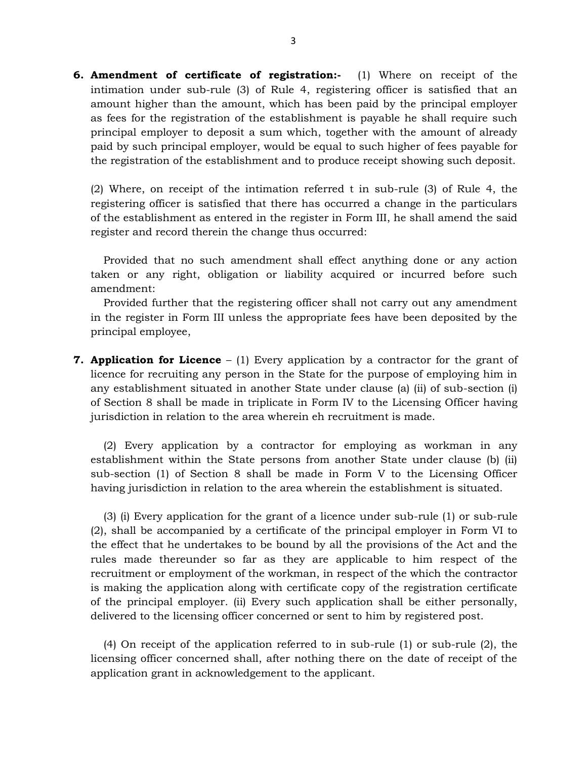**6. Amendment of certificate of registration:-** (1) Where on receipt of the intimation under sub-rule (3) of Rule 4, registering officer is satisfied that an amount higher than the amount, which has been paid by the principal employer as fees for the registration of the establishment is payable he shall require such principal employer to deposit a sum which, together with the amount of already paid by such principal employer, would be equal to such higher of fees payable for the registration of the establishment and to produce receipt showing such deposit.

(2) Where, on receipt of the intimation referred t in sub-rule (3) of Rule 4, the registering officer is satisfied that there has occurred a change in the particulars of the establishment as entered in the register in Form III, he shall amend the said register and record therein the change thus occurred:

Provided that no such amendment shall effect anything done or any action taken or any right, obligation or liability acquired or incurred before such amendment:

Provided further that the registering officer shall not carry out any amendment in the register in Form III unless the appropriate fees have been deposited by the principal employee,

**7. Application for Licence** – (1) Every application by a contractor for the grant of licence for recruiting any person in the State for the purpose of employing him in any establishment situated in another State under clause (a) (ii) of sub-section (i) of Section 8 shall be made in triplicate in Form IV to the Licensing Officer having jurisdiction in relation to the area wherein eh recruitment is made.

(2) Every application by a contractor for employing as workman in any establishment within the State persons from another State under clause (b) (ii) sub-section (1) of Section 8 shall be made in Form V to the Licensing Officer having jurisdiction in relation to the area wherein the establishment is situated.

(3) (i) Every application for the grant of a licence under sub-rule (1) or sub-rule (2), shall be accompanied by a certificate of the principal employer in Form VI to the effect that he undertakes to be bound by all the provisions of the Act and the rules made thereunder so far as they are applicable to him respect of the recruitment or employment of the workman, in respect of the which the contractor is making the application along with certificate copy of the registration certificate of the principal employer. (ii) Every such application shall be either personally, delivered to the licensing officer concerned or sent to him by registered post.

(4) On receipt of the application referred to in sub-rule (1) or sub-rule (2), the licensing officer concerned shall, after nothing there on the date of receipt of the application grant in acknowledgement to the applicant.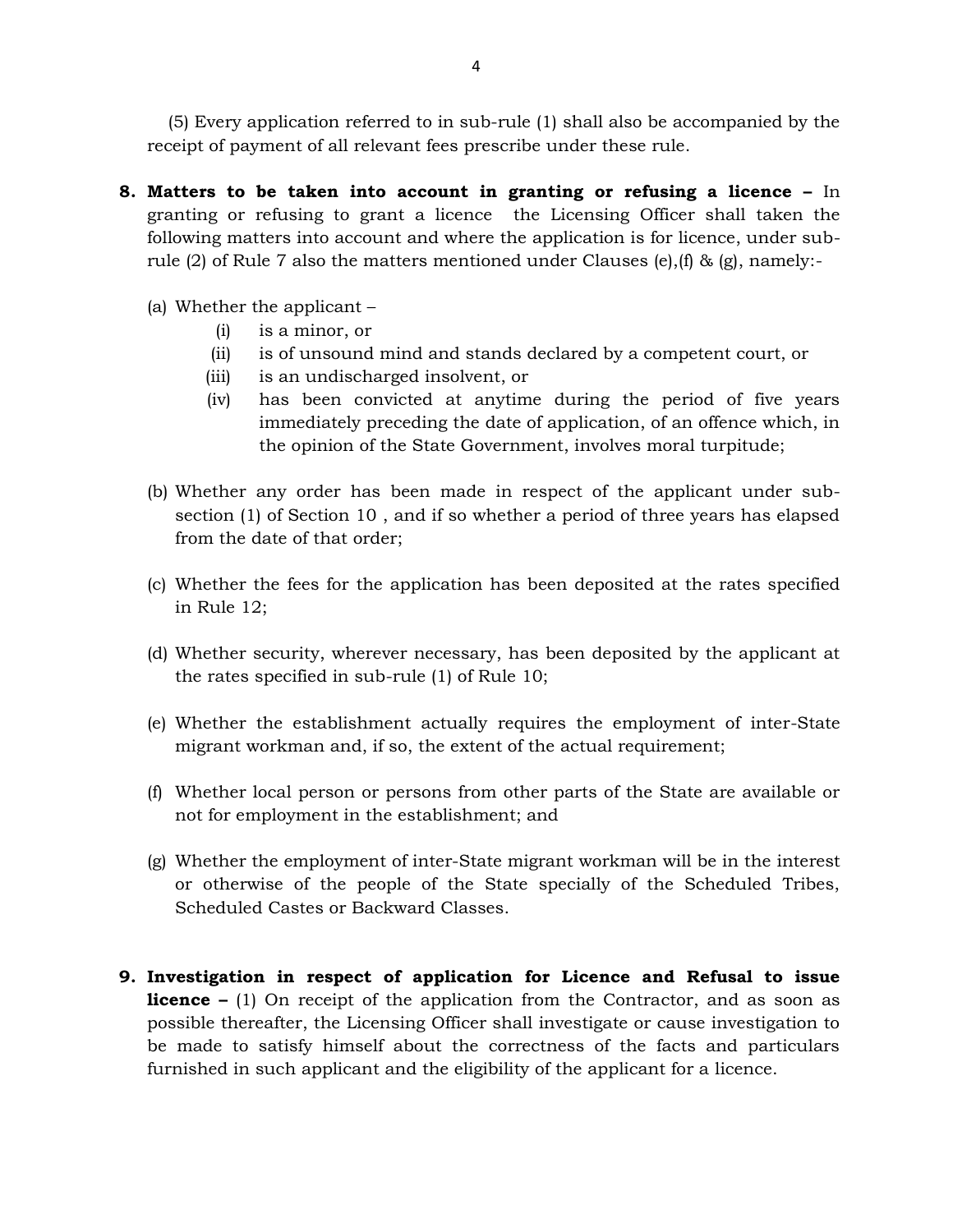(5) Every application referred to in sub-rule (1) shall also be accompanied by the receipt of payment of all relevant fees prescribe under these rule.

**8. Matters to be taken into account in granting or refusing a licence –** In granting or refusing to grant a licence the Licensing Officer shall taken the following matters into account and where the application is for licence, under sub-rule (2) of Rule 7 also the matters mentioned under Clauses (e),(f) & (g), namely:-

(a) Whether the applicant –

- (i) is a minor, or
- (ii) is of unsound mind and stands declared by a competent court, or
- (iii) is an undischarged insolvent, or
- (iv) has been convicted at anytime during the period of five years immediately preceding the date of application, of an offence which, in the opinion of the State Government, involves moral turpitude;

(b) Whether any order has been made in respect of the applicant under sub-section (1) of Section 10 , and if so whether a period of three years has elapsed from the date of that order;

(c) Whether the fees for the application has been deposited at the rates specified in Rule 12;

(d) Whether security, wherever necessary, has been deposited by the applicant at the rates specified in sub-rule (1) of Rule 10;

(e) Whether the establishment actually requires the employment of inter-State migrant workman and, if so, the extent of the actual requirement;

(f) Whether local person or persons from other parts of the State are available or not for employment in the establishment; and

(g) Whether the employment of inter-State migrant workman will be in the interest or otherwise of the people of the State specially of the Scheduled Tribes, Scheduled Castes or Backward Classes.

**9. Investigation in respect of application for Licence and Refusal to issue licence –** (1) On receipt of the application from the Contractor, and as soon as possible thereafter, the Licensing Officer shall investigate or cause investigation to be made to satisfy himself about the correctness of the facts and particulars furnished in such applicant and the eligibility of the applicant for a licence.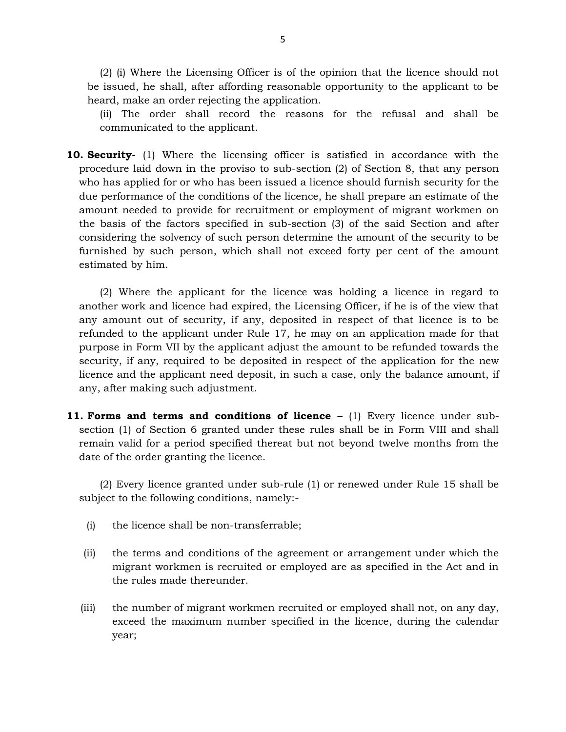(2) (i) Where the Licensing Officer is of the opinion that the licence should not be issued, he shall, after affording reasonable opportunity to the applicant to be heard, make an order rejecting the application.

(ii) The order shall record the reasons for the refusal and shall be communicated to the applicant.

**10. Security-** (1) Where the licensing officer is satisfied in accordance with the procedure laid down in the proviso to sub-section (2) of Section 8, that any person who has applied for or who has been issued a licence should furnish security for the due performance of the conditions of the licence, he shall prepare an estimate of the amount needed to provide for recruitment or employment of migrant workmen on the basis of the factors specified in sub-section (3) of the said Section and after considering the solvency of such person determine the amount of the security to be furnished by such person, which shall not exceed forty per cent of the amount estimated by him.

(2) Where the applicant for the licence was holding a licence in regard to another work and licence had expired, the Licensing Officer, if he is of the view that any amount out of security, if any, deposited in respect of that licence is to be refunded to the applicant under Rule 17, he may on an application made for that purpose in Form VII by the applicant adjust the amount to be refunded towards the security, if any, required to be deposited in respect of the application for the new licence and the applicant need deposit, in such a case, only the balance amount, if any, after making such adjustment.

**11. Forms and terms and conditions of licence –** (1) Every licence under sub-section (1) of Section 6 granted under these rules shall be in Form VIII and shall remain valid for a period specified thereat but not beyond twelve months from the date of the order granting the licence.

(2) Every licence granted under sub-rule (1) or renewed under Rule 15 shall be subject to the following conditions, namely:-

(i) the licence shall be non-transferrable;

(ii) the terms and conditions of the agreement or arrangement under which the migrant workmen is recruited or employed are as specified in the Act and in the rules made thereunder.

(iii) the number of migrant workmen recruited or employed shall not, on any day, exceed the maximum number specified in the licence, during the calendar year;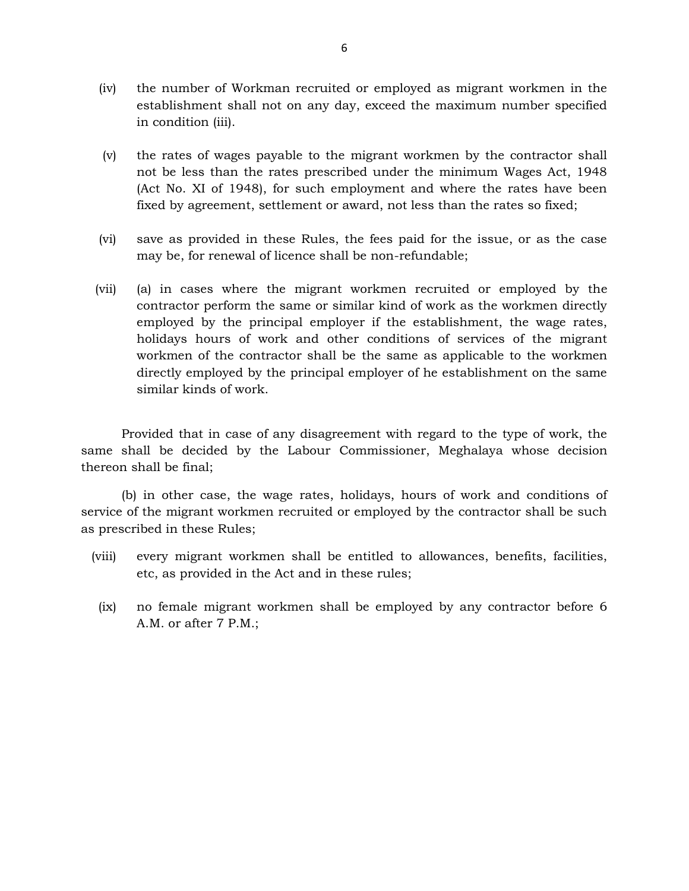(iv) the number of Workman recruited or employed as migrant workmen in the establishment shall not on any day, exceed the maximum number specified in condition (iii).

(v) the rates of wages payable to the migrant workmen by the contractor shall not be less than the rates prescribed under the minimum Wages Act, 1948 (Act No. XI of 1948), for such employment and where the rates have been fixed by agreement, settlement or award, not less than the rates so fixed;

(vi) save as provided in these Rules, the fees paid for the issue, or as the case may be, for renewal of licence shall be non-refundable;

(vii) (a) in cases where the migrant workmen recruited or employed by the contractor perform the same or similar kind of work as the workmen directly employed by the principal employer if the establishment, the wage rates, holidays hours of work and other conditions of services of the migrant workmen of the contractor shall be the same as applicable to the workmen directly employed by the principal employer of he establishment on the same similar kinds of work.

Provided that in case of any disagreement with regard to the type of work, the same shall be decided by the Labour Commissioner, Meghalaya whose decision thereon shall be final;

(b) in other case, the wage rates, holidays, hours of work and conditions of service of the migrant workmen recruited or employed by the contractor shall be such as prescribed in these Rules;

(viii) every migrant workmen shall be entitled to allowances, benefits, facilities, etc, as provided in the Act and in these rules;

(ix) no female migrant workmen shall be employed by any contractor before 6 A.M. or after 7 P.M.;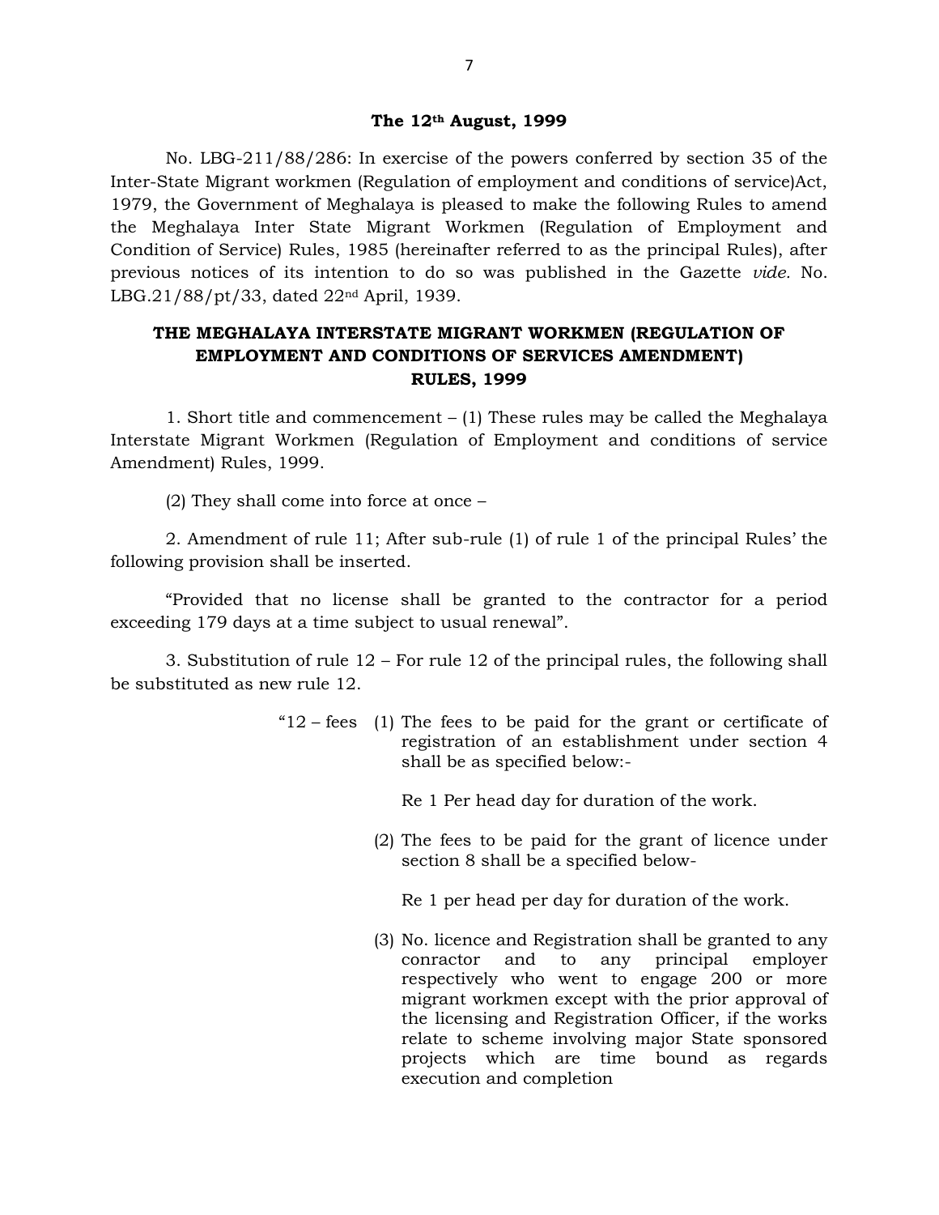**The 12th August, 1999**

No. LBG-211/88/286: In exercise of the powers conferred by section 35 of the Inter-State Migrant workmen (Regulation of employment and conditions of service)Act, 1979, the Government of Meghalaya is pleased to make the following Rules to amend the Meghalaya Inter State Migrant Workmen (Regulation of Employment and Condition of Service) Rules, 1985 (hereinafter referred to as the principal Rules), after previous notices of its intention to do so was published in the Gazette *vide.* No. LBG.21/88/pt/33, dated 22nd April, 1939.

## THE MEGHALAYA INTERSTATE MIGRANT WORKMEN (REGULATION OF EMPLOYMENT AND CONDITIONS OF SERVICES AMENDMENT) RULES, 1999

1. Short title and commencement – (1) These rules may be called the Meghalaya Interstate Migrant Workmen (Regulation of Employment and conditions of service Amendment) Rules, 1999.

(2) They shall come into force at once –

2. Amendment of rule 11; After sub-rule (1) of rule 1 of the principal Rules' the following provision shall be inserted.

"Provided that no license shall be granted to the contractor for a period exceeding 179 days at a time subject to usual renewal".

3. Substitution of rule 12 – For rule 12 of the principal rules, the following shall be substituted as new rule 12.

"12 – fees (1) The fees to be paid for the grant or certificate of registration of an establishment under section 4 shall be as specified below:-

Re 1 Per head day for duration of the work.

(2) The fees to be paid for the grant of licence under section 8 shall be a specified below-

Re 1 per head per day for duration of the work.

(3) No. licence and Registration shall be granted to any conractor and to any principal employer respectively who went to engage 200 or more migrant workmen except with the prior approval of the licensing and Registration Officer, if the works relate to scheme involving major State sponsored projects which are time bound as regards execution and completion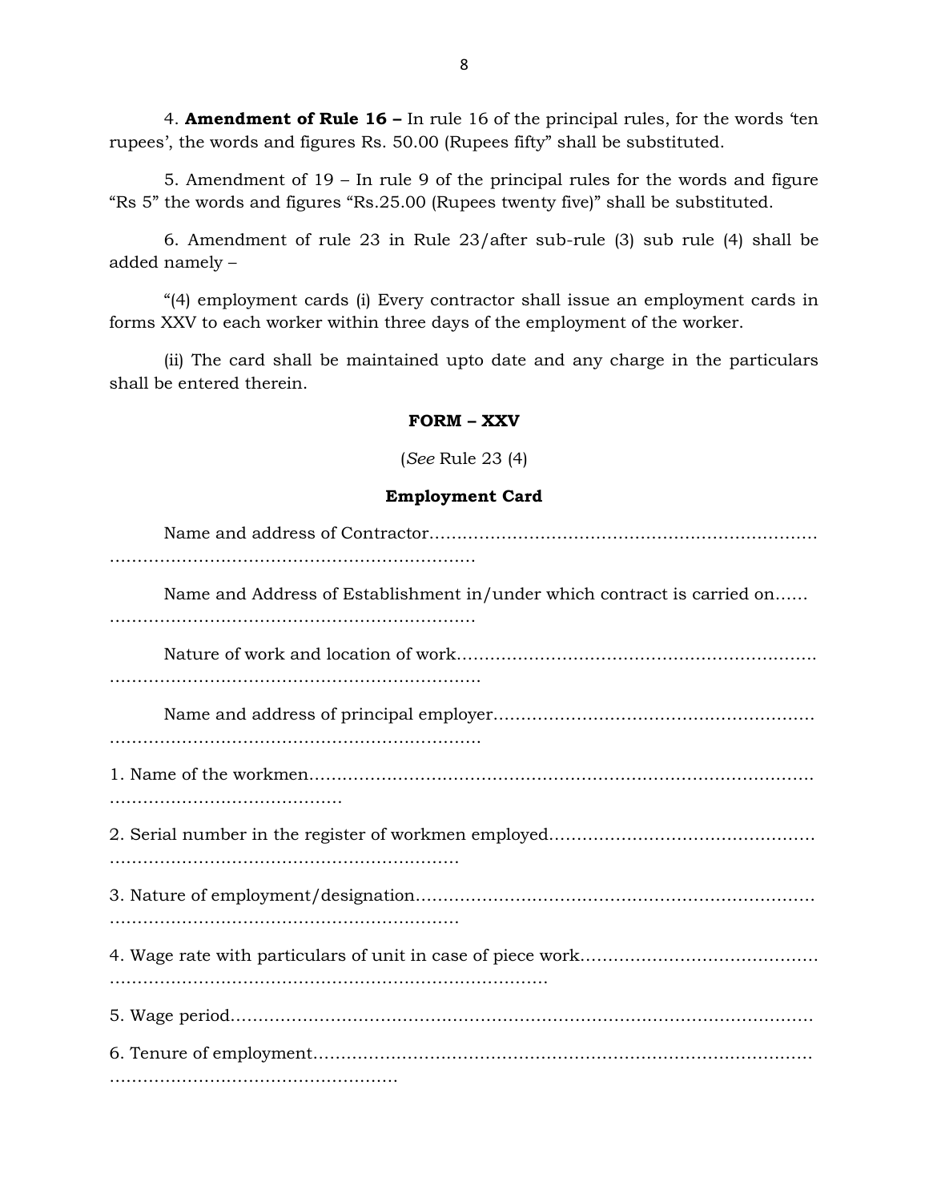4. **Amendment of Rule 16 –** In rule 16 of the principal rules, for the words 'ten rupees', the words and figures Rs. 50.00 (Rupees fifty" shall be substituted.

5. Amendment of 19 – In rule 9 of the principal rules for the words and figure "Rs 5" the words and figures "Rs.25.00 (Rupees twenty five)" shall be substituted.

6. Amendment of rule 23 in Rule 23/after sub-rule (3) sub rule (4) shall be added namely –

"(4) employment cards (i) Every contractor shall issue an employment cards in forms XXV to each worker within three days of the employment of the worker.

(ii) The card shall be maintained upto date and any charge in the particulars shall be entered therein.

**FORM – XXV**

(*See* Rule 23 (4)

**Employment Card**

Name and address of Contractor……………………………………………………………… …………………………………………………………

Name and Address of Establishment in/under which contract is carried on…… …………………………………………………………

Nature of work and location of work………………………………………………………. …………………………………………………………

Name and address of principal employer………………………………………………… …………………………………………………………

1. Name of the workmen……………………………………………………………………… ……………………………………

2. Serial number in the register of workmen employed………………………………………… ……………………………………………………………

3. Nature of employment/designation……………………………………………………………… ……………………………………………………………

4. Wage rate with particulars of unit in case of piece work…………………………………… ………………………………………………………………………

5. Wage period…………………………………………………………………………………………

6. Tenure of employment……………………………………………………………………………… ……………………………………………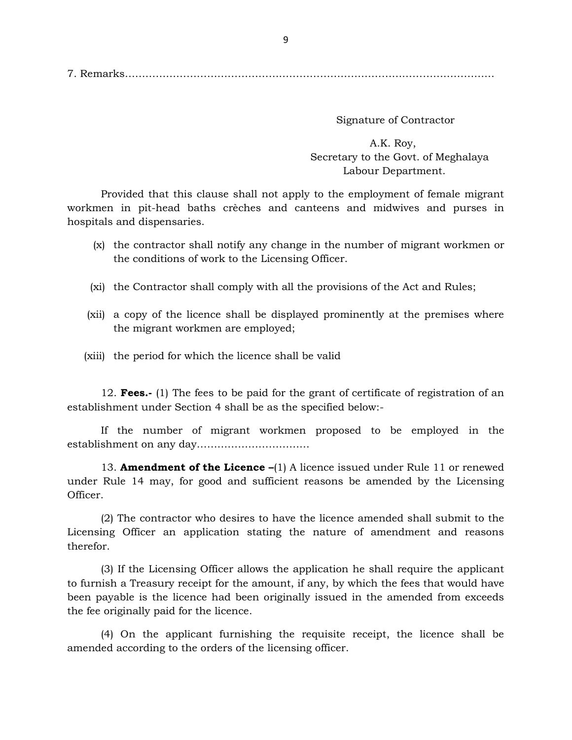7. Remarks.................................................................................................

Signature of Contractor

A.K. Roy,
Secretary to the Govt. of Meghalaya
Labour Department.

Provided that this clause shall not apply to the employment of female migrant workmen in pit-head baths crèches and canteens and midwives and purses in hospitals and dispensaries.

(x) the contractor shall notify any change in the number of migrant workmen or the conditions of work to the Licensing Officer.

(xi) the Contractor shall comply with all the provisions of the Act and Rules;

(xii) a copy of the licence shall be displayed prominently at the premises where the migrant workmen are employed;

(xiii) the period for which the licence shall be valid

12. **Fees.-** (1) The fees to be paid for the grant of certificate of registration of an establishment under Section 4 shall be as the specified below:-

If the number of migrant workmen proposed to be employed in the establishment on any day.................................

13. **Amendment of the Licence –**(1) A licence issued under Rule 11 or renewed under Rule 14 may, for good and sufficient reasons be amended by the Licensing Officer.

(2) The contractor who desires to have the licence amended shall submit to the Licensing Officer an application stating the nature of amendment and reasons therefor.

(3) If the Licensing Officer allows the application he shall require the applicant to furnish a Treasury receipt for the amount, if any, by which the fees that would have been payable is the licence had been originally issued in the amended from exceeds the fee originally paid for the licence.

(4) On the applicant furnishing the requisite receipt, the licence shall be amended according to the orders of the licensing officer.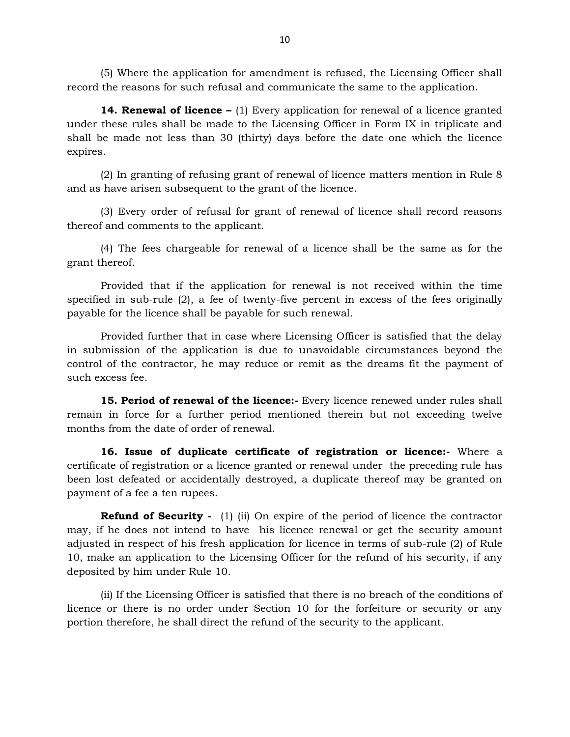(5) Where the application for amendment is refused, the Licensing Officer shall record the reasons for such refusal and communicate the same to the application.

**14. Renewal of licence –** (1) Every application for renewal of a licence granted under these rules shall be made to the Licensing Officer in Form IX in triplicate and shall be made not less than 30 (thirty) days before the date one which the licence expires.

(2) In granting of refusing grant of renewal of licence matters mention in Rule 8 and as have arisen subsequent to the grant of the licence.

(3) Every order of refusal for grant of renewal of licence shall record reasons thereof and comments to the applicant.

(4) The fees chargeable for renewal of a licence shall be the same as for the grant thereof.

Provided that if the application for renewal is not received within the time specified in sub-rule (2), a fee of twenty-five percent in excess of the fees originally payable for the licence shall be payable for such renewal.

Provided further that in case where Licensing Officer is satisfied that the delay in submission of the application is due to unavoidable circumstances beyond the control of the contractor, he may reduce or remit as the dreams fit the payment of such excess fee.

**15. Period of renewal of the licence:-** Every licence renewed under rules shall remain in force for a further period mentioned therein but not exceeding twelve months from the date of order of renewal.

**16. Issue of duplicate certificate of registration or licence:-** Where a certificate of registration or a licence granted or renewal under the preceding rule has been lost defeated or accidentally destroyed, a duplicate thereof may be granted on payment of a fee a ten rupees.

**Refund of Security -** (1) (ii) On expire of the period of licence the contractor may, if he does not intend to have his licence renewal or get the security amount adjusted in respect of his fresh application for licence in terms of sub-rule (2) of Rule 10, make an application to the Licensing Officer for the refund of his security, if any deposited by him under Rule 10.

(ii) If the Licensing Officer is satisfied that there is no breach of the conditions of licence or there is no order under Section 10 for the forfeiture or security or any portion therefore, he shall direct the refund of the security to the applicant.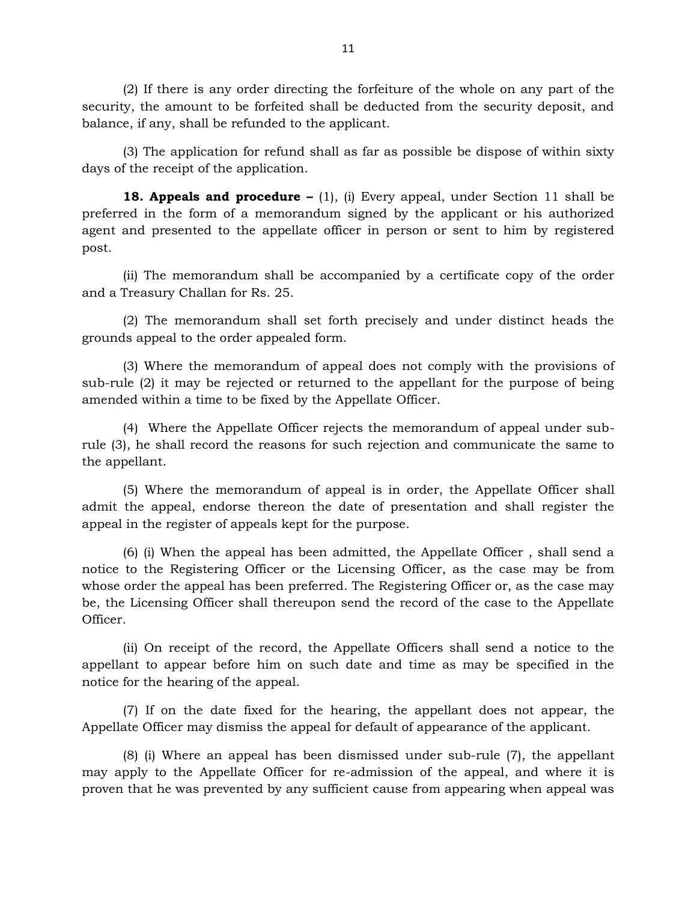(2) If there is any order directing the forfeiture of the whole on any part of the security, the amount to be forfeited shall be deducted from the security deposit, and balance, if any, shall be refunded to the applicant.

(3) The application for refund shall as far as possible be dispose of within sixty days of the receipt of the application.

**18. Appeals and procedure –** (1), (i) Every appeal, under Section 11 shall be preferred in the form of a memorandum signed by the applicant or his authorized agent and presented to the appellate officer in person or sent to him by registered post.

(ii) The memorandum shall be accompanied by a certificate copy of the order and a Treasury Challan for Rs. 25.

(2) The memorandum shall set forth precisely and under distinct heads the grounds appeal to the order appealed form.

(3) Where the memorandum of appeal does not comply with the provisions of sub-rule (2) it may be rejected or returned to the appellant for the purpose of being amended within a time to be fixed by the Appellate Officer.

(4) Where the Appellate Officer rejects the memorandum of appeal under sub-rule (3), he shall record the reasons for such rejection and communicate the same to the appellant.

(5) Where the memorandum of appeal is in order, the Appellate Officer shall admit the appeal, endorse thereon the date of presentation and shall register the appeal in the register of appeals kept for the purpose.

(6) (i) When the appeal has been admitted, the Appellate Officer , shall send a notice to the Registering Officer or the Licensing Officer, as the case may be from whose order the appeal has been preferred. The Registering Officer or, as the case may be, the Licensing Officer shall thereupon send the record of the case to the Appellate Officer.

(ii) On receipt of the record, the Appellate Officers shall send a notice to the appellant to appear before him on such date and time as may be specified in the notice for the hearing of the appeal.

(7) If on the date fixed for the hearing, the appellant does not appear, the Appellate Officer may dismiss the appeal for default of appearance of the applicant.

(8) (i) Where an appeal has been dismissed under sub-rule (7), the appellant may apply to the Appellate Officer for re-admission of the appeal, and where it is proven that he was prevented by any sufficient cause from appearing when appeal was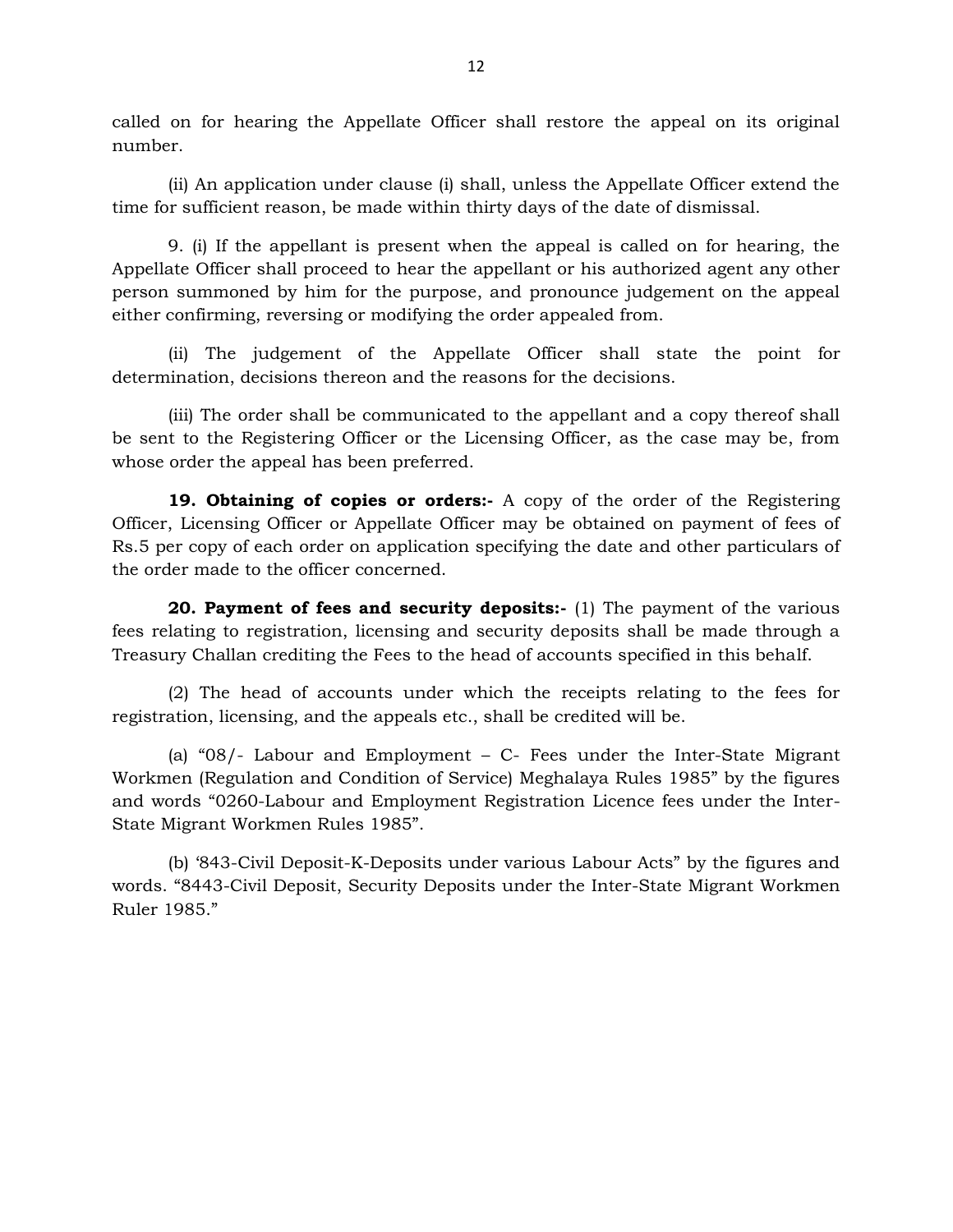called on for hearing the Appellate Officer shall restore the appeal on its original number.

(ii) An application under clause (i) shall, unless the Appellate Officer extend the time for sufficient reason, be made within thirty days of the date of dismissal.

9. (i) If the appellant is present when the appeal is called on for hearing, the Appellate Officer shall proceed to hear the appellant or his authorized agent any other person summoned by him for the purpose, and pronounce judgement on the appeal either confirming, reversing or modifying the order appealed from.

(ii) The judgement of the Appellate Officer shall state the point for determination, decisions thereon and the reasons for the decisions.

(iii) The order shall be communicated to the appellant and a copy thereof shall be sent to the Registering Officer or the Licensing Officer, as the case may be, from whose order the appeal has been preferred.

**19. Obtaining of copies or orders:-** A copy of the order of the Registering Officer, Licensing Officer or Appellate Officer may be obtained on payment of fees of Rs.5 per copy of each order on application specifying the date and other particulars of the order made to the officer concerned.

**20. Payment of fees and security deposits:-** (1) The payment of the various fees relating to registration, licensing and security deposits shall be made through a Treasury Challan crediting the Fees to the head of accounts specified in this behalf.

(2) The head of accounts under which the receipts relating to the fees for registration, licensing, and the appeals etc., shall be credited will be.

(a) "08/- Labour and Employment – C- Fees under the Inter-State Migrant Workmen (Regulation and Condition of Service) Meghalaya Rules 1985" by the figures and words "0260-Labour and Employment Registration Licence fees under the Inter-State Migrant Workmen Rules 1985".

(b) '843-Civil Deposit-K-Deposits under various Labour Acts" by the figures and words. "8443-Civil Deposit, Security Deposits under the Inter-State Migrant Workmen Ruler 1985."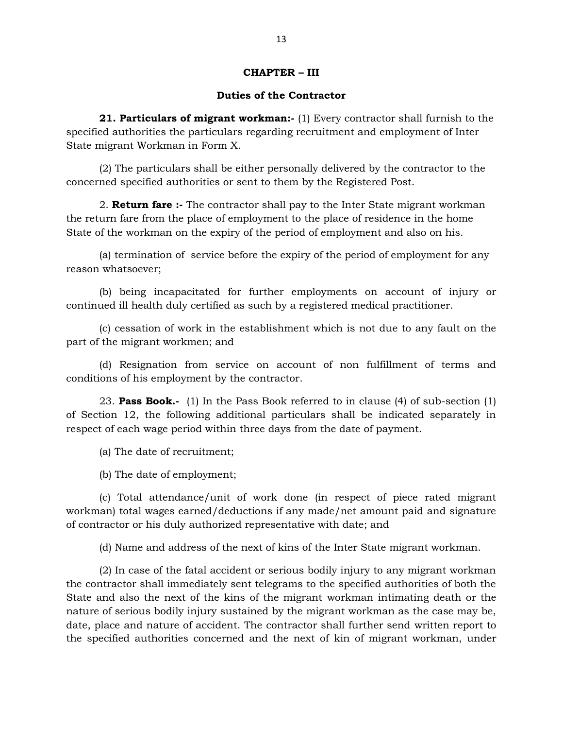## CHAPTER – III

### Duties of the Contractor

**21. Particulars of migrant workman:-** (1) Every contractor shall furnish to the specified authorities the particulars regarding recruitment and employment of Inter State migrant Workman in Form X.

(2) The particulars shall be either personally delivered by the contractor to the concerned specified authorities or sent to them by the Registered Post.

2. **Return fare :-** The contractor shall pay to the Inter State migrant workman the return fare from the place of employment to the place of residence in the home State of the workman on the expiry of the period of employment and also on his.

(a) termination of service before the expiry of the period of employment for any reason whatsoever;

(b) being incapacitated for further employments on account of injury or continued ill health duly certified as such by a registered medical practitioner.

(c) cessation of work in the establishment which is not due to any fault on the part of the migrant workmen; and

(d) Resignation from service on account of non fulfillment of terms and conditions of his employment by the contractor.

23. **Pass Book.-** (1) In the Pass Book referred to in clause (4) of sub-section (1) of Section 12, the following additional particulars shall be indicated separately in respect of each wage period within three days from the date of payment.

(a) The date of recruitment;

(b) The date of employment;

(c) Total attendance/unit of work done (in respect of piece rated migrant workman) total wages earned/deductions if any made/net amount paid and signature of contractor or his duly authorized representative with date; and

(d) Name and address of the next of kins of the Inter State migrant workman.

(2) In case of the fatal accident or serious bodily injury to any migrant workman the contractor shall immediately sent telegrams to the specified authorities of both the State and also the next of the kins of the migrant workman intimating death or the nature of serious bodily injury sustained by the migrant workman as the case may be, date, place and nature of accident. The contractor shall further send written report to the specified authorities concerned and the next of kin of migrant workman, under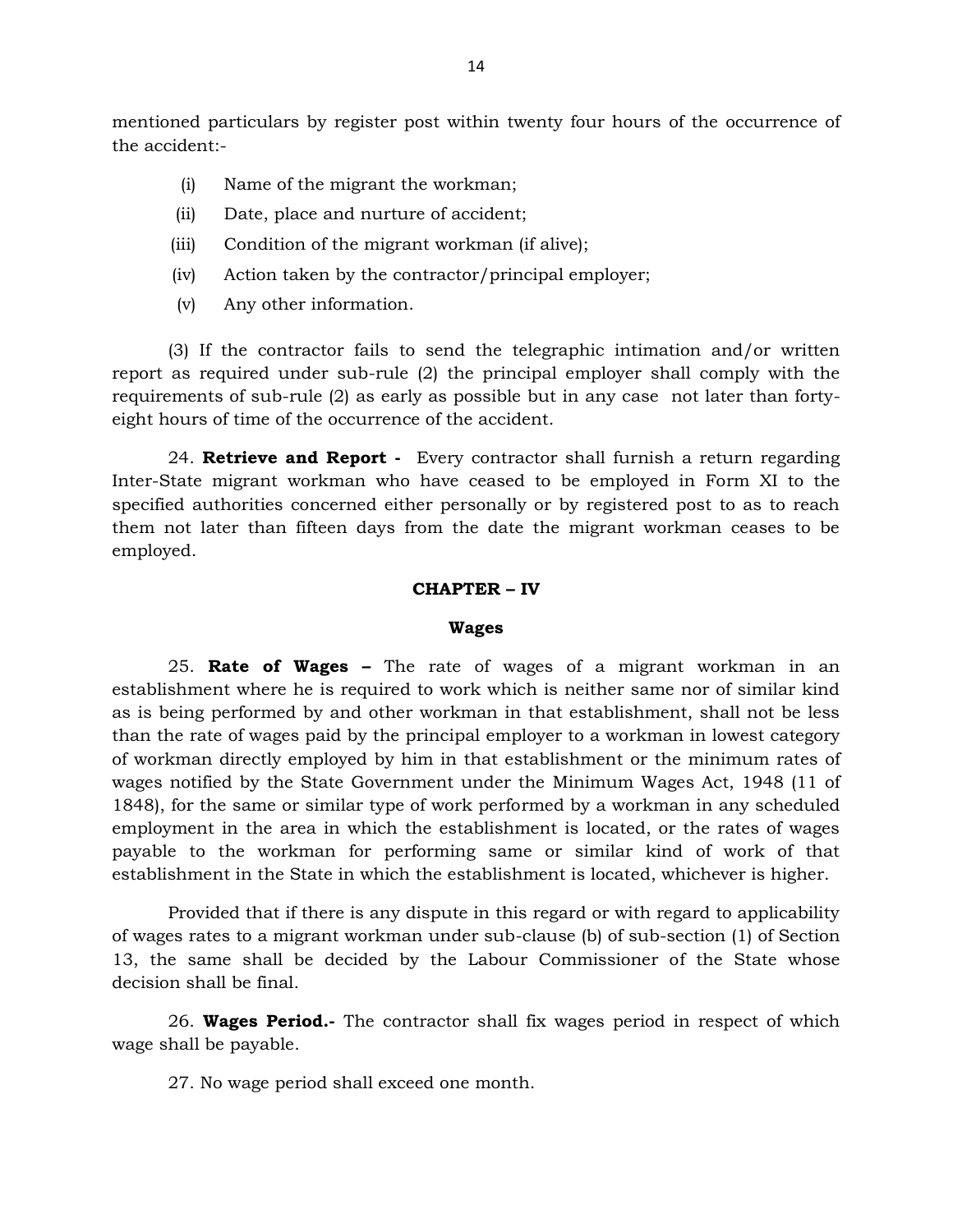mentioned particulars by register post within twenty four hours of the occurrence of the accident:-

(i) Name of the migrant the workman;

(ii) Date, place and nurture of accident;

(iii) Condition of the migrant workman (if alive);

(iv) Action taken by the contractor/principal employer;

(v) Any other information.

(3) If the contractor fails to send the telegraphic intimation and/or written report as required under sub-rule (2) the principal employer shall comply with the requirements of sub-rule (2) as early as possible but in any case not later than forty-eight hours of time of the occurrence of the accident.

24. **Retrieve and Report -** Every contractor shall furnish a return regarding Inter-State migrant workman who have ceased to be employed in Form XI to the specified authorities concerned either personally or by registered post to as to reach them not later than fifteen days from the date the migrant workman ceases to be employed.

## CHAPTER – IV

### Wages

25. **Rate of Wages –** The rate of wages of a migrant workman in an establishment where he is required to work which is neither same nor of similar kind as is being performed by and other workman in that establishment, shall not be less than the rate of wages paid by the principal employer to a workman in lowest category of workman directly employed by him in that establishment or the minimum rates of wages notified by the State Government under the Minimum Wages Act, 1948 (11 of 1848), for the same or similar type of work performed by a workman in any scheduled employment in the area in which the establishment is located, or the rates of wages payable to the workman for performing same or similar kind of work of that establishment in the State in which the establishment is located, whichever is higher.

Provided that if there is any dispute in this regard or with regard to applicability of wages rates to a migrant workman under sub-clause (b) of sub-section (1) of Section 13, the same shall be decided by the Labour Commissioner of the State whose decision shall be final.

26. **Wages Period.-** The contractor shall fix wages period in respect of which wage shall be payable.

27. No wage period shall exceed one month.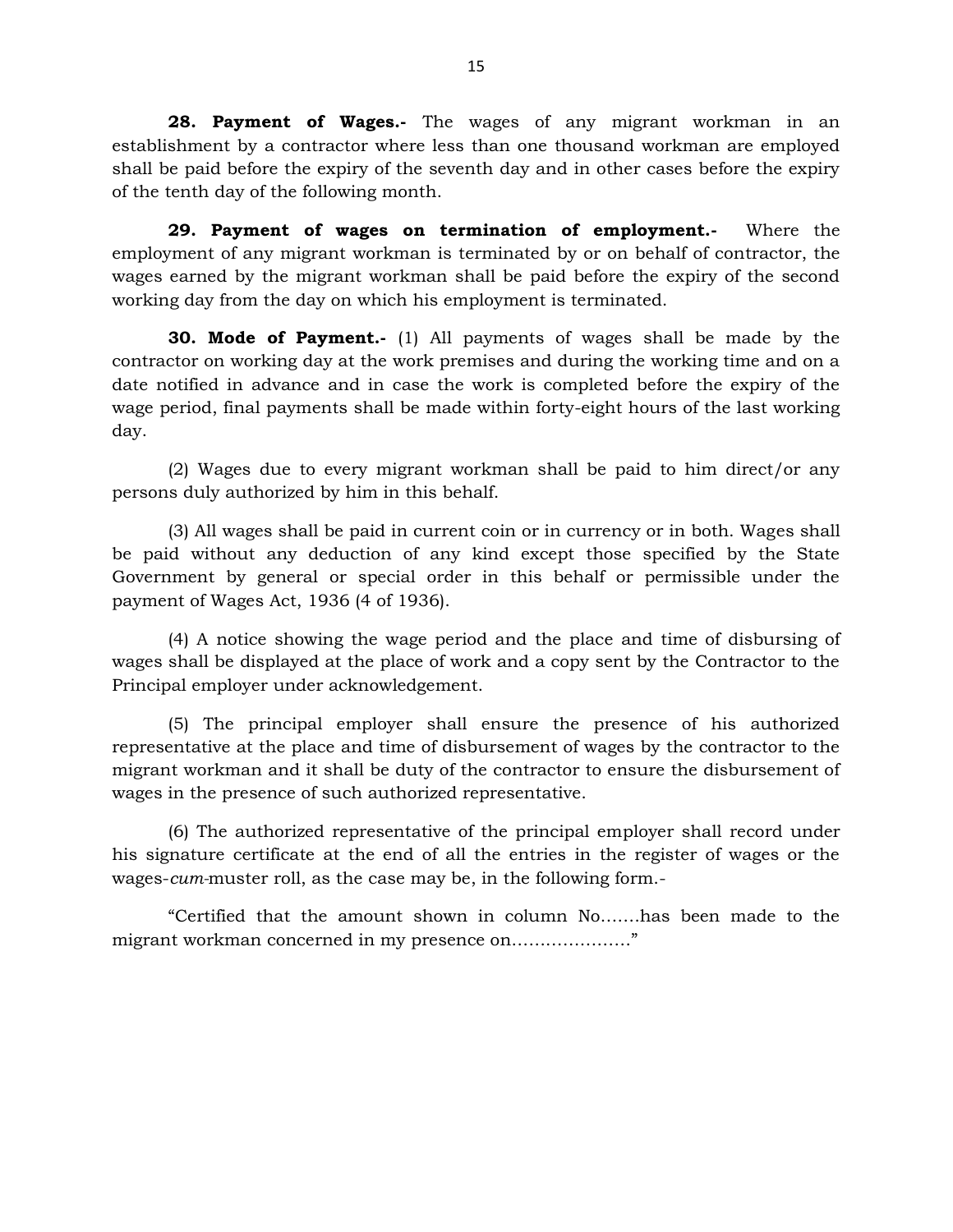**28. Payment of Wages.-** The wages of any migrant workman in an establishment by a contractor where less than one thousand workman are employed shall be paid before the expiry of the seventh day and in other cases before the expiry of the tenth day of the following month.

**29. Payment of wages on termination of employment.-** Where the employment of any migrant workman is terminated by or on behalf of contractor, the wages earned by the migrant workman shall be paid before the expiry of the second working day from the day on which his employment is terminated.

**30. Mode of Payment.-** (1) All payments of wages shall be made by the contractor on working day at the work premises and during the working time and on a date notified in advance and in case the work is completed before the expiry of the wage period, final payments shall be made within forty-eight hours of the last working day.

(2) Wages due to every migrant workman shall be paid to him direct/or any persons duly authorized by him in this behalf.

(3) All wages shall be paid in current coin or in currency or in both. Wages shall be paid without any deduction of any kind except those specified by the State Government by general or special order in this behalf or permissible under the payment of Wages Act, 1936 (4 of 1936).

(4) A notice showing the wage period and the place and time of disbursing of wages shall be displayed at the place of work and a copy sent by the Contractor to the Principal employer under acknowledgement.

(5) The principal employer shall ensure the presence of his authorized representative at the place and time of disbursement of wages by the contractor to the migrant workman and it shall be duty of the contractor to ensure the disbursement of wages in the presence of such authorized representative.

(6) The authorized representative of the principal employer shall record under his signature certificate at the end of all the entries in the register of wages or the wages-*cum*-muster roll, as the case may be, in the following form.-

"Certified that the amount shown in column No.......has been made to the migrant workman concerned in my presence on....................."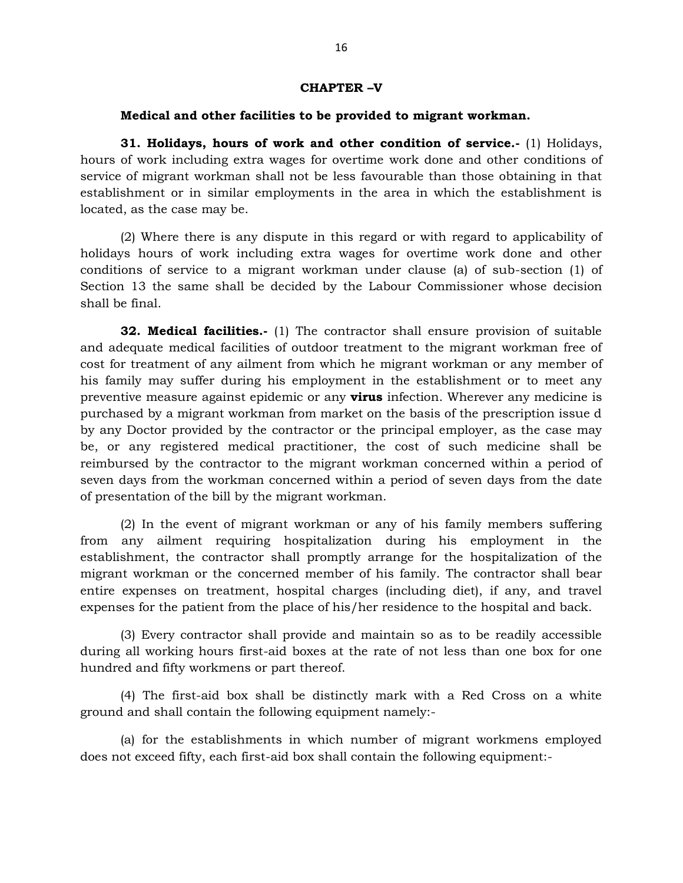# CHAPTER –V

## Medical and other facilities to be provided to migrant workman.

**31. Holidays, hours of work and other condition of service.-** (1) Holidays, hours of work including extra wages for overtime work done and other conditions of service of migrant workman shall not be less favourable than those obtaining in that establishment or in similar employments in the area in which the establishment is located, as the case may be.

(2) Where there is any dispute in this regard or with regard to applicability of holidays hours of work including extra wages for overtime work done and other conditions of service to a migrant workman under clause (a) of sub-section (1) of Section 13 the same shall be decided by the Labour Commissioner whose decision shall be final.

**32. Medical facilities.-** (1) The contractor shall ensure provision of suitable and adequate medical facilities of outdoor treatment to the migrant workman free of cost for treatment of any ailment from which he migrant workman or any member of his family may suffer during his employment in the establishment or to meet any preventive measure against epidemic or any **virus** infection. Wherever any medicine is purchased by a migrant workman from market on the basis of the prescription issue d by any Doctor provided by the contractor or the principal employer, as the case may be, or any registered medical practitioner, the cost of such medicine shall be reimbursed by the contractor to the migrant workman concerned within a period of seven days from the workman concerned within a period of seven days from the date of presentation of the bill by the migrant workman.

(2) In the event of migrant workman or any of his family members suffering from any ailment requiring hospitalization during his employment in the establishment, the contractor shall promptly arrange for the hospitalization of the migrant workman or the concerned member of his family. The contractor shall bear entire expenses on treatment, hospital charges (including diet), if any, and travel expenses for the patient from the place of his/her residence to the hospital and back.

(3) Every contractor shall provide and maintain so as to be readily accessible during all working hours first-aid boxes at the rate of not less than one box for one hundred and fifty workmens or part thereof.

(4) The first-aid box shall be distinctly mark with a Red Cross on a white ground and shall contain the following equipment namely:-

(a) for the establishments in which number of migrant workmens employed does not exceed fifty, each first-aid box shall contain the following equipment:-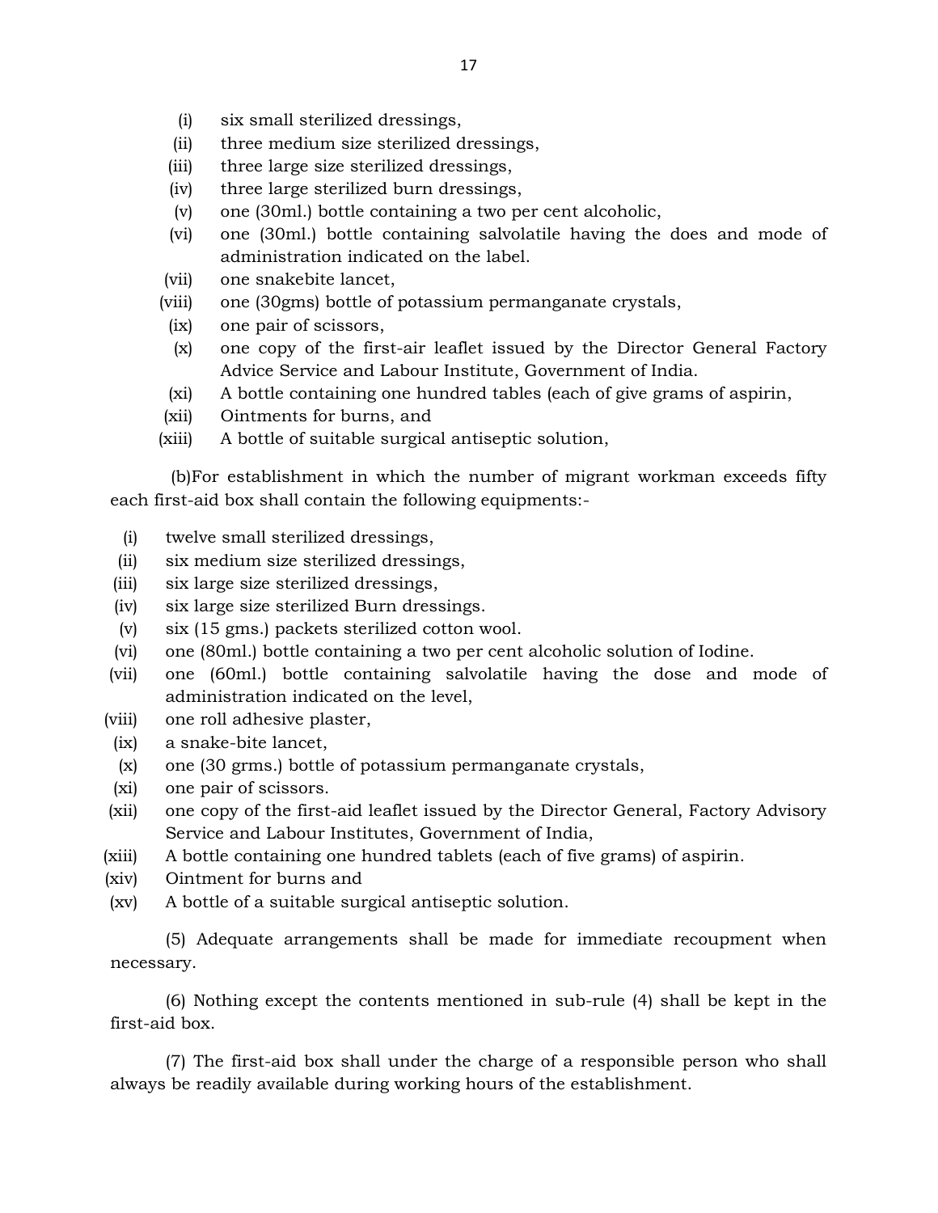(i) six small sterilized dressings,
(ii) three medium size sterilized dressings,
(iii) three large size sterilized dressings,
(iv) three large sterilized burn dressings,
(v) one (30ml.) bottle containing a two per cent alcoholic,
(vi) one (30ml.) bottle containing salvolatile having the does and mode of administration indicated on the label.
(vii) one snakebite lancet,
(viii) one (30gms) bottle of potassium permanganate crystals,
(ix) one pair of scissors,
(x) one copy of the first-air leaflet issued by the Director General Factory Advice Service and Labour Institute, Government of India.
(xi) A bottle containing one hundred tables (each of give grams of aspirin,
(xii) Ointments for burns, and
(xiii) A bottle of suitable surgical antiseptic solution,

(b)For establishment in which the number of migrant workman exceeds fifty each first-aid box shall contain the following equipments:-

(i) twelve small sterilized dressings,
(ii) six medium size sterilized dressings,
(iii) six large size sterilized dressings,
(iv) six large size sterilized Burn dressings.
(v) six (15 gms.) packets sterilized cotton wool.
(vi) one (80ml.) bottle containing a two per cent alcoholic solution of Iodine.
(vii) one (60ml.) bottle containing salvolatile having the dose and mode of administration indicated on the level,
(viii) one roll adhesive plaster,
(ix) a snake-bite lancet,
(x) one (30 grms.) bottle of potassium permanganate crystals,
(xi) one pair of scissors.
(xii) one copy of the first-aid leaflet issued by the Director General, Factory Advisory Service and Labour Institutes, Government of India,
(xiii) A bottle containing one hundred tablets (each of five grams) of aspirin.
(xiv) Ointment for burns and
(xv) A bottle of a suitable surgical antiseptic solution.

(5) Adequate arrangements shall be made for immediate recoupment when necessary.

(6) Nothing except the contents mentioned in sub-rule (4) shall be kept in the first-aid box.

(7) The first-aid box shall under the charge of a responsible person who shall always be readily available during working hours of the establishment.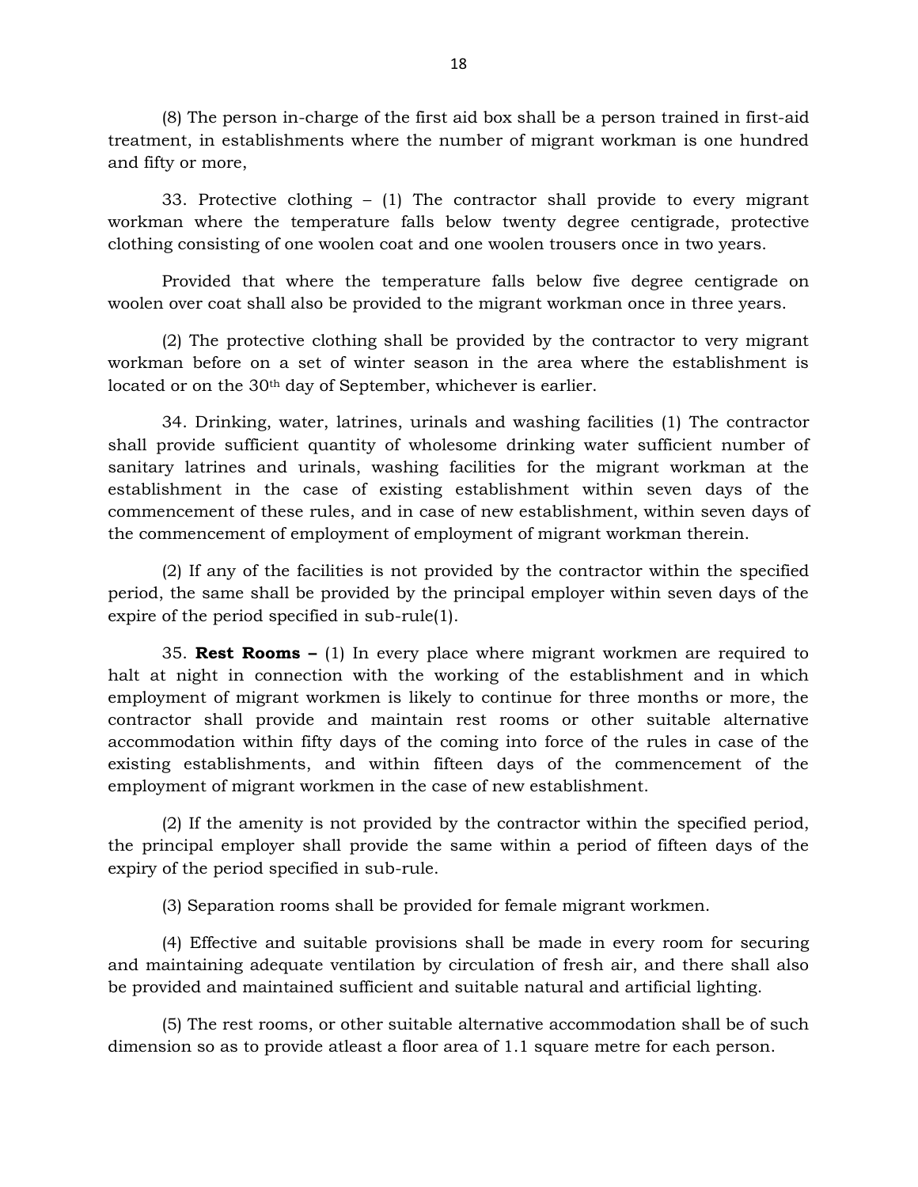(8) The person in-charge of the first aid box shall be a person trained in first-aid treatment, in establishments where the number of migrant workman is one hundred and fifty or more,

33. Protective clothing – (1) The contractor shall provide to every migrant workman where the temperature falls below twenty degree centigrade, protective clothing consisting of one woolen coat and one woolen trousers once in two years.

Provided that where the temperature falls below five degree centigrade on woolen over coat shall also be provided to the migrant workman once in three years.

(2) The protective clothing shall be provided by the contractor to very migrant workman before on a set of winter season in the area where the establishment is located or on the 30th day of September, whichever is earlier.

34. Drinking, water, latrines, urinals and washing facilities (1) The contractor shall provide sufficient quantity of wholesome drinking water sufficient number of sanitary latrines and urinals, washing facilities for the migrant workman at the establishment in the case of existing establishment within seven days of the commencement of these rules, and in case of new establishment, within seven days of the commencement of employment of employment of migrant workman therein.

(2) If any of the facilities is not provided by the contractor within the specified period, the same shall be provided by the principal employer within seven days of the expire of the period specified in sub-rule(1).

35. **Rest Rooms –** (1) In every place where migrant workmen are required to halt at night in connection with the working of the establishment and in which employment of migrant workmen is likely to continue for three months or more, the contractor shall provide and maintain rest rooms or other suitable alternative accommodation within fifty days of the coming into force of the rules in case of the existing establishments, and within fifteen days of the commencement of the employment of migrant workmen in the case of new establishment.

(2) If the amenity is not provided by the contractor within the specified period, the principal employer shall provide the same within a period of fifteen days of the expiry of the period specified in sub-rule.

(3) Separation rooms shall be provided for female migrant workmen.

(4) Effective and suitable provisions shall be made in every room for securing and maintaining adequate ventilation by circulation of fresh air, and there shall also be provided and maintained sufficient and suitable natural and artificial lighting.

(5) The rest rooms, or other suitable alternative accommodation shall be of such dimension so as to provide atleast a floor area of 1.1 square metre for each person.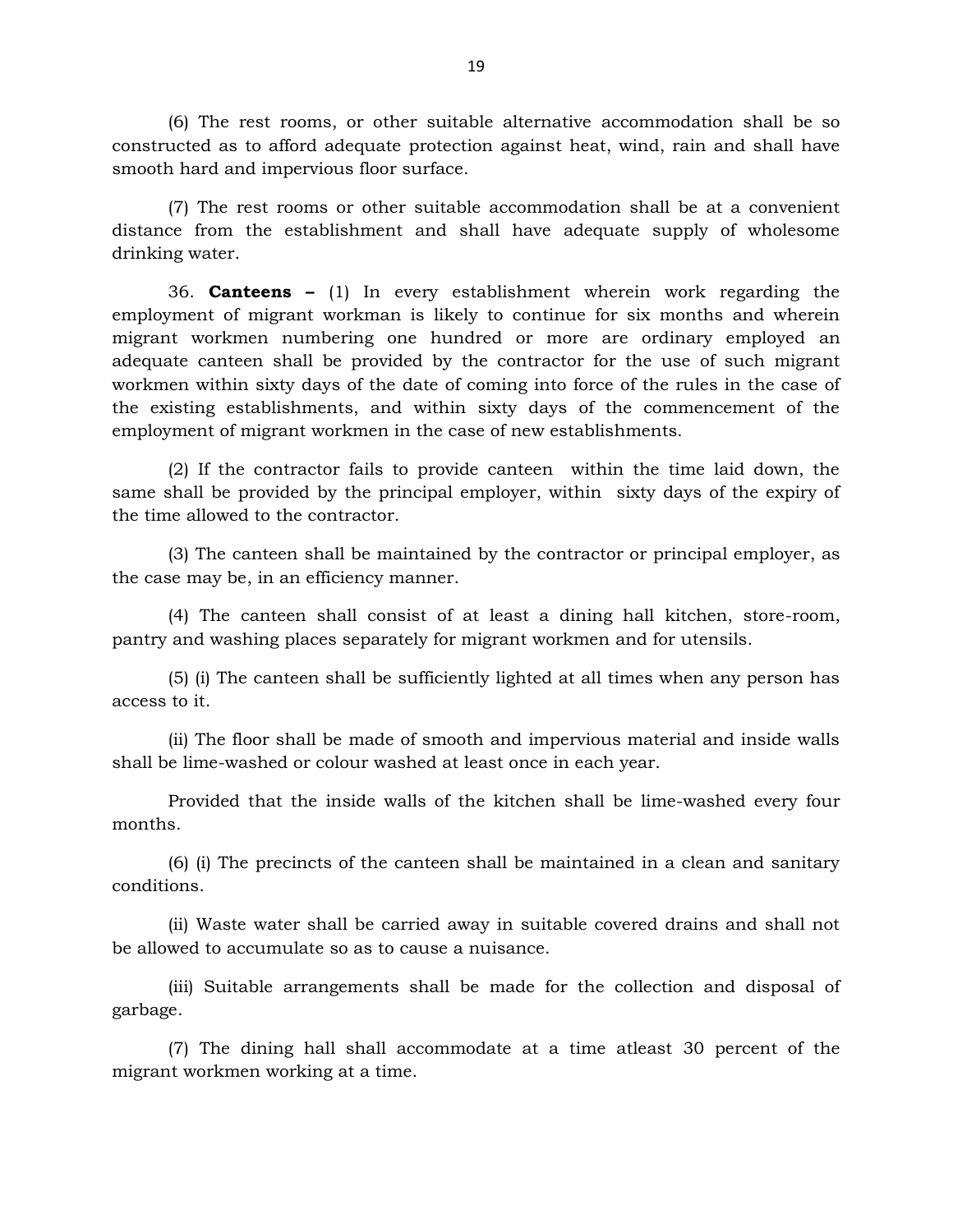(6) The rest rooms, or other suitable alternative accommodation shall be so constructed as to afford adequate protection against heat, wind, rain and shall have smooth hard and impervious floor surface.

(7) The rest rooms or other suitable accommodation shall be at a convenient distance from the establishment and shall have adequate supply of wholesome drinking water.

36. **Canteens –** (1) In every establishment wherein work regarding the employment of migrant workman is likely to continue for six months and wherein migrant workmen numbering one hundred or more are ordinary employed an adequate canteen shall be provided by the contractor for the use of such migrant workmen within sixty days of the date of coming into force of the rules in the case of the existing establishments, and within sixty days of the commencement of the employment of migrant workmen in the case of new establishments.

(2) If the contractor fails to provide canteen within the time laid down, the same shall be provided by the principal employer, within sixty days of the expiry of the time allowed to the contractor.

(3) The canteen shall be maintained by the contractor or principal employer, as the case may be, in an efficiency manner.

(4) The canteen shall consist of at least a dining hall kitchen, store-room, pantry and washing places separately for migrant workmen and for utensils.

(5) (i) The canteen shall be sufficiently lighted at all times when any person has access to it.

(ii) The floor shall be made of smooth and impervious material and inside walls shall be lime-washed or colour washed at least once in each year.

Provided that the inside walls of the kitchen shall be lime-washed every four months.

(6) (i) The precincts of the canteen shall be maintained in a clean and sanitary conditions.

(ii) Waste water shall be carried away in suitable covered drains and shall not be allowed to accumulate so as to cause a nuisance.

(iii) Suitable arrangements shall be made for the collection and disposal of garbage.

(7) The dining hall shall accommodate at a time atleast 30 percent of the migrant workmen working at a time.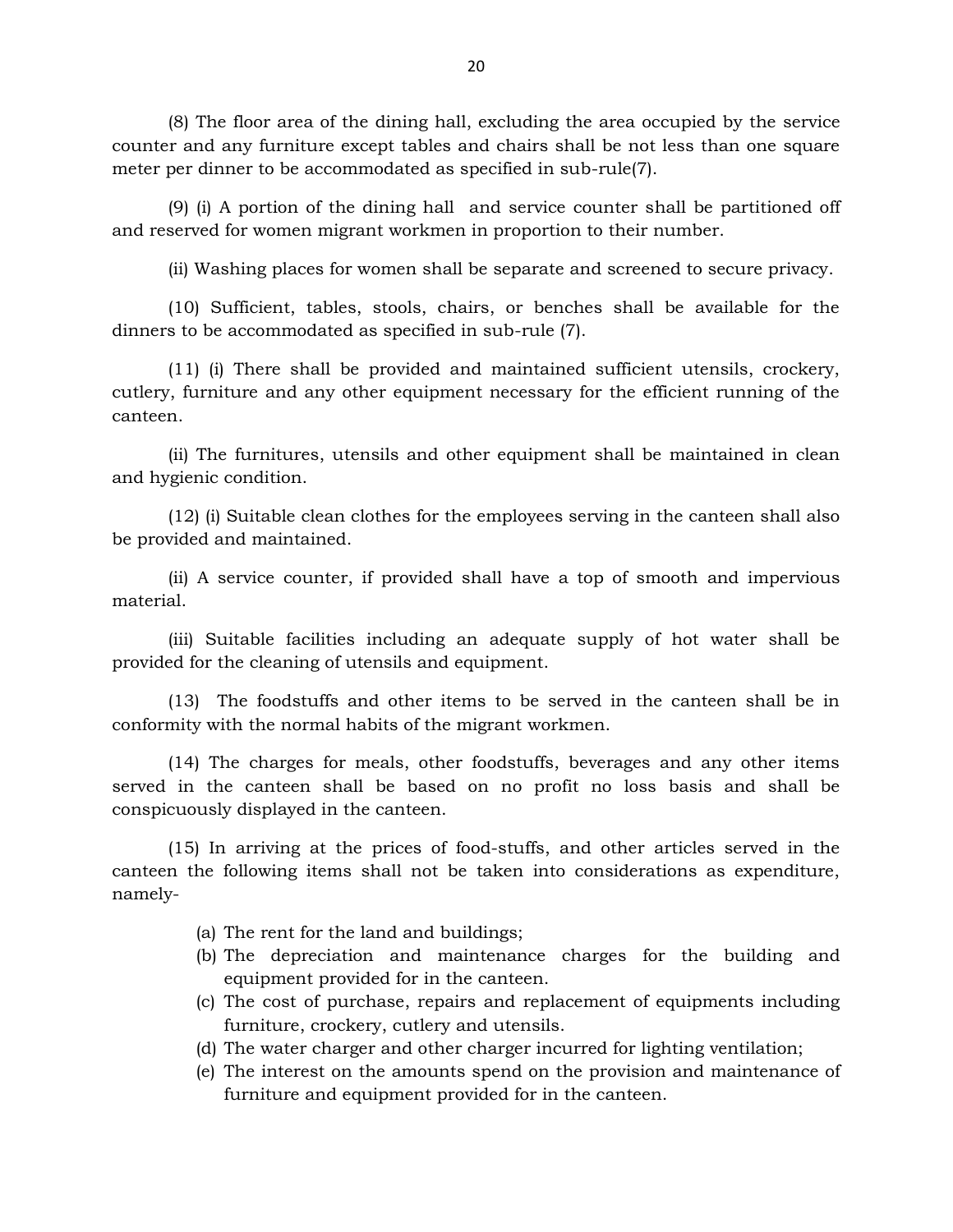(8) The floor area of the dining hall, excluding the area occupied by the service counter and any furniture except tables and chairs shall be not less than one square meter per dinner to be accommodated as specified in sub-rule(7).

(9) (i) A portion of the dining hall and service counter shall be partitioned off and reserved for women migrant workmen in proportion to their number.

(ii) Washing places for women shall be separate and screened to secure privacy.

(10) Sufficient, tables, stools, chairs, or benches shall be available for the dinners to be accommodated as specified in sub-rule (7).

(11) (i) There shall be provided and maintained sufficient utensils, crockery, cutlery, furniture and any other equipment necessary for the efficient running of the canteen.

(ii) The furnitures, utensils and other equipment shall be maintained in clean and hygienic condition.

(12) (i) Suitable clean clothes for the employees serving in the canteen shall also be provided and maintained.

(ii) A service counter, if provided shall have a top of smooth and impervious material.

(iii) Suitable facilities including an adequate supply of hot water shall be provided for the cleaning of utensils and equipment.

(13) The foodstuffs and other items to be served in the canteen shall be in conformity with the normal habits of the migrant workmen.

(14) The charges for meals, other foodstuffs, beverages and any other items served in the canteen shall be based on no profit no loss basis and shall be conspicuously displayed in the canteen.

(15) In arriving at the prices of food-stuffs, and other articles served in the canteen the following items shall not be taken into considerations as expenditure, namely-

(a) The rent for the land and buildings;
(b) The depreciation and maintenance charges for the building and equipment provided for in the canteen.
(c) The cost of purchase, repairs and replacement of equipments including furniture, crockery, cutlery and utensils.
(d) The water charger and other charger incurred for lighting ventilation;
(e) The interest on the amounts spend on the provision and maintenance of furniture and equipment provided for in the canteen.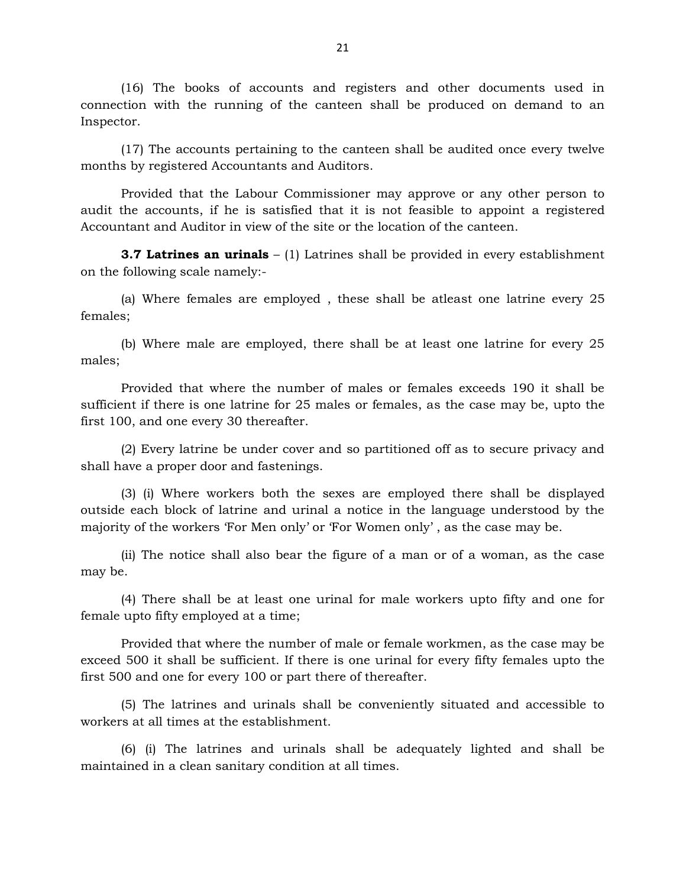(16) The books of accounts and registers and other documents used in connection with the running of the canteen shall be produced on demand to an Inspector.

(17) The accounts pertaining to the canteen shall be audited once every twelve months by registered Accountants and Auditors.

Provided that the Labour Commissioner may approve or any other person to audit the accounts, if he is satisfied that it is not feasible to appoint a registered Accountant and Auditor in view of the site or the location of the canteen.

**3.7 Latrines an urinals** – (1) Latrines shall be provided in every establishment on the following scale namely:-

(a) Where females are employed , these shall be atleast one latrine every 25 females;

(b) Where male are employed, there shall be at least one latrine for every 25 males;

Provided that where the number of males or females exceeds 190 it shall be sufficient if there is one latrine for 25 males or females, as the case may be, upto the first 100, and one every 30 thereafter.

(2) Every latrine be under cover and so partitioned off as to secure privacy and shall have a proper door and fastenings.

(3) (i) Where workers both the sexes are employed there shall be displayed outside each block of latrine and urinal a notice in the language understood by the majority of the workers 'For Men only' or 'For Women only' , as the case may be.

(ii) The notice shall also bear the figure of a man or of a woman, as the case may be.

(4) There shall be at least one urinal for male workers upto fifty and one for female upto fifty employed at a time;

Provided that where the number of male or female workmen, as the case may be exceed 500 it shall be sufficient. If there is one urinal for every fifty females upto the first 500 and one for every 100 or part there of thereafter.

(5) The latrines and urinals shall be conveniently situated and accessible to workers at all times at the establishment.

(6) (i) The latrines and urinals shall be adequately lighted and shall be maintained in a clean sanitary condition at all times.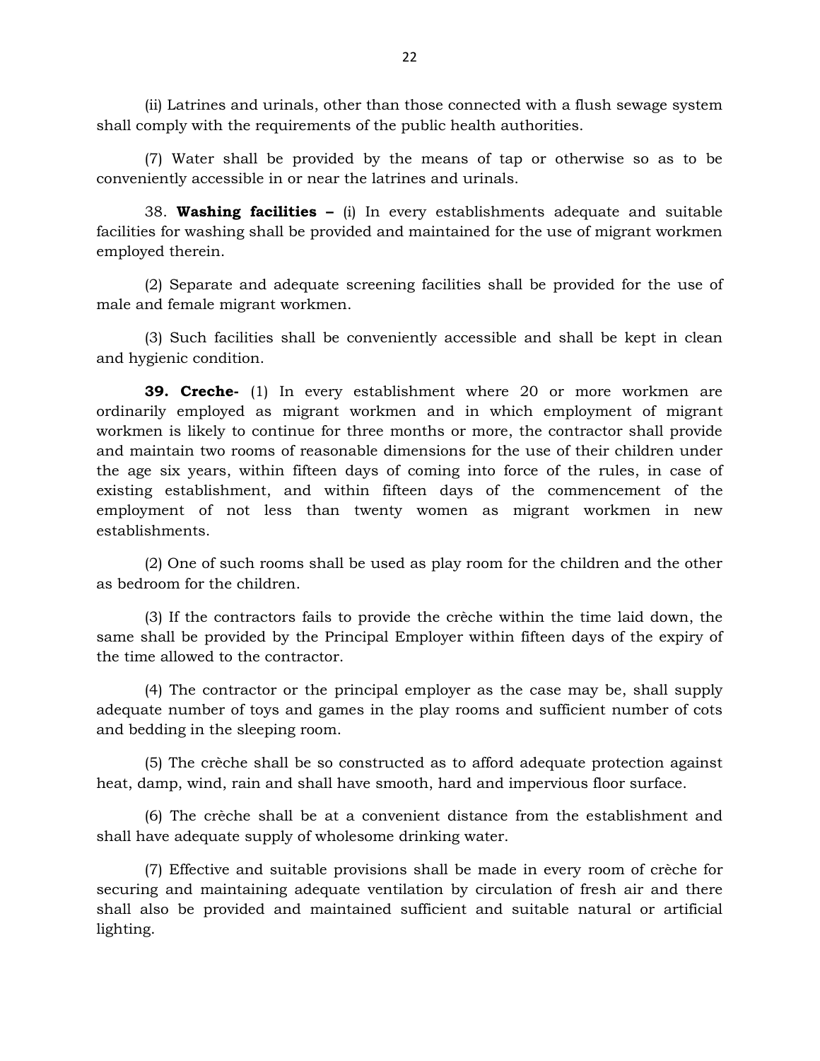(ii) Latrines and urinals, other than those connected with a flush sewage system shall comply with the requirements of the public health authorities.

(7) Water shall be provided by the means of tap or otherwise so as to be conveniently accessible in or near the latrines and urinals.

38. **Washing facilities –** (i) In every establishments adequate and suitable facilities for washing shall be provided and maintained for the use of migrant workmen employed therein.

(2) Separate and adequate screening facilities shall be provided for the use of male and female migrant workmen.

(3) Such facilities shall be conveniently accessible and shall be kept in clean and hygienic condition.

**39. Creche-** (1) In every establishment where 20 or more workmen are ordinarily employed as migrant workmen and in which employment of migrant workmen is likely to continue for three months or more, the contractor shall provide and maintain two rooms of reasonable dimensions for the use of their children under the age six years, within fifteen days of coming into force of the rules, in case of existing establishment, and within fifteen days of the commencement of the employment of not less than twenty women as migrant workmen in new establishments.

(2) One of such rooms shall be used as play room for the children and the other as bedroom for the children.

(3) If the contractors fails to provide the crèche within the time laid down, the same shall be provided by the Principal Employer within fifteen days of the expiry of the time allowed to the contractor.

(4) The contractor or the principal employer as the case may be, shall supply adequate number of toys and games in the play rooms and sufficient number of cots and bedding in the sleeping room.

(5) The crèche shall be so constructed as to afford adequate protection against heat, damp, wind, rain and shall have smooth, hard and impervious floor surface.

(6) The crèche shall be at a convenient distance from the establishment and shall have adequate supply of wholesome drinking water.

(7) Effective and suitable provisions shall be made in every room of crèche for securing and maintaining adequate ventilation by circulation of fresh air and there shall also be provided and maintained sufficient and suitable natural or artificial lighting.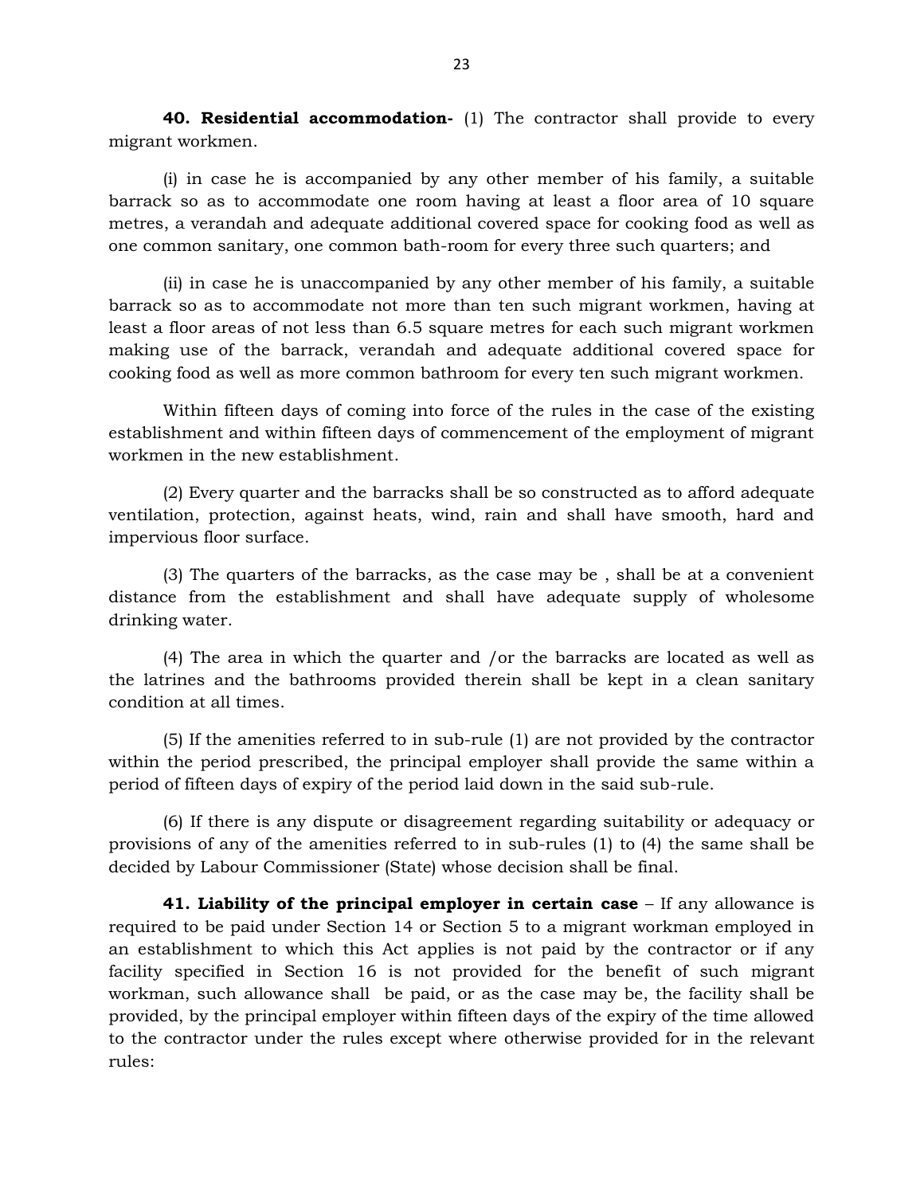**40. Residential accommodation-** (1) The contractor shall provide to every migrant workmen.

(i) in case he is accompanied by any other member of his family, a suitable barrack so as to accommodate one room having at least a floor area of 10 square metres, a verandah and adequate additional covered space for cooking food as well as one common sanitary, one common bath-room for every three such quarters; and

(ii) in case he is unaccompanied by any other member of his family, a suitable barrack so as to accommodate not more than ten such migrant workmen, having at least a floor areas of not less than 6.5 square metres for each such migrant workmen making use of the barrack, verandah and adequate additional covered space for cooking food as well as more common bathroom for every ten such migrant workmen.

Within fifteen days of coming into force of the rules in the case of the existing establishment and within fifteen days of commencement of the employment of migrant workmen in the new establishment.

(2) Every quarter and the barracks shall be so constructed as to afford adequate ventilation, protection, against heats, wind, rain and shall have smooth, hard and impervious floor surface.

(3) The quarters of the barracks, as the case may be , shall be at a convenient distance from the establishment and shall have adequate supply of wholesome drinking water.

(4) The area in which the quarter and /or the barracks are located as well as the latrines and the bathrooms provided therein shall be kept in a clean sanitary condition at all times.

(5) If the amenities referred to in sub-rule (1) are not provided by the contractor within the period prescribed, the principal employer shall provide the same within a period of fifteen days of expiry of the period laid down in the said sub-rule.

(6) If there is any dispute or disagreement regarding suitability or adequacy or provisions of any of the amenities referred to in sub-rules (1) to (4) the same shall be decided by Labour Commissioner (State) whose decision shall be final.

**41. Liability of the principal employer in certain case** – If any allowance is required to be paid under Section 14 or Section 5 to a migrant workman employed in an establishment to which this Act applies is not paid by the contractor or if any facility specified in Section 16 is not provided for the benefit of such migrant workman, such allowance shall be paid, or as the case may be, the facility shall be provided, by the principal employer within fifteen days of the expiry of the time allowed to the contractor under the rules except where otherwise provided for in the relevant rules: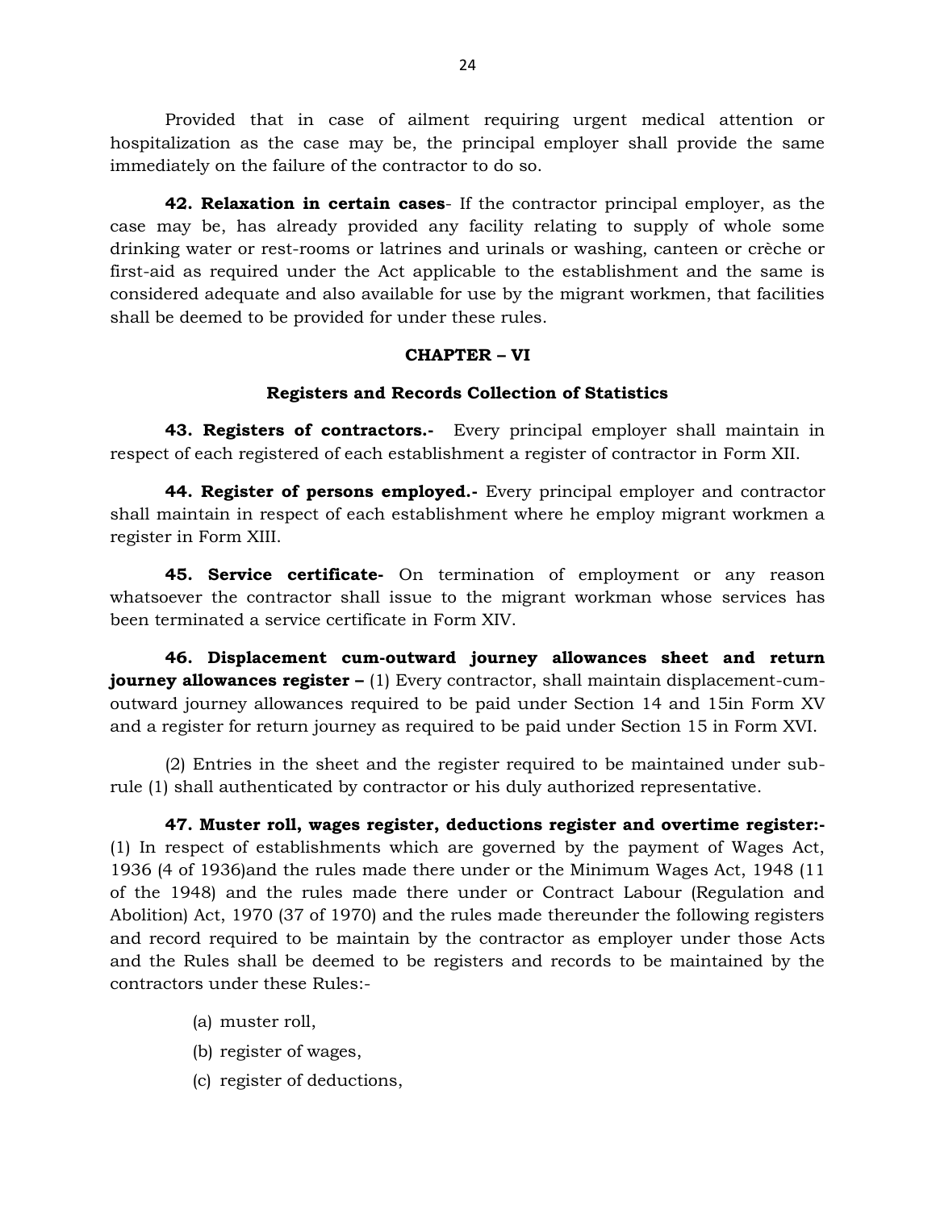Provided that in case of ailment requiring urgent medical attention or hospitalization as the case may be, the principal employer shall provide the same immediately on the failure of the contractor to do so.

**42. Relaxation in certain cases**- If the contractor principal employer, as the case may be, has already provided any facility relating to supply of whole some drinking water or rest-rooms or latrines and urinals or washing, canteen or crèche or first-aid as required under the Act applicable to the establishment and the same is considered adequate and also available for use by the migrant workmen, that facilities shall be deemed to be provided for under these rules.

## CHAPTER – VI

### Registers and Records Collection of Statistics

**43. Registers of contractors.-** Every principal employer shall maintain in respect of each registered of each establishment a register of contractor in Form XII.

**44. Register of persons employed.-** Every principal employer and contractor shall maintain in respect of each establishment where he employ migrant workmen a register in Form XIII.

**45. Service certificate-** On termination of employment or any reason whatsoever the contractor shall issue to the migrant workman whose services has been terminated a service certificate in Form XIV.

**46. Displacement cum-outward journey allowances sheet and return journey allowances register –** (1) Every contractor, shall maintain displacement-cum-outward journey allowances required to be paid under Section 14 and 15in Form XV and a register for return journey as required to be paid under Section 15 in Form XVI.

(2) Entries in the sheet and the register required to be maintained under sub-rule (1) shall authenticated by contractor or his duly authorized representative.

**47. Muster roll, wages register, deductions register and overtime register:-** (1) In respect of establishments which are governed by the payment of Wages Act, 1936 (4 of 1936)and the rules made there under or the Minimum Wages Act, 1948 (11 of the 1948) and the rules made there under or Contract Labour (Regulation and Abolition) Act, 1970 (37 of 1970) and the rules made thereunder the following registers and record required to be maintain by the contractor as employer under those Acts and the Rules shall be deemed to be registers and records to be maintained by the contractors under these Rules:-

(a) muster roll,

(b) register of wages,

(c) register of deductions,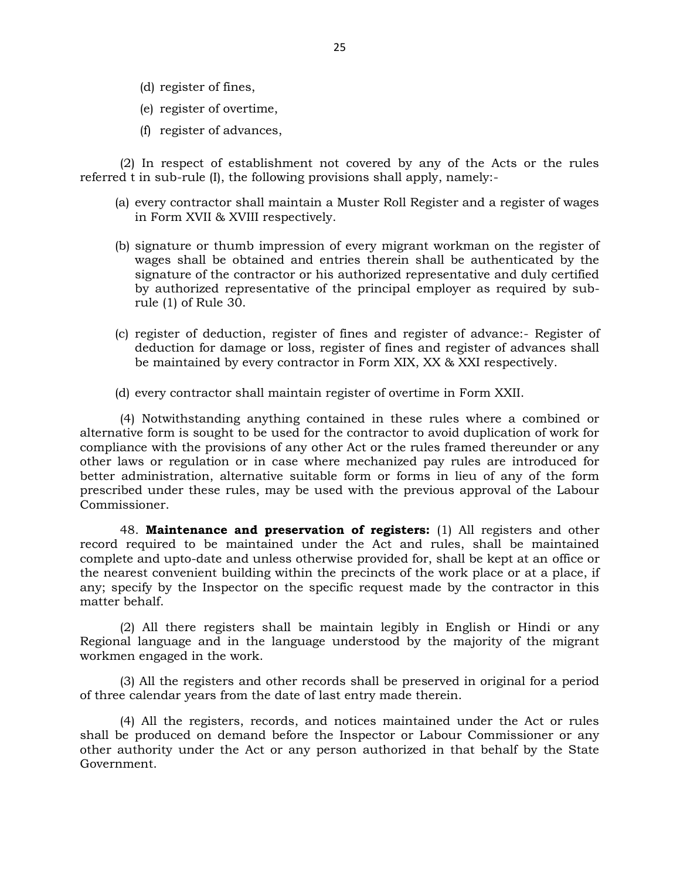(d) register of fines,

(e) register of overtime,

(f) register of advances,

(2) In respect of establishment not covered by any of the Acts or the rules referred t in sub-rule (I), the following provisions shall apply, namely:-

(a) every contractor shall maintain a Muster Roll Register and a register of wages in Form XVII & XVIII respectively.

(b) signature or thumb impression of every migrant workman on the register of wages shall be obtained and entries therein shall be authenticated by the signature of the contractor or his authorized representative and duly certified by authorized representative of the principal employer as required by sub-rule (1) of Rule 30.

(c) register of deduction, register of fines and register of advance:- Register of deduction for damage or loss, register of fines and register of advances shall be maintained by every contractor in Form XIX, XX & XXI respectively.

(d) every contractor shall maintain register of overtime in Form XXII.

(4) Notwithstanding anything contained in these rules where a combined or alternative form is sought to be used for the contractor to avoid duplication of work for compliance with the provisions of any other Act or the rules framed thereunder or any other laws or regulation or in case where mechanized pay rules are introduced for better administration, alternative suitable form or forms in lieu of any of the form prescribed under these rules, may be used with the previous approval of the Labour Commissioner.

48. **Maintenance and preservation of registers:** (1) All registers and other record required to be maintained under the Act and rules, shall be maintained complete and upto-date and unless otherwise provided for, shall be kept at an office or the nearest convenient building within the precincts of the work place or at a place, if any; specify by the Inspector on the specific request made by the contractor in this matter behalf.

(2) All there registers shall be maintain legibly in English or Hindi or any Regional language and in the language understood by the majority of the migrant workmen engaged in the work.

(3) All the registers and other records shall be preserved in original for a period of three calendar years from the date of last entry made therein.

(4) All the registers, records, and notices maintained under the Act or rules shall be produced on demand before the Inspector or Labour Commissioner or any other authority under the Act or any person authorized in that behalf by the State Government.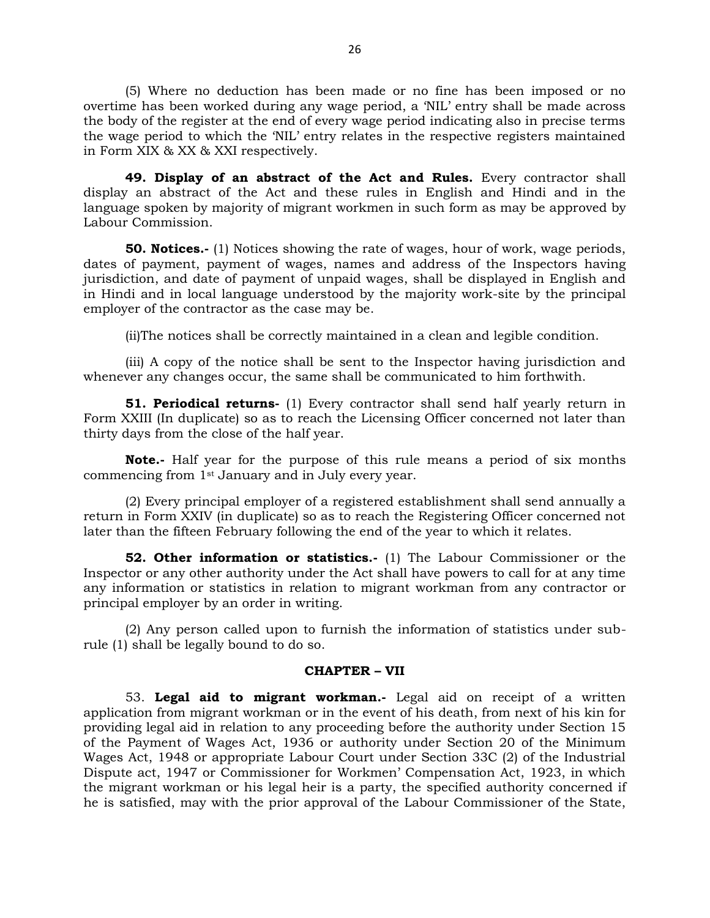(5) Where no deduction has been made or no fine has been imposed or no overtime has been worked during any wage period, a 'NIL' entry shall be made across the body of the register at the end of every wage period indicating also in precise terms the wage period to which the 'NIL' entry relates in the respective registers maintained in Form XIX & XX & XXI respectively.

**49. Display of an abstract of the Act and Rules.** Every contractor shall display an abstract of the Act and these rules in English and Hindi and in the language spoken by majority of migrant workmen in such form as may be approved by Labour Commission.

**50. Notices.-** (1) Notices showing the rate of wages, hour of work, wage periods, dates of payment, payment of wages, names and address of the Inspectors having jurisdiction, and date of payment of unpaid wages, shall be displayed in English and in Hindi and in local language understood by the majority work-site by the principal employer of the contractor as the case may be.

(ii)The notices shall be correctly maintained in a clean and legible condition.

(iii) A copy of the notice shall be sent to the Inspector having jurisdiction and whenever any changes occur, the same shall be communicated to him forthwith.

**51. Periodical returns-** (1) Every contractor shall send half yearly return in Form XXIII (In duplicate) so as to reach the Licensing Officer concerned not later than thirty days from the close of the half year.

**Note.-** Half year for the purpose of this rule means a period of six months commencing from 1st January and in July every year.

(2) Every principal employer of a registered establishment shall send annually a return in Form XXIV (in duplicate) so as to reach the Registering Officer concerned not later than the fifteen February following the end of the year to which it relates.

**52. Other information or statistics.-** (1) The Labour Commissioner or the Inspector or any other authority under the Act shall have powers to call for at any time any information or statistics in relation to migrant workman from any contractor or principal employer by an order in writing.

(2) Any person called upon to furnish the information of statistics under sub-rule (1) shall be legally bound to do so.

## CHAPTER – VII

53. **Legal aid to migrant workman.-** Legal aid on receipt of a written application from migrant workman or in the event of his death, from next of his kin for providing legal aid in relation to any proceeding before the authority under Section 15 of the Payment of Wages Act, 1936 or authority under Section 20 of the Minimum Wages Act, 1948 or appropriate Labour Court under Section 33C (2) of the Industrial Dispute act, 1947 or Commissioner for Workmen' Compensation Act, 1923, in which the migrant workman or his legal heir is a party, the specified authority concerned if he is satisfied, may with the prior approval of the Labour Commissioner of the State,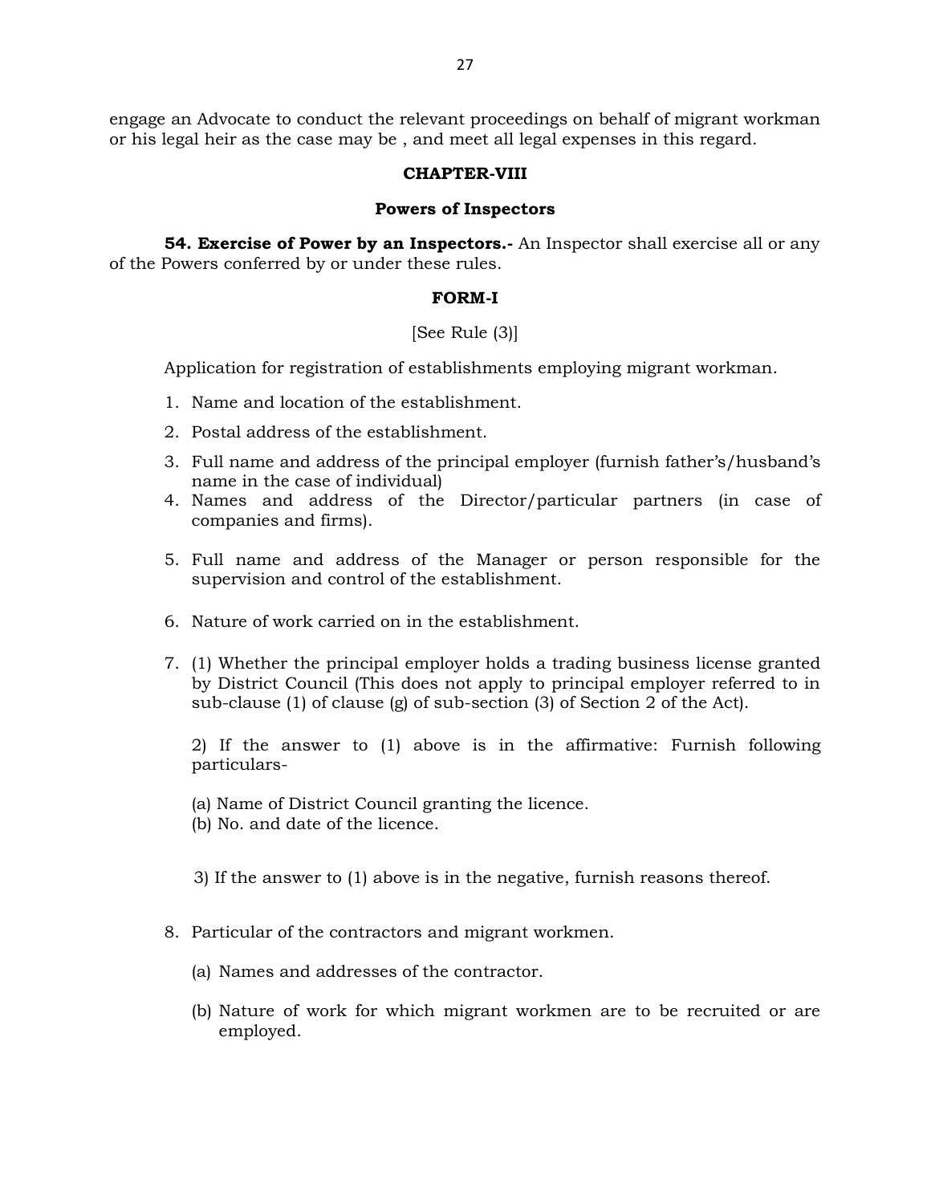engage an Advocate to conduct the relevant proceedings on behalf of migrant workman or his legal heir as the case may be , and meet all legal expenses in this regard.

## CHAPTER-VIII

### Powers of Inspectors

**54. Exercise of Power by an Inspectors.-** An Inspector shall exercise all or any of the Powers conferred by or under these rules.

### FORM-I

[See Rule (3)]

Application for registration of establishments employing migrant workman.

1. Name and location of the establishment.
2. Postal address of the establishment.
3. Full name and address of the principal employer (furnish father's/husband's name in the case of individual)
4. Names and address of the Director/particular partners (in case of companies and firms).
5. Full name and address of the Manager or person responsible for the supervision and control of the establishment.
6. Nature of work carried on in the establishment.
7. (1) Whether the principal employer holds a trading business license granted by District Council (This does not apply to principal employer referred to in sub-clause (1) of clause (g) of sub-section (3) of Section 2 of the Act).

   2) If the answer to (1) above is in the affirmative: Furnish following particulars-

   (a) Name of District Council granting the licence.
   (b) No. and date of the licence.

   3) If the answer to (1) above is in the negative, furnish reasons thereof.

8. Particular of the contractors and migrant workmen.

   (a) Names and addresses of the contractor.

   (b) Nature of work for which migrant workmen are to be recruited or are employed.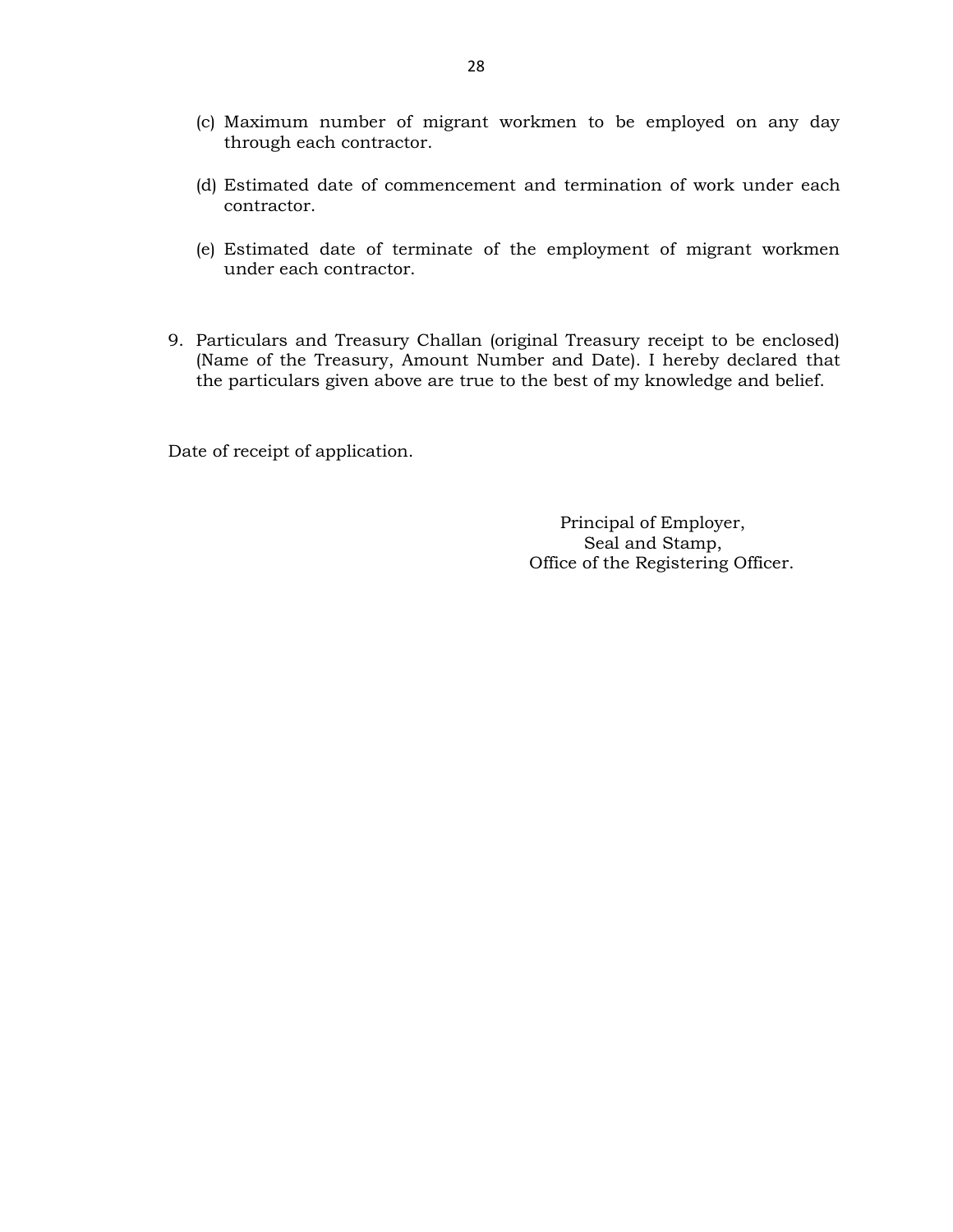(c) Maximum number of migrant workmen to be employed on any day through each contractor.

(d) Estimated date of commencement and termination of work under each contractor.

(e) Estimated date of terminate of the employment of migrant workmen under each contractor.

9. Particulars and Treasury Challan (original Treasury receipt to be enclosed) (Name of the Treasury, Amount Number and Date). I hereby declared that the particulars given above are true to the best of my knowledge and belief.

Date of receipt of application.

Principal of Employer,
Seal and Stamp,
Office of the Registering Officer.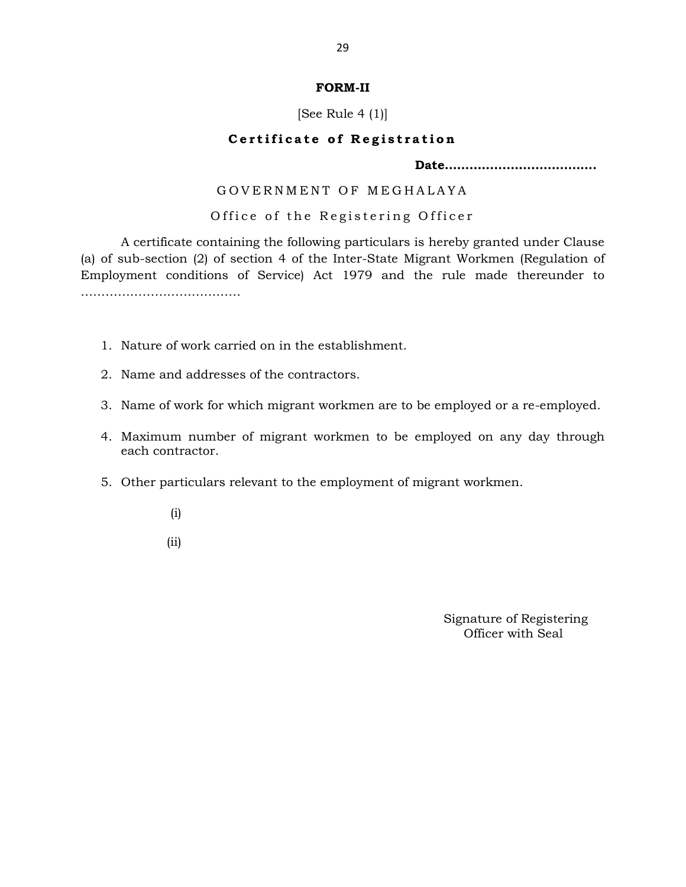**FORM-II**

[See Rule 4 (1)]

**Certificate of Registration**

**Date.....................................**

GOVERNMENT OF MEGHALAYA

Office of the Registering Officer

A certificate containing the following particulars is hereby granted under Clause (a) of sub-section (2) of section 4 of the Inter-State Migrant Workmen (Regulation of Employment conditions of Service) Act 1979 and the rule made thereunder to .......................................

1. Nature of work carried on in the establishment.
2. Name and addresses of the contractors.
3. Name of work for which migrant workmen are to be employed or a re-employed.
4. Maximum number of migrant workmen to be employed on any day through each contractor.
5. Other particulars relevant to the employment of migrant workmen.

    (i)

    (ii)

Signature of Registering Officer with Seal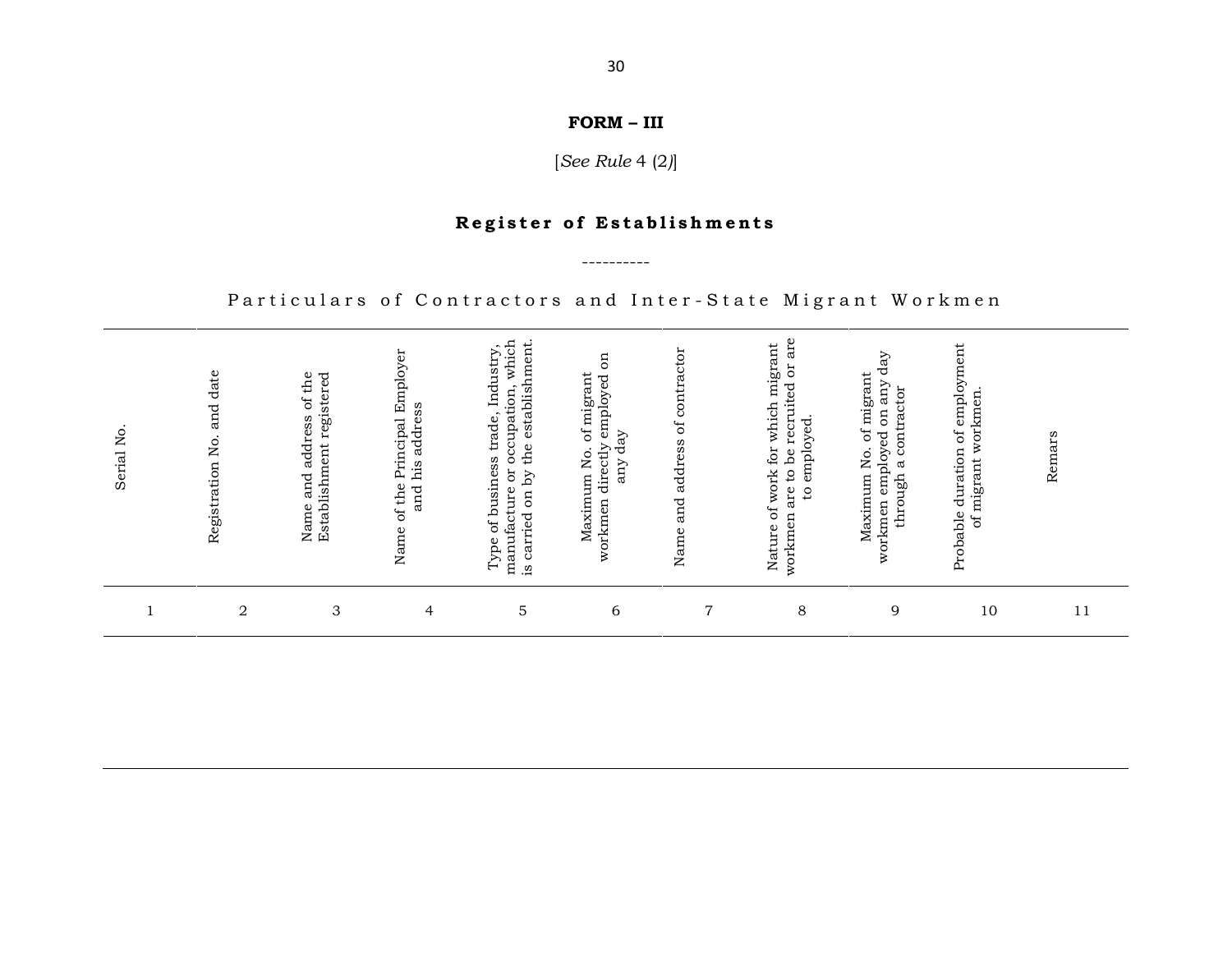# FORM – III

[*See Rule* 4 (2*)*]

## **Register of Establishments**

----------

Particulars of Contractors and Inter-State Migrant Workmen

| Serial No. | Registration No. and date | Name and address of the Establishment registered | Name of the Principal Employer and his address | Type of business trade, Industry, manufacture or occupation, which is carried on by the establishment. | Maximum No. of migrant workmen directly employed on any day | Name and address of contractor | Nature of work for which migrant workmen are to be recruited or are to employed. | Maximum No. of migrant workmen employed on any day through a contractor | Probable duration of employment of migrant workmen. | Remars |
|---|---|---|---|---|---|---|---|---|---|---|
| 1 | 2 | 3 | 4 | 5 | 6 | 7 | 8 | 9 | 10 | 11 |
| | | | | | | | | | | |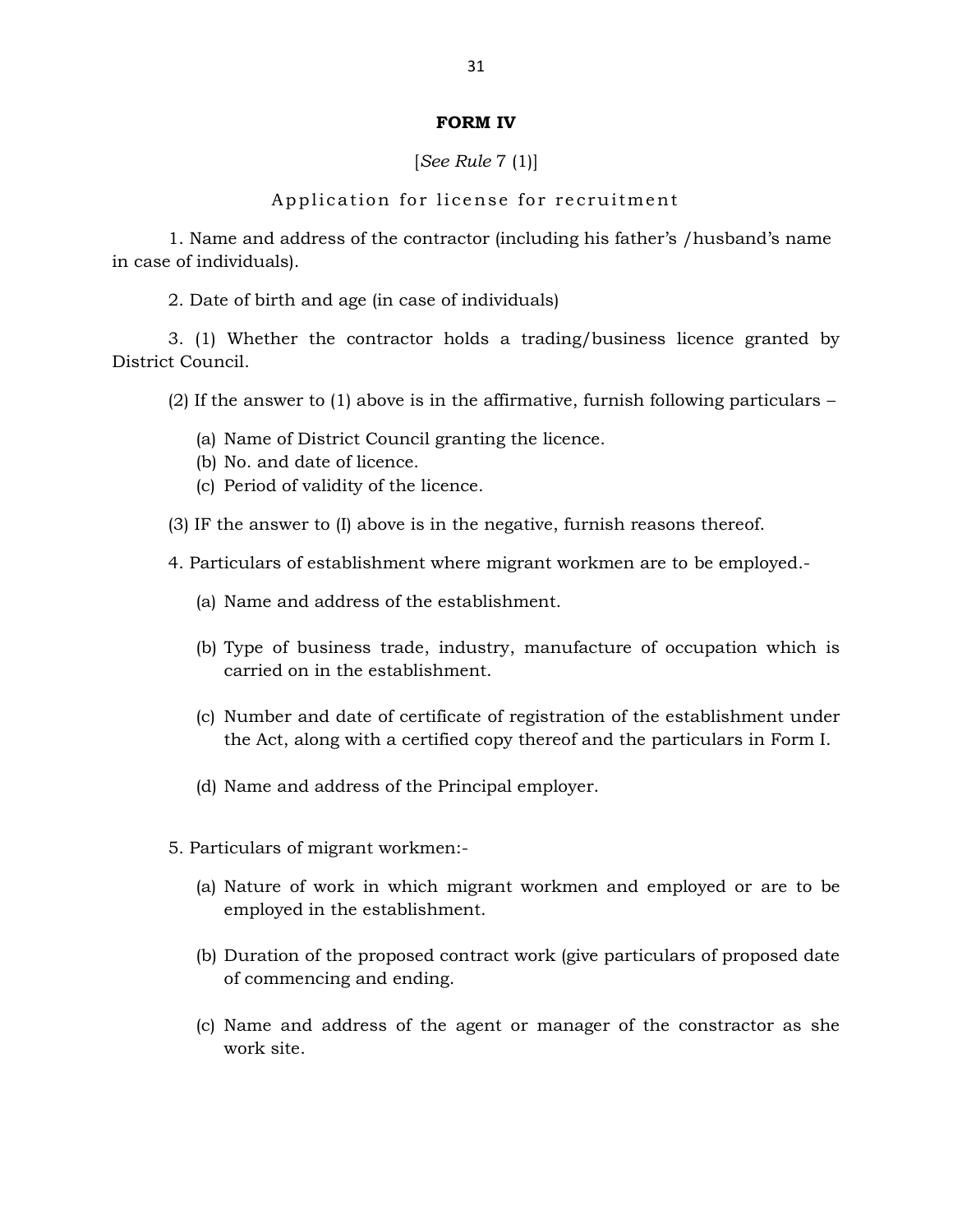**FORM IV**

[*See Rule* 7 (1)]

Application for license for recruitment

1. Name and address of the contractor (including his father's /husband's name in case of individuals).

2. Date of birth and age (in case of individuals)

3. (1) Whether the contractor holds a trading/business licence granted by District Council.

(2) If the answer to (1) above is in the affirmative, furnish following particulars –

(a) Name of District Council granting the licence.
(b) No. and date of licence.
(c) Period of validity of the licence.

(3) IF the answer to (I) above is in the negative, furnish reasons thereof.

4. Particulars of establishment where migrant workmen are to be employed.-

(a) Name and address of the establishment.

(b) Type of business trade, industry, manufacture of occupation which is carried on in the establishment.

(c) Number and date of certificate of registration of the establishment under the Act, along with a certified copy thereof and the particulars in Form I.

(d) Name and address of the Principal employer.

5. Particulars of migrant workmen:-

(a) Nature of work in which migrant workmen and employed or are to be employed in the establishment.

(b) Duration of the proposed contract work (give particulars of proposed date of commencing and ending.

(c) Name and address of the agent or manager of the constractor as she work site.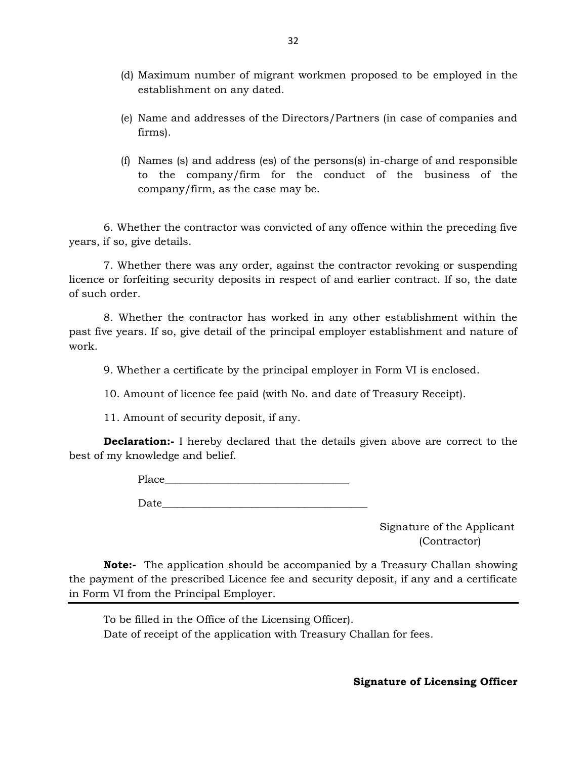(d) Maximum number of migrant workmen proposed to be employed in the establishment on any dated.

(e) Name and addresses of the Directors/Partners (in case of companies and firms).

(f) Names (s) and address (es) of the persons(s) in-charge of and responsible to the company/firm for the conduct of the business of the company/firm, as the case may be.

6. Whether the contractor was convicted of any offence within the preceding five years, if so, give details.

7. Whether there was any order, against the contractor revoking or suspending licence or forfeiting security deposits in respect of and earlier contract. If so, the date of such order.

8. Whether the contractor has worked in any other establishment within the past five years. If so, give detail of the principal employer establishment and nature of work.

9. Whether a certificate by the principal employer in Form VI is enclosed.

10. Amount of licence fee paid (with No. and date of Treasury Receipt).

11. Amount of security deposit, if any.

**Declaration:-** I hereby declared that the details given above are correct to the best of my knowledge and belief.

Place___________________________________

Date______________________________________

Signature of the Applicant
(Contractor)

**Note:-** The application should be accompanied by a Treasury Challan showing the payment of the prescribed Licence fee and security deposit, if any and a certificate in Form VI from the Principal Employer.

---

To be filled in the Office of the Licensing Officer).
Date of receipt of the application with Treasury Challan for fees.

**Signature of Licensing Officer**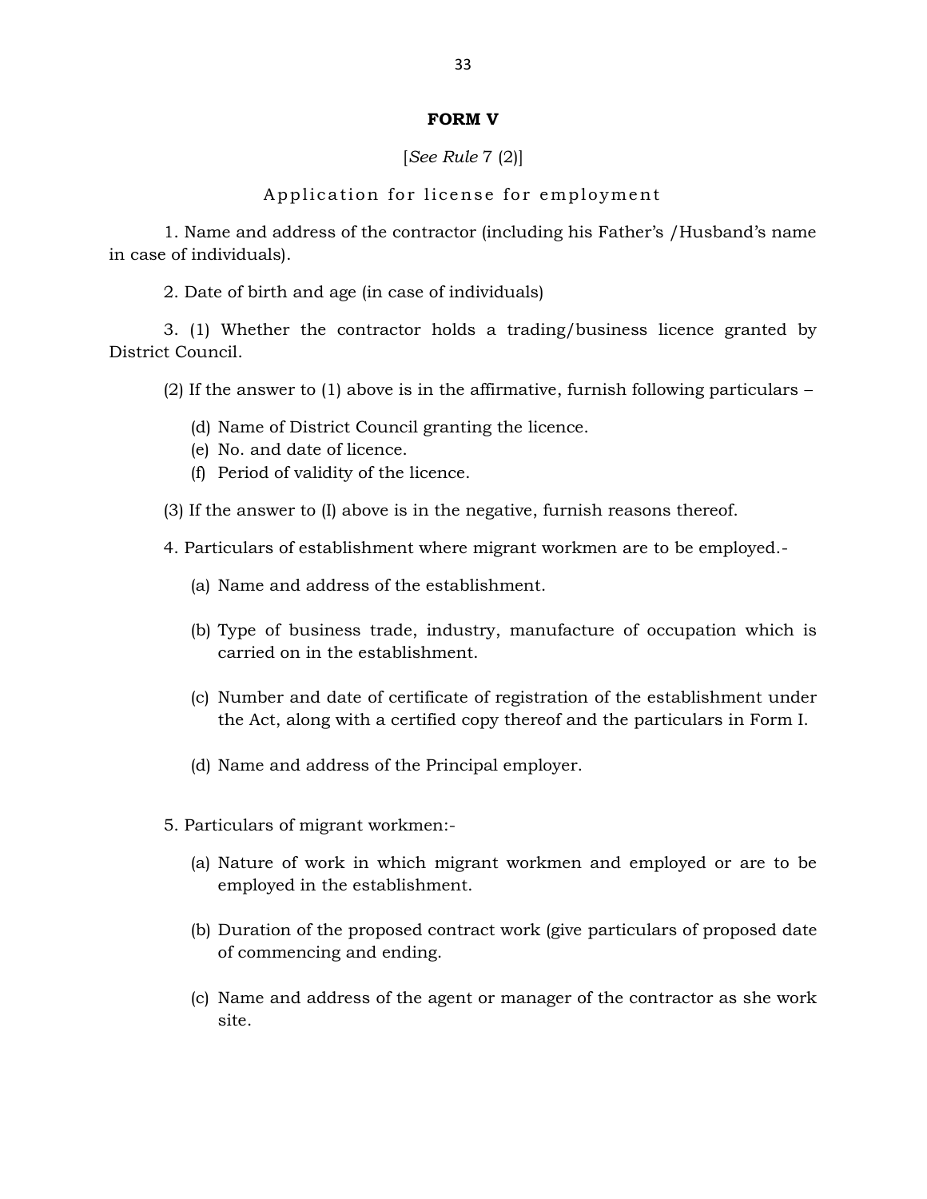**FORM V**

[*See Rule* 7 (2)]

Application for license for employment

1. Name and address of the contractor (including his Father's /Husband's name in case of individuals).

2. Date of birth and age (in case of individuals)

3. (1) Whether the contractor holds a trading/business licence granted by District Council.

(2) If the answer to (1) above is in the affirmative, furnish following particulars –

(d) Name of District Council granting the licence.
(e) No. and date of licence.
(f) Period of validity of the licence.

(3) If the answer to (I) above is in the negative, furnish reasons thereof.

4. Particulars of establishment where migrant workmen are to be employed.-

(a) Name and address of the establishment.

(b) Type of business trade, industry, manufacture of occupation which is carried on in the establishment.

(c) Number and date of certificate of registration of the establishment under the Act, along with a certified copy thereof and the particulars in Form I.

(d) Name and address of the Principal employer.

5. Particulars of migrant workmen:-

(a) Nature of work in which migrant workmen and employed or are to be employed in the establishment.

(b) Duration of the proposed contract work (give particulars of proposed date of commencing and ending.

(c) Name and address of the agent or manager of the contractor as she work site.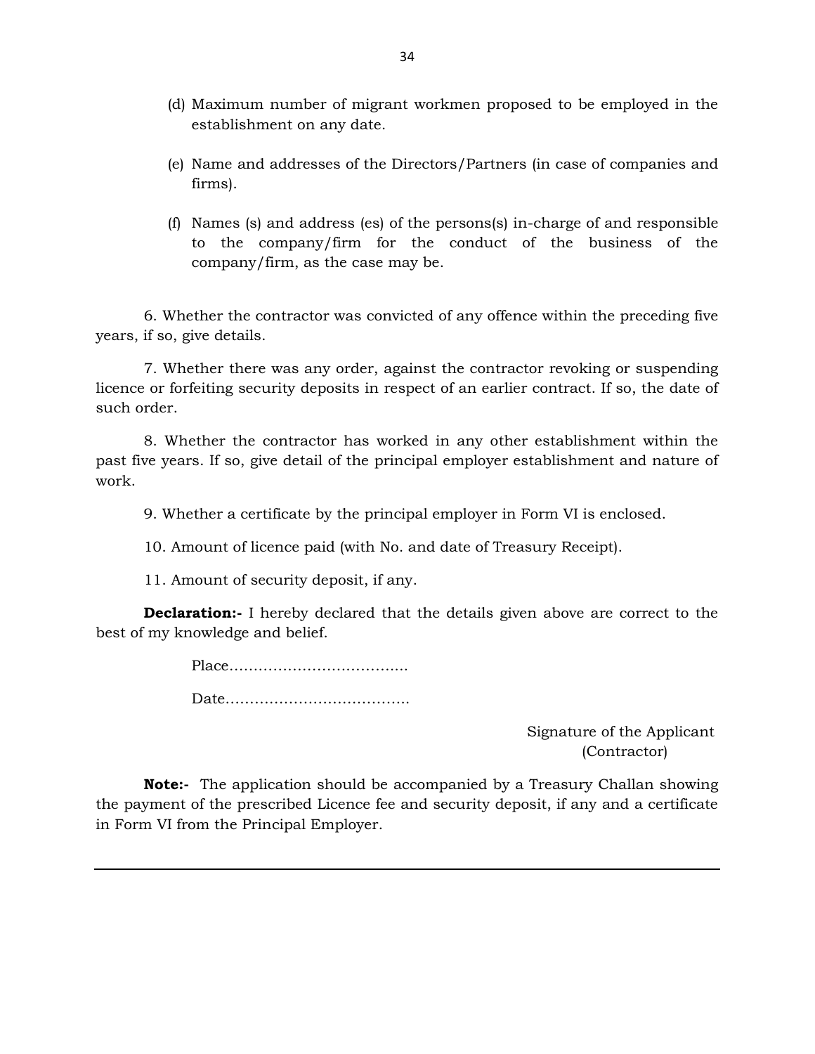(d) Maximum number of migrant workmen proposed to be employed in the establishment on any date.

(e) Name and addresses of the Directors/Partners (in case of companies and firms).

(f) Names (s) and address (es) of the persons(s) in-charge of and responsible to the company/firm for the conduct of the business of the company/firm, as the case may be.

6. Whether the contractor was convicted of any offence within the preceding five years, if so, give details.

7. Whether there was any order, against the contractor revoking or suspending licence or forfeiting security deposits in respect of an earlier contract. If so, the date of such order.

8. Whether the contractor has worked in any other establishment within the past five years. If so, give detail of the principal employer establishment and nature of work.

9. Whether a certificate by the principal employer in Form VI is enclosed.

10. Amount of licence paid (with No. and date of Treasury Receipt).

11. Amount of security deposit, if any.

**Declaration:-** I hereby declared that the details given above are correct to the best of my knowledge and belief.

Place……………………………….

Date……………………………….

Signature of the Applicant
(Contractor)

**Note:-** The application should be accompanied by a Treasury Challan showing the payment of the prescribed Licence fee and security deposit, if any and a certificate in Form VI from the Principal Employer.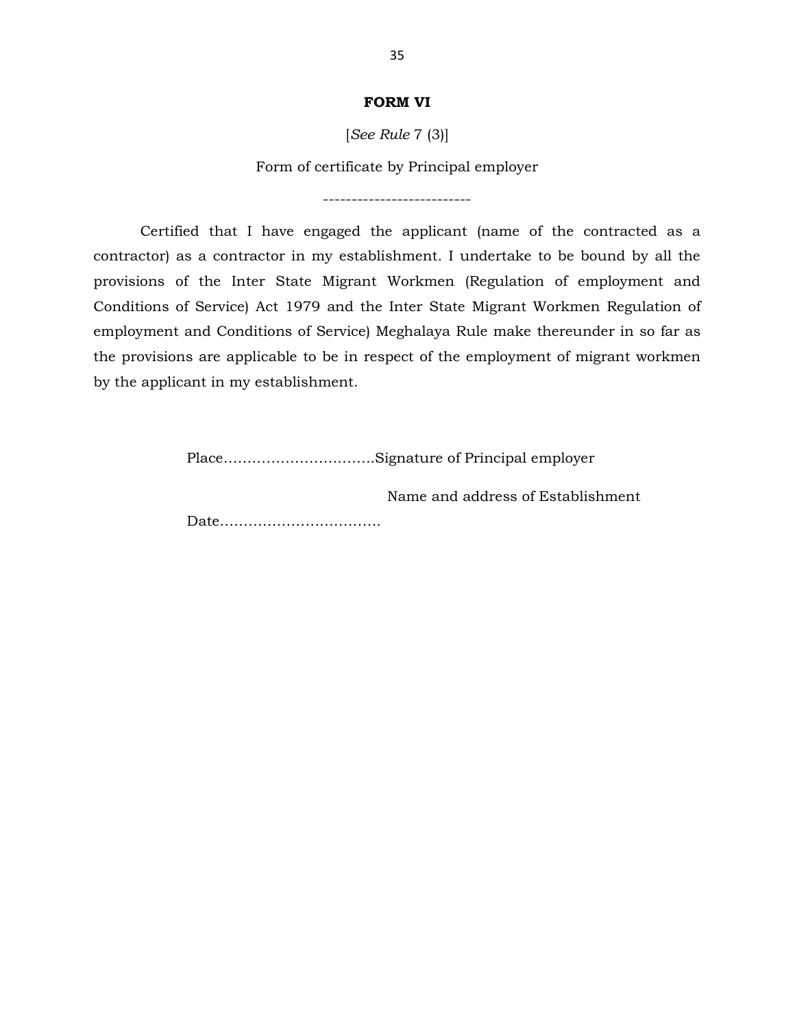# FORM VI

[*See Rule* 7 (3)]

Form of certificate by Principal employer

--------------------------

Certified that I have engaged the applicant (name of the contracted as a contractor) as a contractor in my establishment. I undertake to be bound by all the provisions of the Inter State Migrant Workmen (Regulation of employment and Conditions of Service) Act 1979 and the Inter State Migrant Workmen Regulation of employment and Conditions of Service) Meghalaya Rule make thereunder in so far as the provisions are applicable to be in respect of the employment of migrant workmen by the applicant in my establishment.

Place………………………….Signature of Principal employer

Name and address of Establishment

Date……………………………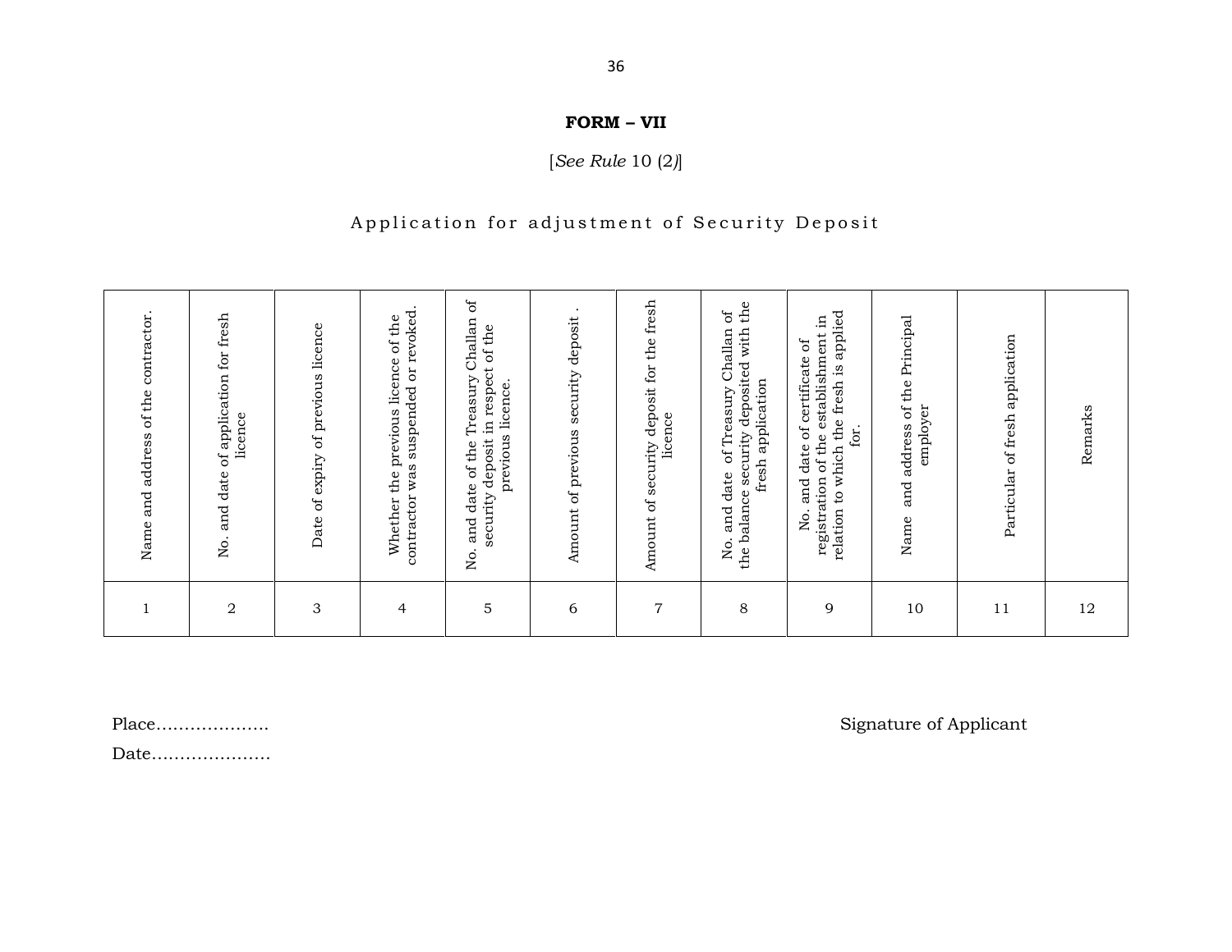**FORM – VII**

[*See Rule* 10 (2)]

Application for adjustment of Security Deposit

| Name and address of the contractor. | No. and date of application for fresh licence | Date of expiry of previous licence | Whether the previous licence of the contractor was suspended or revoked. | No. and date of the Treasury Challan of security deposit in respect of the previous licence. | Amount of previous security deposit . | Amount of security deposit for the fresh licence | No. and date of Treasury Challan of the balance security deposited with the fresh application | No. and date of certificate of registration of the establishment in relation to which the fresh is applied for. | Name and address of the Principal employer | Particular of fresh application | Remarks |
|---|---|---|---|---|---|---|---|---|---|---|---|
| 1 | 2 | 3 | 4 | 5 | 6 | 7 | 8 | 9 | 10 | 11 | 12 |

Place………………..

Date…………………

Signature of Applicant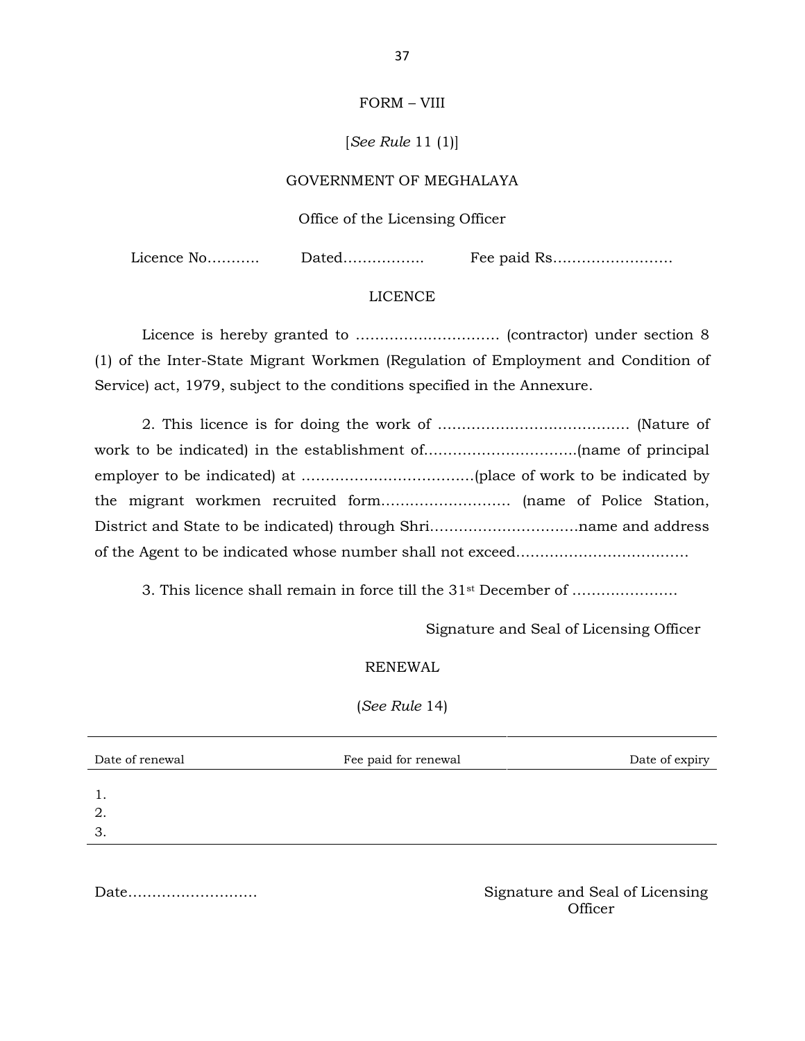FORM – VIII

[*See Rule* 11 (1)]

GOVERNMENT OF MEGHALAYA

Office of the Licensing Officer

Licence No……….. Dated…………….. Fee paid Rs……………………

LICENCE

Licence is hereby granted to ………………………… (contractor) under section 8 (1) of the Inter-State Migrant Workmen (Regulation of Employment and Condition of Service) act, 1979, subject to the conditions specified in the Annexure.

2. This licence is for doing the work of …………………………………. (Nature of work to be indicated) in the establishment of…………………………..(name of principal employer to be indicated) at ………………………………(place of work to be indicated by the migrant workmen recruited form……………………… (name of Police Station, District and State to be indicated) through Shri…………………………name and address of the Agent to be indicated whose number shall not exceed………………………………

3. This licence shall remain in force till the 31st December of ………………….

Signature and Seal of Licensing Officer

RENEWAL

(*See Rule* 14)

| Date of renewal | Fee paid for renewal | Date of expiry |
|---|---|---|
| 1. | | |
| 2. | | |
| 3. | | |

Date………………………

Signature and Seal of Licensing Officer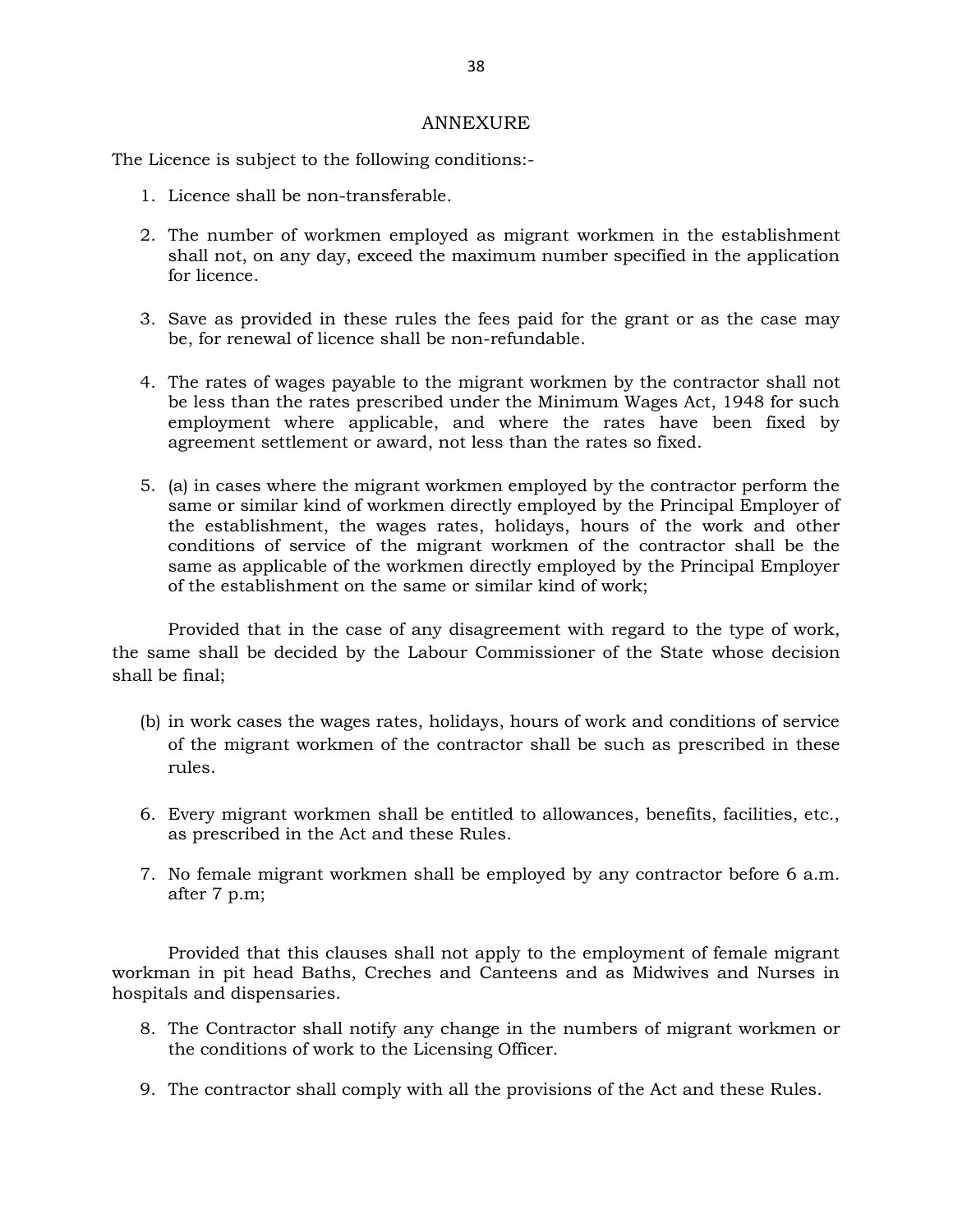# ANNEXURE

The Licence is subject to the following conditions:-

1. Licence shall be non-transferable.

2. The number of workmen employed as migrant workmen in the establishment shall not, on any day, exceed the maximum number specified in the application for licence.

3. Save as provided in these rules the fees paid for the grant or as the case may be, for renewal of licence shall be non-refundable.

4. The rates of wages payable to the migrant workmen by the contractor shall not be less than the rates prescribed under the Minimum Wages Act, 1948 for such employment where applicable, and where the rates have been fixed by agreement settlement or award, not less than the rates so fixed.

5. (a) in cases where the migrant workmen employed by the contractor perform the same or similar kind of workmen directly employed by the Principal Employer of the establishment, the wages rates, holidays, hours of the work and other conditions of service of the migrant workmen of the contractor shall be the same as applicable of the workmen directly employed by the Principal Employer of the establishment on the same or similar kind of work;

   Provided that in the case of any disagreement with regard to the type of work, the same shall be decided by the Labour Commissioner of the State whose decision shall be final;

   (b) in work cases the wages rates, holidays, hours of work and conditions of service of the migrant workmen of the contractor shall be such as prescribed in these rules.

6. Every migrant workmen shall be entitled to allowances, benefits, facilities, etc., as prescribed in the Act and these Rules.

7. No female migrant workmen shall be employed by any contractor before 6 a.m. after 7 p.m;

   Provided that this clauses shall not apply to the employment of female migrant workman in pit head Baths, Creches and Canteens and as Midwives and Nurses in hospitals and dispensaries.

8. The Contractor shall notify any change in the numbers of migrant workmen or the conditions of work to the Licensing Officer.

9. The contractor shall comply with all the provisions of the Act and these Rules.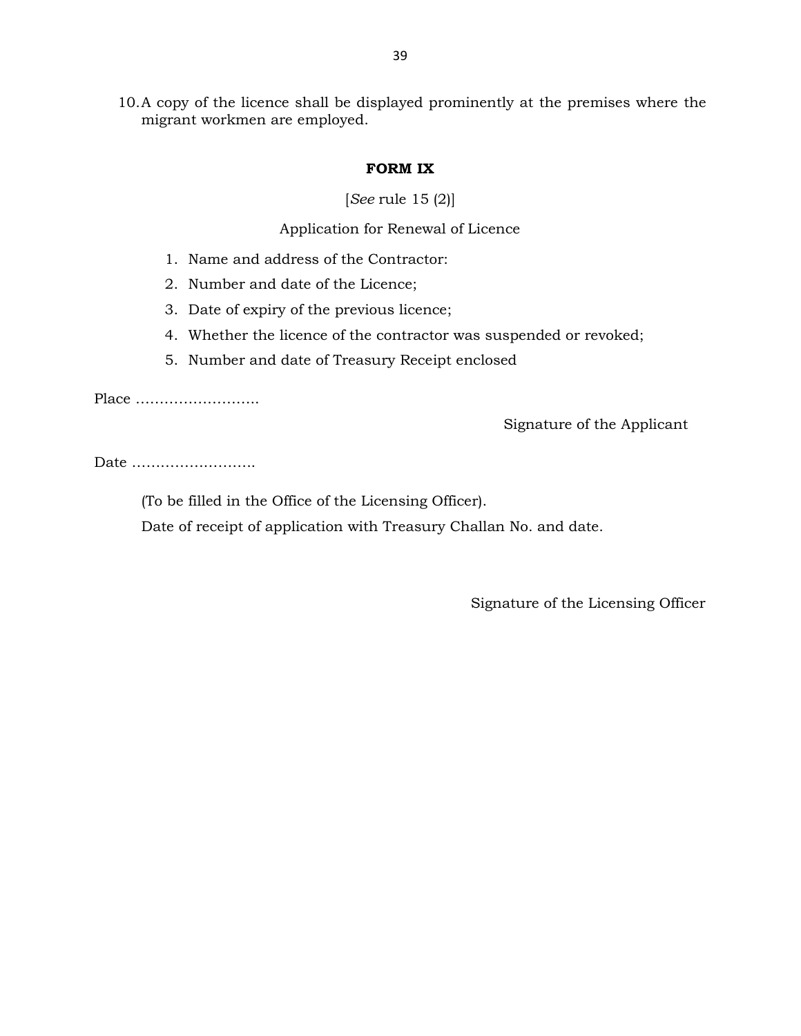10. A copy of the licence shall be displayed prominently at the premises where the migrant workmen are employed.

**FORM IX**

[*See* rule 15 (2)]

Application for Renewal of Licence

1. Name and address of the Contractor:
2. Number and date of the Licence;
3. Date of expiry of the previous licence;
4. Whether the licence of the contractor was suspended or revoked;
5. Number and date of Treasury Receipt enclosed

Place ……………………..

Signature of the Applicant

Date ……………………..

(To be filled in the Office of the Licensing Officer).

Date of receipt of application with Treasury Challan No. and date.

Signature of the Licensing Officer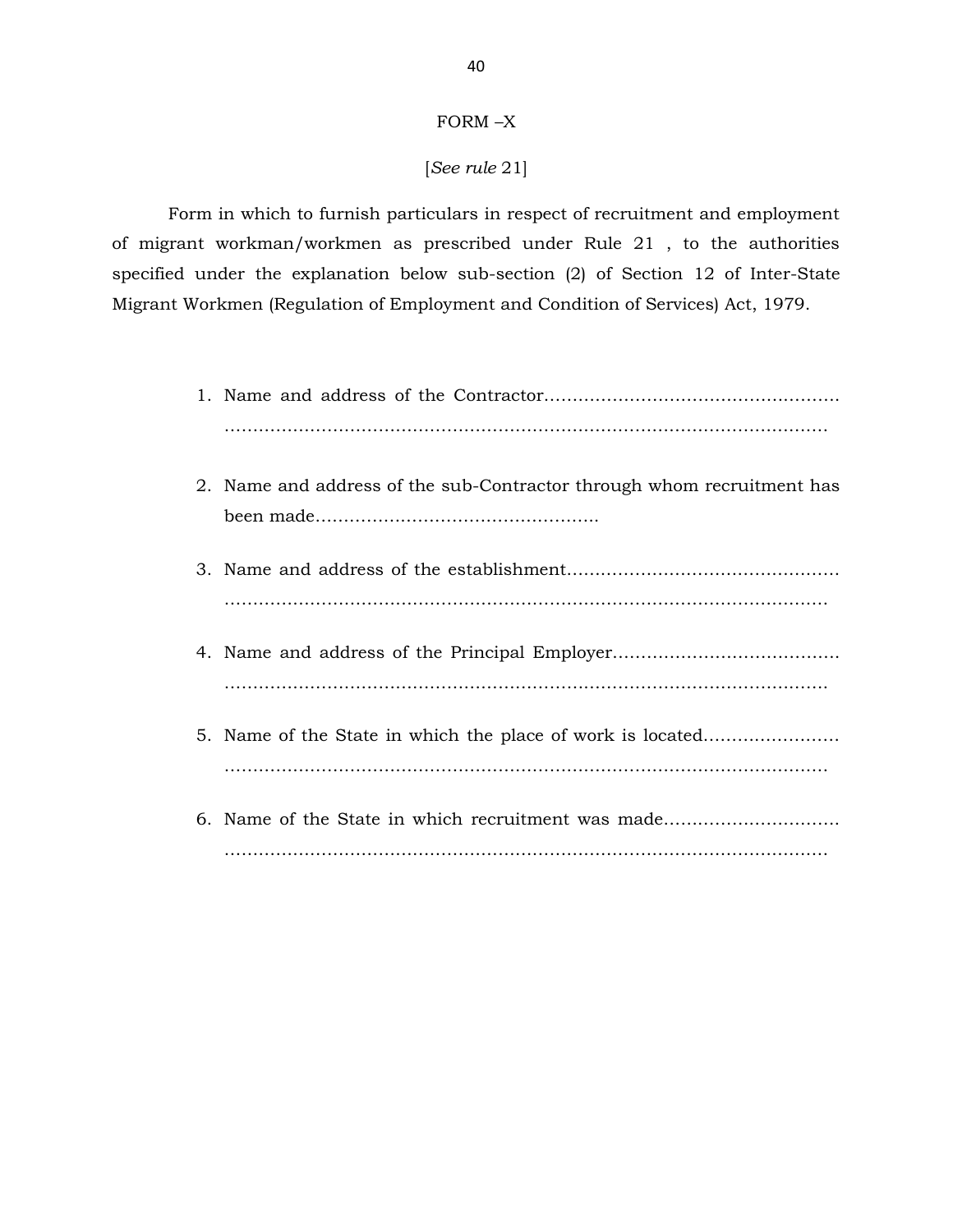# FORM –X

[*See rule* 21]

Form in which to furnish particulars in respect of recruitment and employment of migrant workman/workmen as prescribed under Rule 21 , to the authorities specified under the explanation below sub-section (2) of Section 12 of Inter-State Migrant Workmen (Regulation of Employment and Condition of Services) Act, 1979.

1. Name and address of the Contractor…………………………………………… ……………………………………………………………………………………………
2. Name and address of the sub-Contractor through whom recruitment has been made……………………………………………
3. Name and address of the establishment………………………………………… ……………………………………………………………………………………………
4. Name and address of the Principal Employer………………………………… ……………………………………………………………………………………………
5. Name of the State in which the place of work is located…………………… ……………………………………………………………………………………………
6. Name of the State in which recruitment was made………………………… ……………………………………………………………………………………………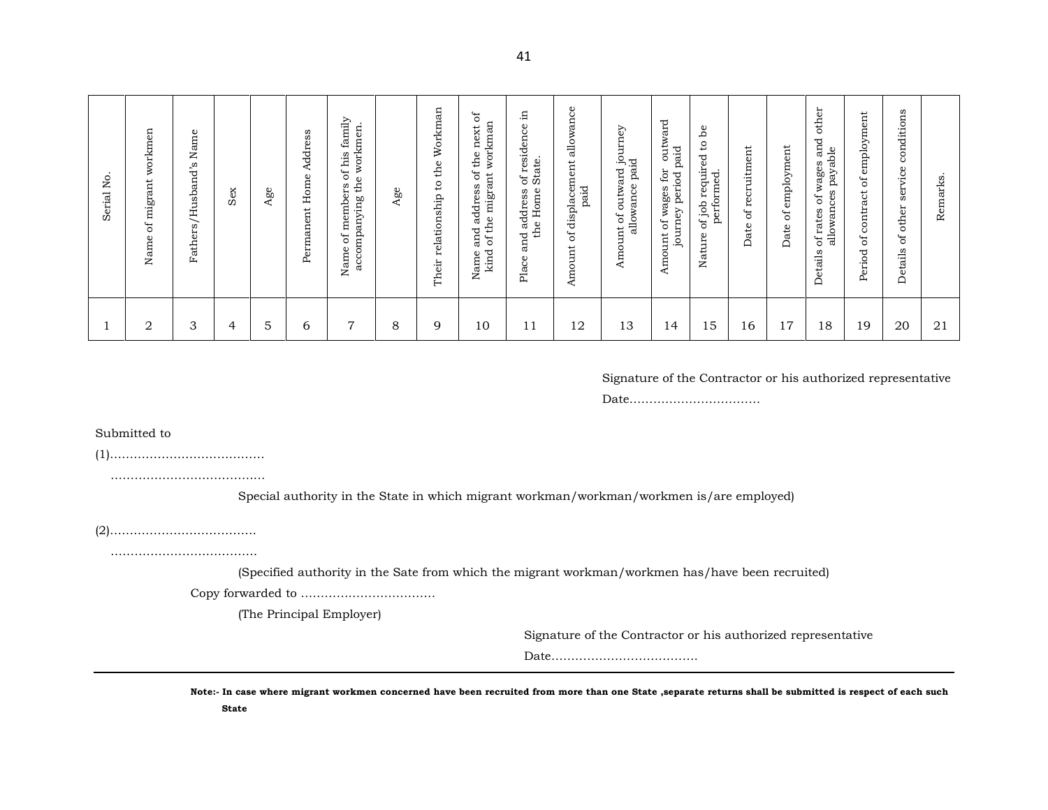| Serial No. | Name of migrant workmen | Fathers/Husband's Name | Sex | Age | Permanent Home Address | Name of members of his family accompanying the workmen. | Age | Their relationship to the Workman | Name and address of the next of kind of the migrant workman | Place and address of residence in the Home State. | Amount of displacement allowance paid | Amount of outward journey allowance paid | Amount of wages for outward journey period paid | Nature of job required to be performed. | Date of recruitment | Date of employment | Details of rates of wages and other allowances payable | Period of contract of employment | Details of other service conditions | Remarks. |
|---|---|---|---|---|---|---|---|---|---|---|---|---|---|---|---|---|---|---|---|---|
| 1 | 2 | 3 | 4 | 5 | 6 | 7 | 8 | 9 | 10 | 11 | 12 | 13 | 14 | 15 | 16 | 17 | 18 | 19 | 20 | 21 |

Signature of the Contractor or his authorized representative

Date…………………………….

Submitted to

(1)………………………………….

………………………………….

Special authority in the State in which migrant workman/workman/workmen is/are employed)

(2)……………………………….

……………………………….

(Specified authority in the Sate from which the migrant workman/workmen has/have been recruited)

Copy forwarded to …………………………….

(The Principal Employer)

Signature of the Contractor or his authorized representative

Date……………………………….

**Note:- In case where migrant workmen concerned have been recruited from more than one State ,separate returns shall be submitted is respect of each such State**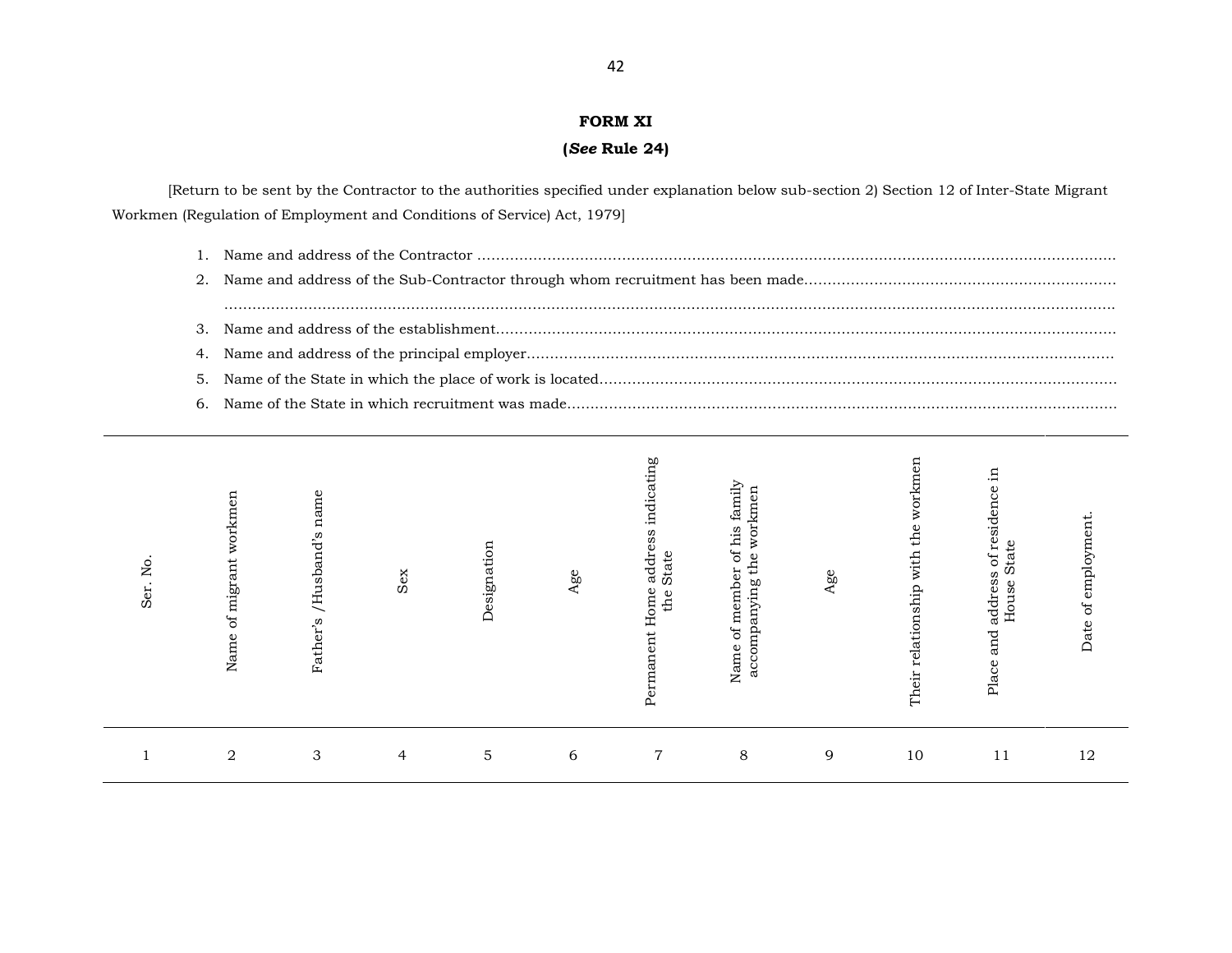## FORM XI

**(*See* Rule 24)**

[Return to be sent by the Contractor to the authorities specified under explanation below sub-section 2) Section 12 of Inter-State Migrant Workmen (Regulation of Employment and Conditions of Service) Act, 1979]

1. Name and address of the Contractor ……………………………………………………………………………………………………………………
2. Name and address of the Sub-Contractor through whom recruitment has been made……………………………………………………………
   ……………………………………………………………………………………………………………………………………………………………………
3. Name and address of the establishment……………………………………………………………………………………………………………………
4. Name and address of the principal employer……………………………………………………………………………………………………………
5. Name of the State in which the place of work is located……………………………………………………………………………………………
6. Name of the State in which recruitment was made……………………………………………………………………………………………………

| Ser. No. | Name of migrant workmen | Father's /Husband's name | Sex | Designation | Age | Permanent Home address indicating the State | Name of member of his family accompanying the workmen | Age | Their relationship with the workmen | Place and address of residence in House State | Date of employment. |
|---|---|---|---|---|---|---|---|---|---|---|---|
| 1 | 2 | 3 | 4 | 5 | 6 | 7 | 8 | 9 | 10 | 11 | 12 |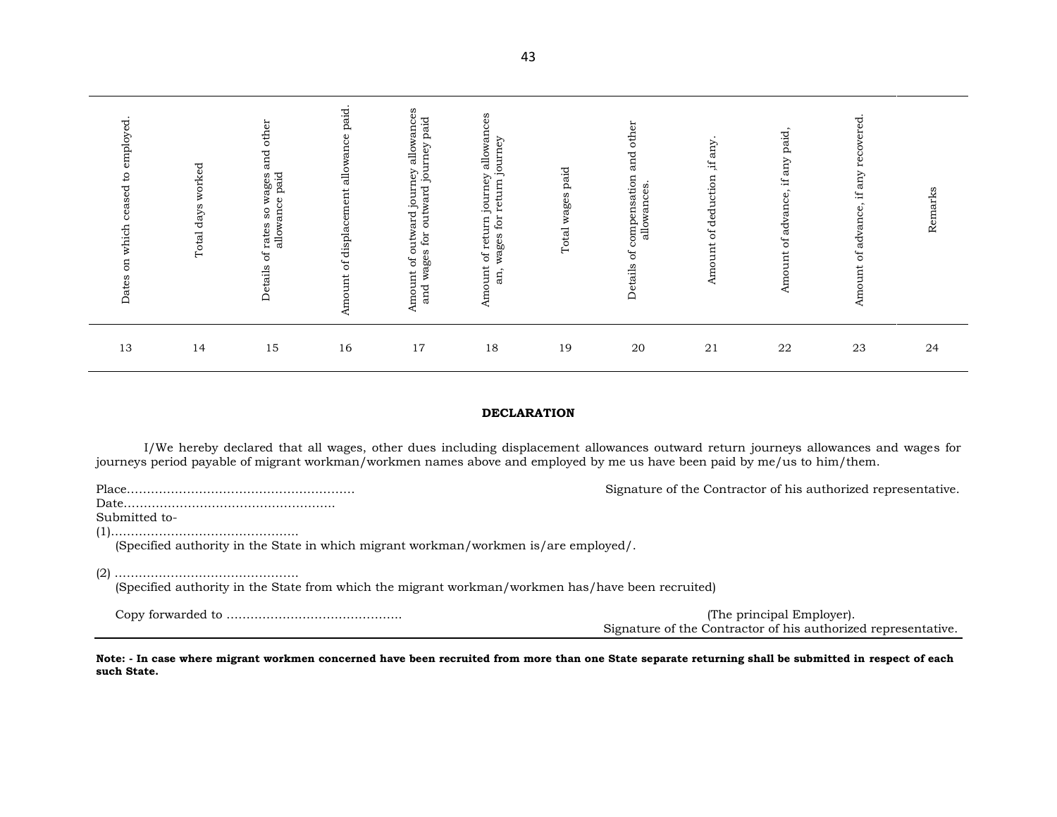| Dates on which ceased to employed. | Total days worked | Details of rates so wages and other allowance paid | Amount of displacement allowance paid. | Amount of outward journey allowances and wages for outward journey paid | Amount of return journey allowances an, wages for return journey | Total wages paid | Details of compensation and other allowances. | Amount of deduction ,if any. | Amount of advance, if any paid, | Amount of advance, if any recovered. | Remarks |
|---|---|---|---|---|---|---|---|---|---|---|---|
| 13 | 14 | 15 | 16 | 17 | 18 | 19 | 20 | 21 | 22 | 23 | 24 |

**DECLARATION**

I/We hereby declared that all wages, other dues including displacement allowances outward return journeys allowances and wages for journeys period payable of migrant workman/workmen names above and employed by me us have been paid by me/us to him/them.

Place…………………………………………………

Date……………………………………………..

Signature of the Contractor of his authorized representative.

Submitted to-

(1)………………………………………..
(Specified authority in the State in which migrant workman/workmen is/are employed/.

(2) ……………………………………….
(Specified authority in the State from which the migrant workman/workmen has/have been recruited)

Copy forwarded to …………………………………….. (The principal Employer).

Signature of the Contractor of his authorized representative.

**Note: - In case where migrant workmen concerned have been recruited from more than one State separate returning shall be submitted in respect of each such State.**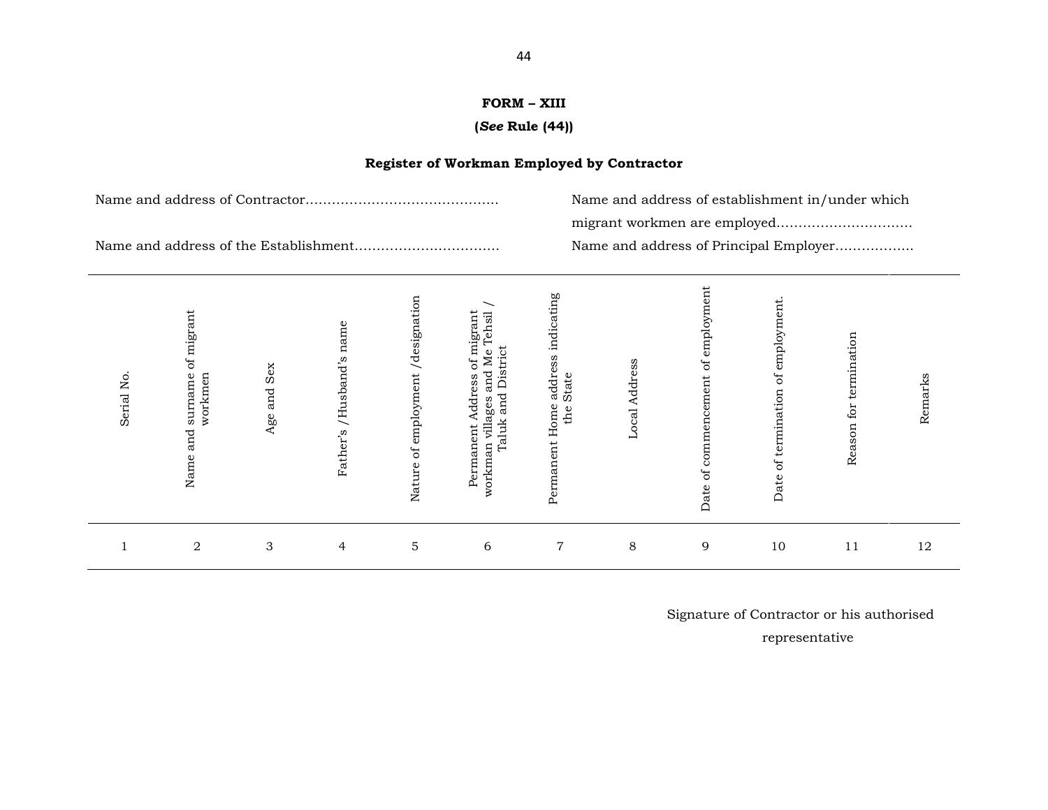**FORM – XIII**

**(*See* Rule (44))**

**Register of Workman Employed by Contractor**

Name and address of Contractor…………………………………….

Name and address of the Establishment……………………………

Name and address of establishment in/under which migrant workmen are employed…………………………

Name and address of Principal Employer……………..

| Serial No. | Name and surname of migrant workmen | Age and Sex | Father's /Husband's name | Nature of employment /designation | Permanent Address of migrant workman villages and Me Tehsil / Taluk and District | Permanent Home address indicating the State | Local Address | Date of commencement of employment | Date of termination of employment. | Reason for termination | Remarks |
|---|---|---|---|---|---|---|---|---|---|---|---|
| 1 | 2 | 3 | 4 | 5 | 6 | 7 | 8 | 9 | 10 | 11 | 12 |

Signature of Contractor or his authorised representative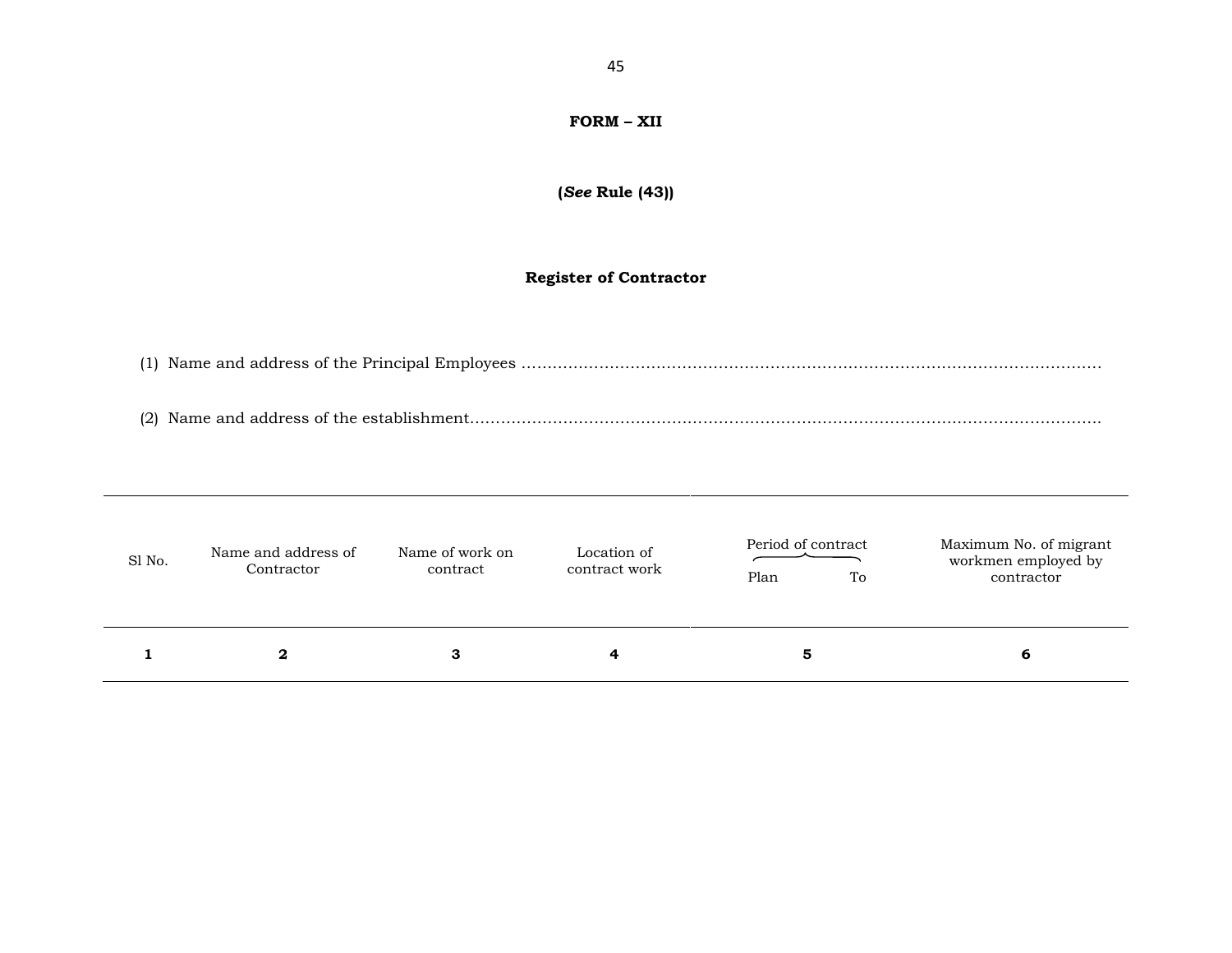**FORM – XII**

**(*See* Rule (43))**

**Register of Contractor**

(1) Name and address of the Principal Employees ……………………………………………………………………………………………………

(2) Name and address of the establishment…………………………………………………………………………………………………………

| Sl No. | Name and address of Contractor | Name of work on contract | Location of contract work | Period of contract | | Maximum No. of migrant workmen employed by contractor |
|---|---|---|---|---|---|---|
| | | | | Plan | To | |
| **1** | **2** | **3** | **4** | **5** | | **6** |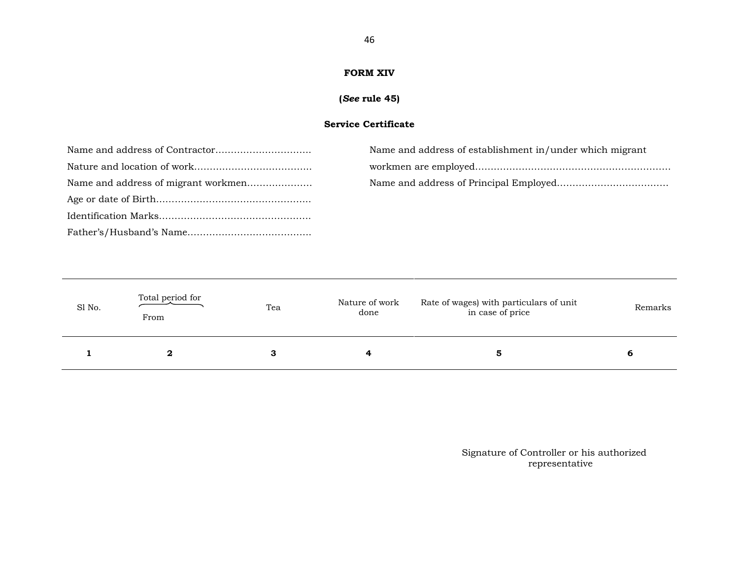**FORM XIV**

**(*See* rule 45)**

**Service Certificate**

Name and address of Contractor…………………………

Nature and location of work………………………………

Name and address of migrant workmen…………………

Age or date of Birth…………………………………………

Identification Marks…………………………………………

Father's/Husband's Name…………………………………

Name and address of establishment in/under which migrant workmen are employed……………………………………………………

Name and address of Principal Employed………………………………

| Sl No. | Total period for From | Tea | Nature of work done | Rate of wages) with particulars of unit in case of price | Remarks |
|---|---|---|---|---|---|
| **1** | **2** | **3** | **4** | **5** | **6** |

Signature of Controller or his authorized representative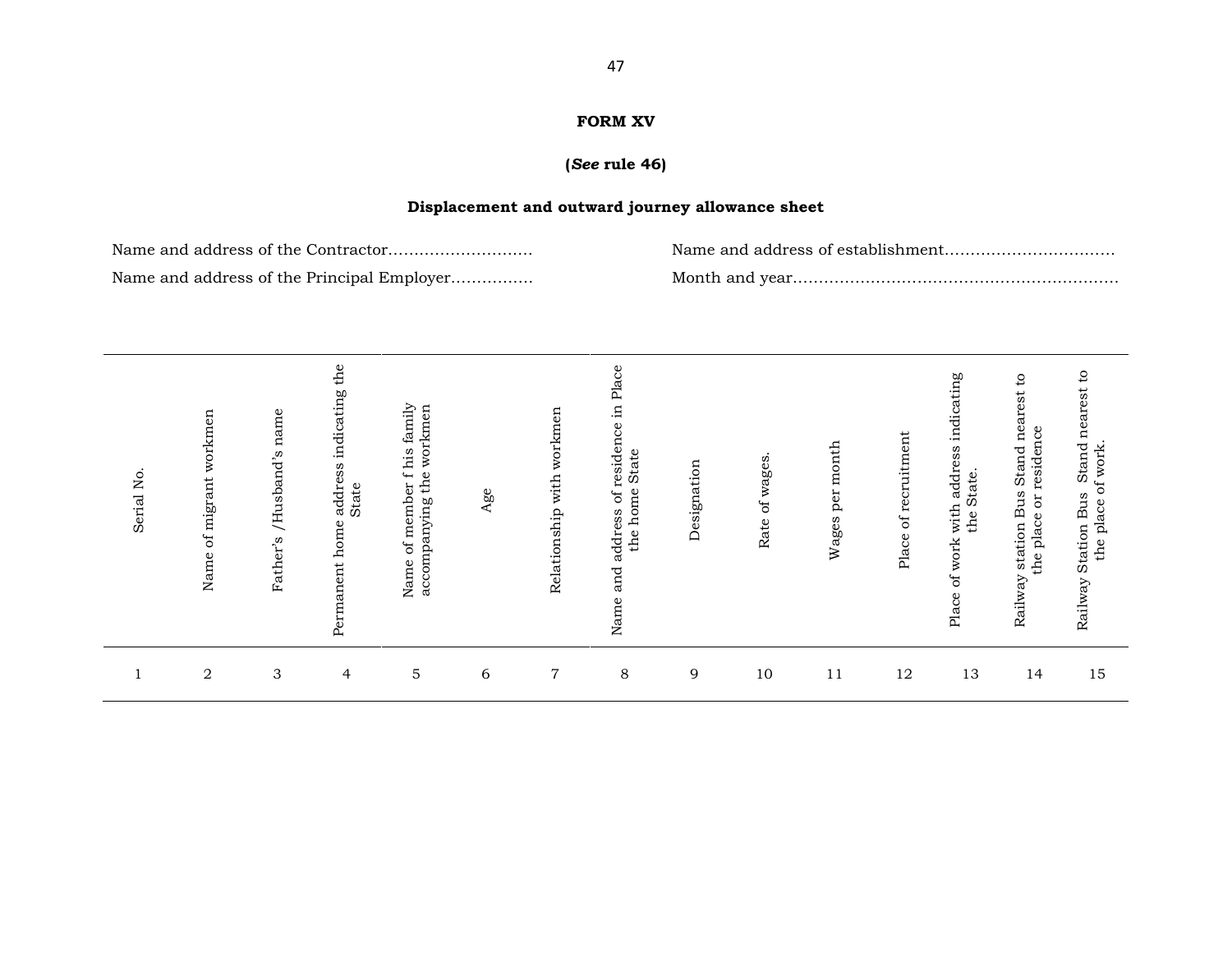## FORM XV

**(*See* rule 46)**

**Displacement and outward journey allowance sheet**

Name and address of the Contractor..........................

Name and address of the Principal Employer...............

Name and address of establishment...............................

Month and year...........................................................

| Serial No. | Name of migrant workmen | Father's /Husband's name | Permanent home address indicating the State | Name of member f his family accompanying the workmen | Age | Relationship with workmen | Name and address of residence in Place the home State | Designation | Rate of wages. | Wages per month | Place of recruitment | Place of work with address indicating the State. | Railway station Bus Stand nearest to the place or residence | Railway Station Bus Stand nearest to the place of work. |
|---|---|---|---|---|---|---|---|---|---|---|---|---|---|---|
| 1 | 2 | 3 | 4 | 5 | 6 | 7 | 8 | 9 | 10 | 11 | 12 | 13 | 14 | 15 |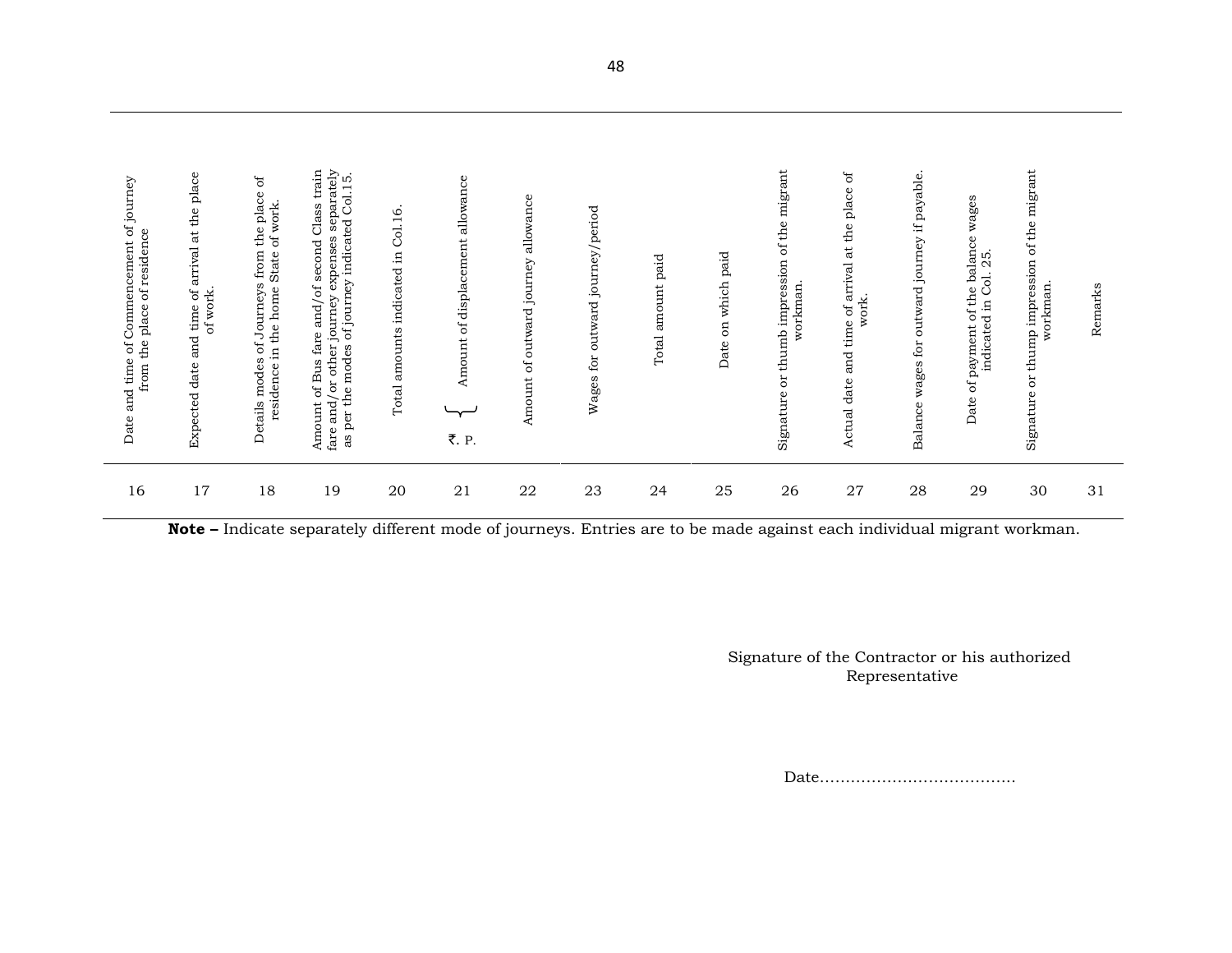| Date and time of Commencement of journey from the place of residence | Expected date and time of arrival at the place of work. | Details modes of Journeys from the place of residence in the home State of work. | Amount of Bus fare and/of second Class train fare and/or other journey expenses separately as per the modes of journey indicated Col.15. | Total amounts indicated in Col.16. | Amount of displacement allowance ₹. P. | Amount of outward journey allowance | Wages for outward journey/period | Total amount paid | Date on which paid | Signature or thumb impression of the migrant workman. | Actual date and time of arrival at the place of work. | Balance wages for outward journey if payable. | Date of payment of the balance wages indicated in Col. 25. | Signature or thump impression of the migrant workman. | Remarks |
|---|---|---|---|---|---|---|---|---|---|---|---|---|---|---|---|
| 16 | 17 | 18 | 19 | 20 | 21 | 22 | 23 | 24 | 25 | 26 | 27 | 28 | 29 | 30 | 31 |

**Note –** Indicate separately different mode of journeys. Entries are to be made against each individual migrant workman.

Signature of the Contractor or his authorized Representative

Date......................................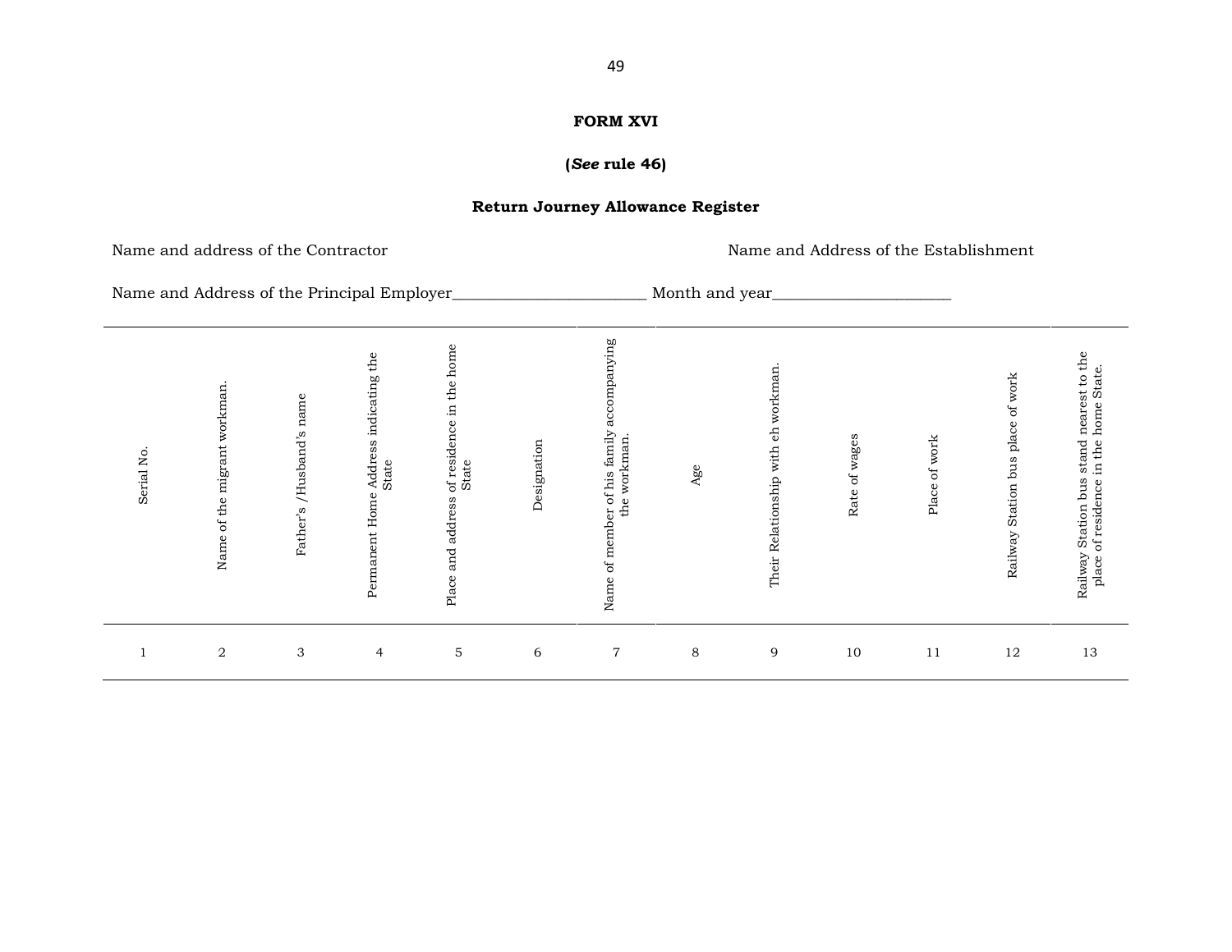**FORM XVI**

**(*See* rule 46)**

**Return Journey Allowance Register**

Name and address of the Contractor                                                                                    Name and Address of the Establishment

Name and Address of the Principal Employer________________________ Month and year______________________

| Serial No. | Name of the migrant workman. | Father's /Husband's name | Permanent Home Address indicating the State | Place and address of residence in the home State | Designation | Name of member of his family accompanying the workman. | Age | Their Relationship with eh workman. | Rate of wages | Place of work | Railway Station bus place of work | Railway Station bus stand nearest to the place of residence in the home State. |
|---|---|---|---|---|---|---|---|---|---|---|---|---|
| 1 | 2 | 3 | 4 | 5 | 6 | 7 | 8 | 9 | 10 | 11 | 12 | 13 |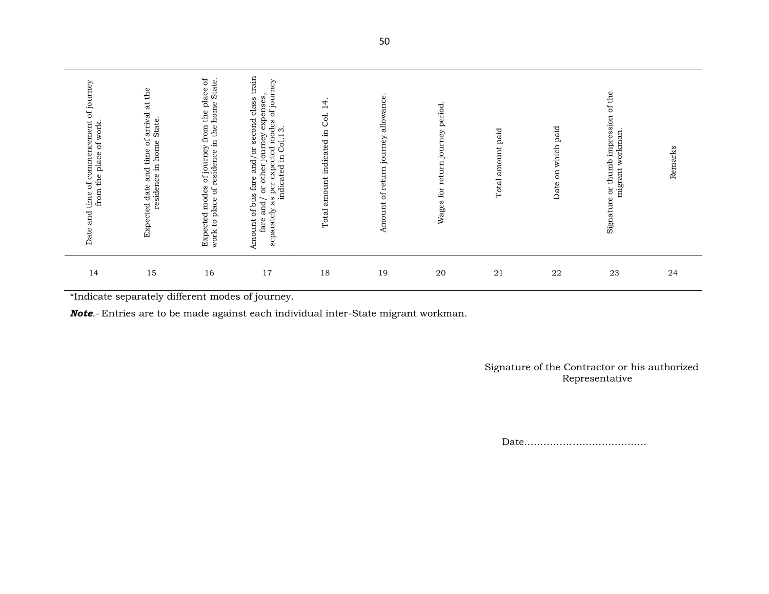| Date and time of commencement of journey from the place of work. | Expected date and time of arrival at the residence in home State. | Expected modes of journey from the place of work to place of residence in the home State. | Amount of bus fare and/or second class train fare and/ or other journey expenses, separately as per expected modes of journey indicated in Col.13. | Total amount indicated in Col. 14. | Amount of return journey allowance. | Wages for return journey period. | Total amount paid | Date on which paid | Signature or thumb impression of the migrant workman. | Remarks |
|---|---|---|---|---|---|---|---|---|---|---|
| 14 | 15 | 16 | 17 | 18 | 19 | 20 | 21 | 22 | 23 | 24 |

*Indicate separately different modes of journey.

***Note***.- Entries are to be made against each individual inter-State migrant workman.

Signature of the Contractor or his authorized Representative

Date.......................................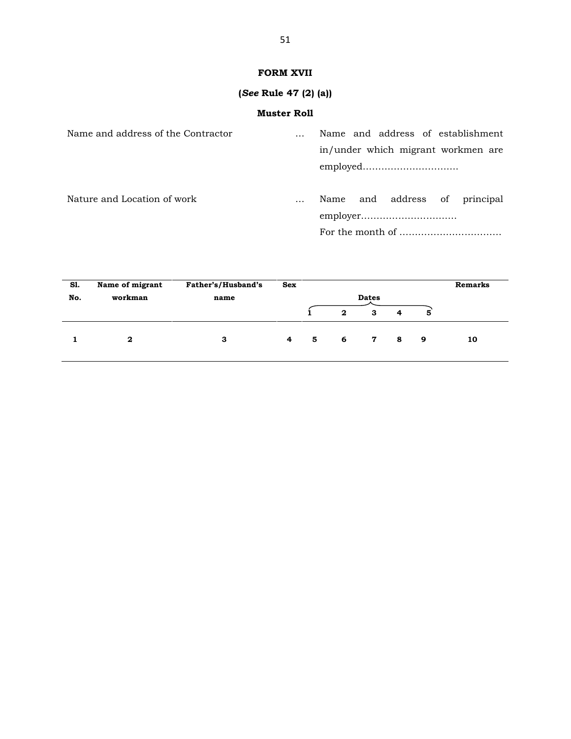**FORM XVII**

**(*See* Rule 47 (2) (a))**

**Muster Roll**

Name and address of the Contractor … Name and address of establishment in/under which migrant workmen are employed…………………………

Nature and Location of work … Name and address of principal employer…………………………

For the month of ……………………………

| Sl. No. | Name of migrant workman | Father's/Husband's name | Sex | Dates | | | | | Remarks |
|---|---|---|---|---|---|---|---|---|---|
| | | | | 1 | 2 | 3 | 4 | 5 | |
| 1 | 2 | 3 | 4 | 5 | 6 | 7 | 8 | 9 | 10 |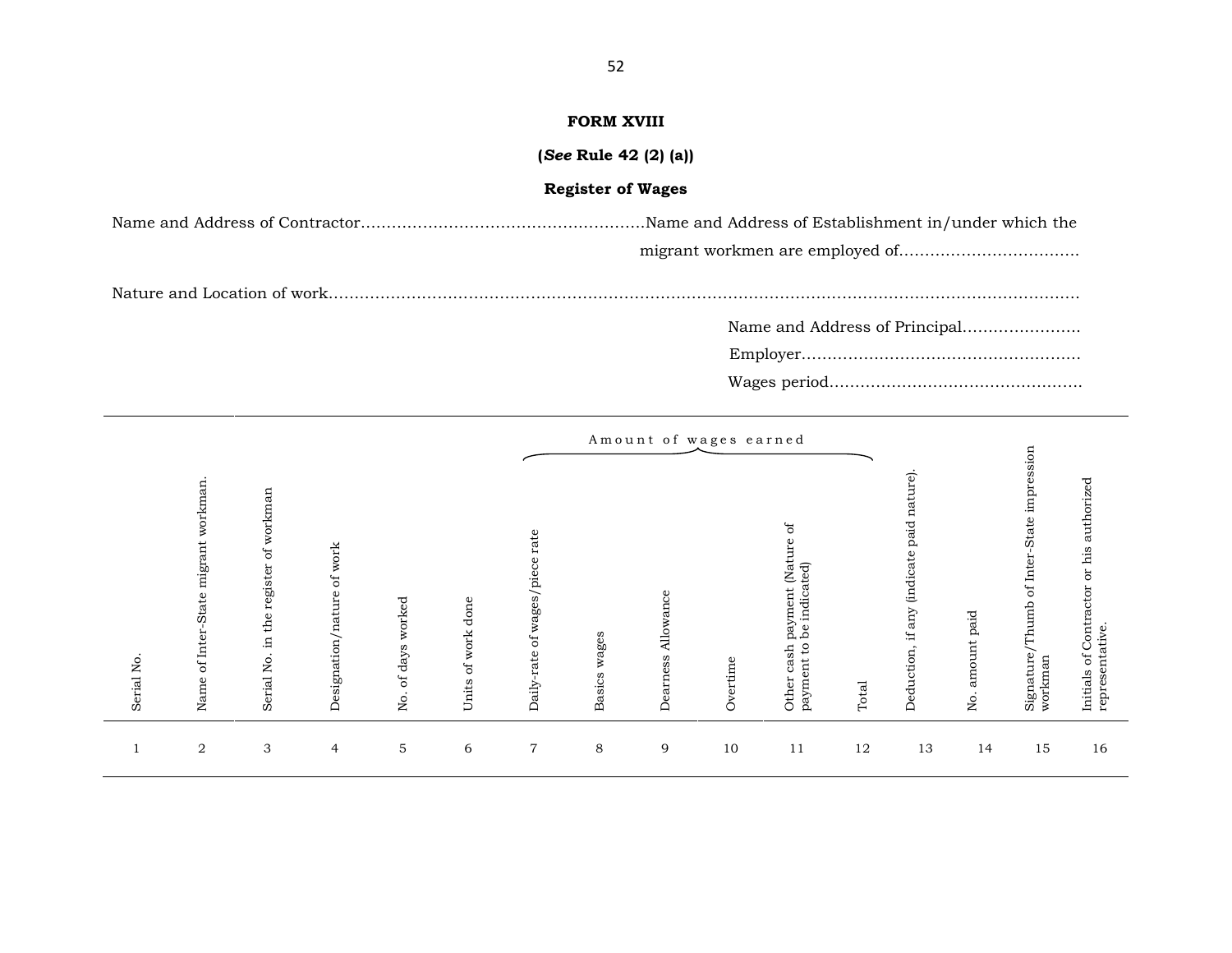**FORM XVIII**

**(*See* Rule 42 (2) (a))**

**Register of Wages**

Name and Address of Contractor……………………………………………….Name and Address of Establishment in/under which the migrant workmen are employed of…………………………….

Nature and Location of work…………………………………………………………………………………………………………………

Name and Address of Principal………………….

Employer………………………………………………

Wages period…………………………………………

| Serial No. | Name of Inter-State migrant workman. | Serial No. in the register of workman | Designation/nature of work | No. of days worked | Units of work done | Amount of wages earned | | | | | | Deduction, if any (indicate paid nature). | No. amount paid | Signature/Thumb of Inter-State impression workman | Initials of Contractor or his authorized representative. |
|---|---|---|---|---|---|---|---|---|---|---|---|---|---|---|---|
| | | | | | | Daily-rate of wages/piece rate | Basics wages | Dearness Allowance | Overtime | Other cash payment (Nature of payment to be indicated) | Total | | | | |
| 1 | 2 | 3 | 4 | 5 | 6 | 7 | 8 | 9 | 10 | 11 | 12 | 13 | 14 | 15 | 16 |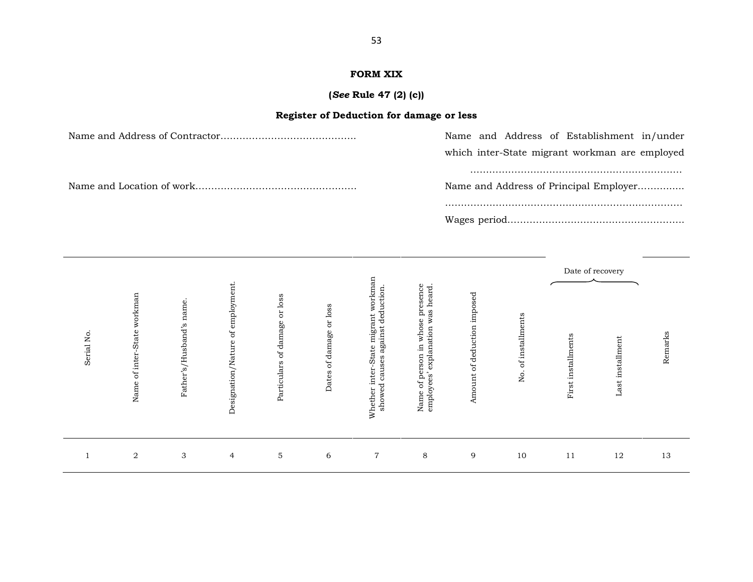# FORM XIX

**(*See* Rule 47 (2) (c))**

**Register of Deduction for damage or less**

Name and Address of Contractor……………………………………

Name and Location of work……………………………………………

Name and Address of Establishment in/under which inter-State migrant workman are employed ……………………………………………………………

Name and Address of Principal Employer………….. ……………………………………………………………………

Wages period………………………………………………

| Serial No. | Name of inter-State workman | Father's/Husband's name. | Designation/Nature of employment. | Particulars of damage or loss | Dates of damage or loss | Whether inter-State migrant workman showed causes against deduction. | Name of person in whose presence employees' explanation was heard. | Amount of deduction imposed | No. of installments | Date of recovery | | Remarks |
|---|---|---|---|---|---|---|---|---|---|---|---|---|
| | | | | | | | | | | First installments | Last installment | |
| 1 | 2 | 3 | 4 | 5 | 6 | 7 | 8 | 9 | 10 | 11 | 12 | 13 |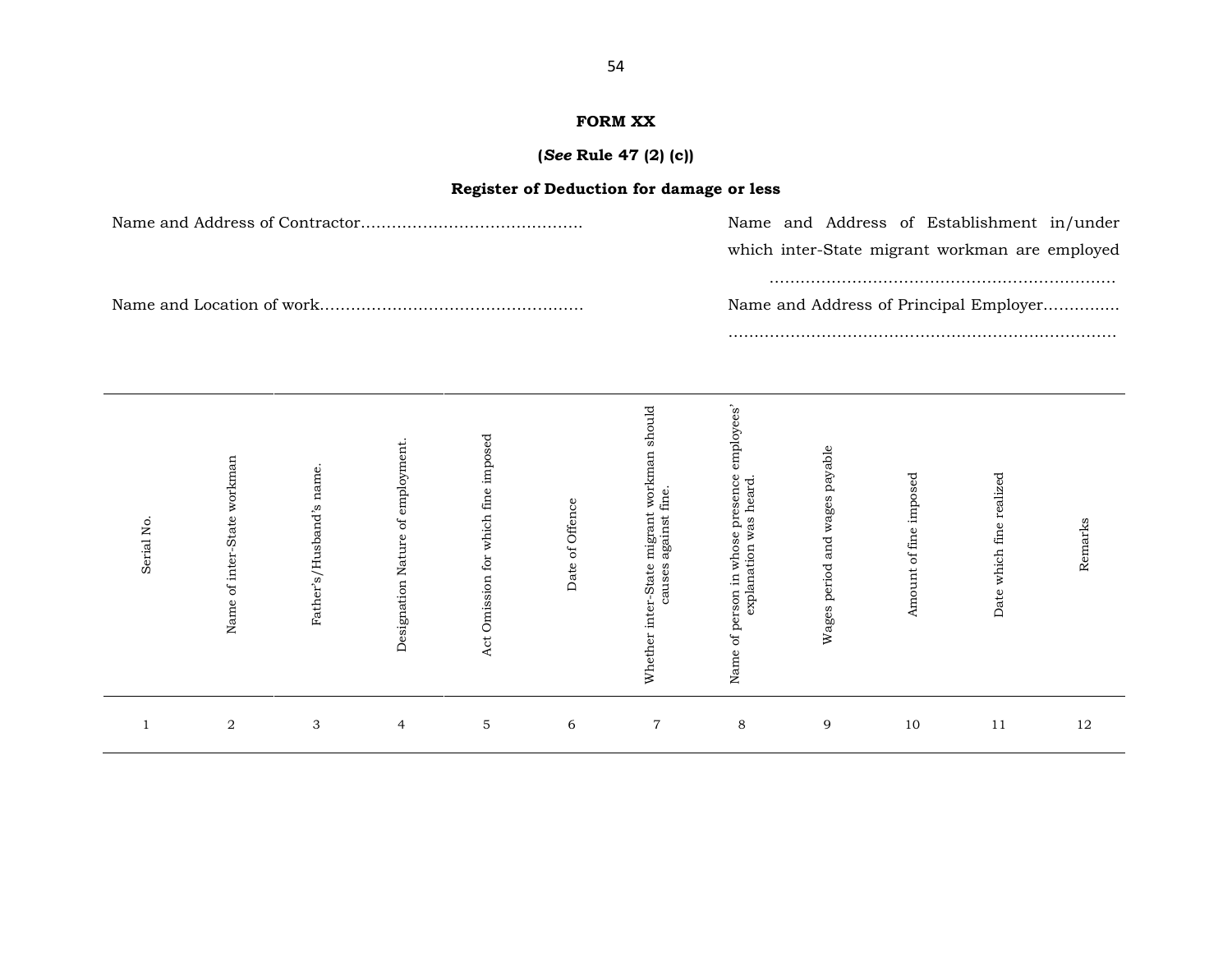**FORM XX**

**(*See* Rule 47 (2) (c))**

**Register of Deduction for damage or less**

Name and Address of Contractor……………………………………

Name and Address of Establishment in/under which inter-State migrant workman are employed ……………………………………………………………

Name and Location of work……………………………………………

Name and Address of Principal Employer………….. ………………………………………………………………

| Serial No. | Name of inter-State workman | Father's/Husband's name. | Designation Nature of employment. | Act Omission for which fine imposed | Date of Offence | Whether inter-State migrant workman should causes against fine. | Name of person in whose presence employees' explanation was heard. | Wages period and wages payable | Amount of fine imposed | Date which fine realized | Remarks |
|---|---|---|---|---|---|---|---|---|---|---|---|
| 1 | 2 | 3 | 4 | 5 | 6 | 7 | 8 | 9 | 10 | 11 | 12 |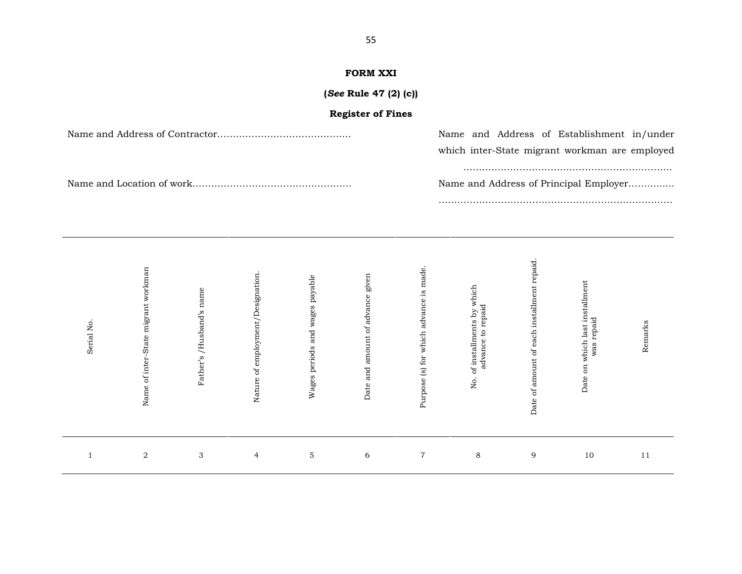**FORM XXI**

**(*See* Rule 47 (2) (c))**

**Register of Fines**

Name and Address of Contractor……………………………………

Name and Address of Establishment in/under which inter-State migrant workman are employed ……………………………………………………………

Name and Location of work……………………………………………

Name and Address of Principal Employer………….. ……………………………………………………………………

| Serial No. | Name of inter-State migrant workman | Father's /Husband's name | Nature of employment/Designation. | Wages periods and wages payable | Date and amount of advance given | Purpose (s) for which advance is made. | No. of installments by which advance to repaid | Date of amount of each installment repaid. | Date on which last installment was repaid | Remarks |
|---|---|---|---|---|---|---|---|---|---|---|
| 1 | 2 | 3 | 4 | 5 | 6 | 7 | 8 | 9 | 10 | 11 |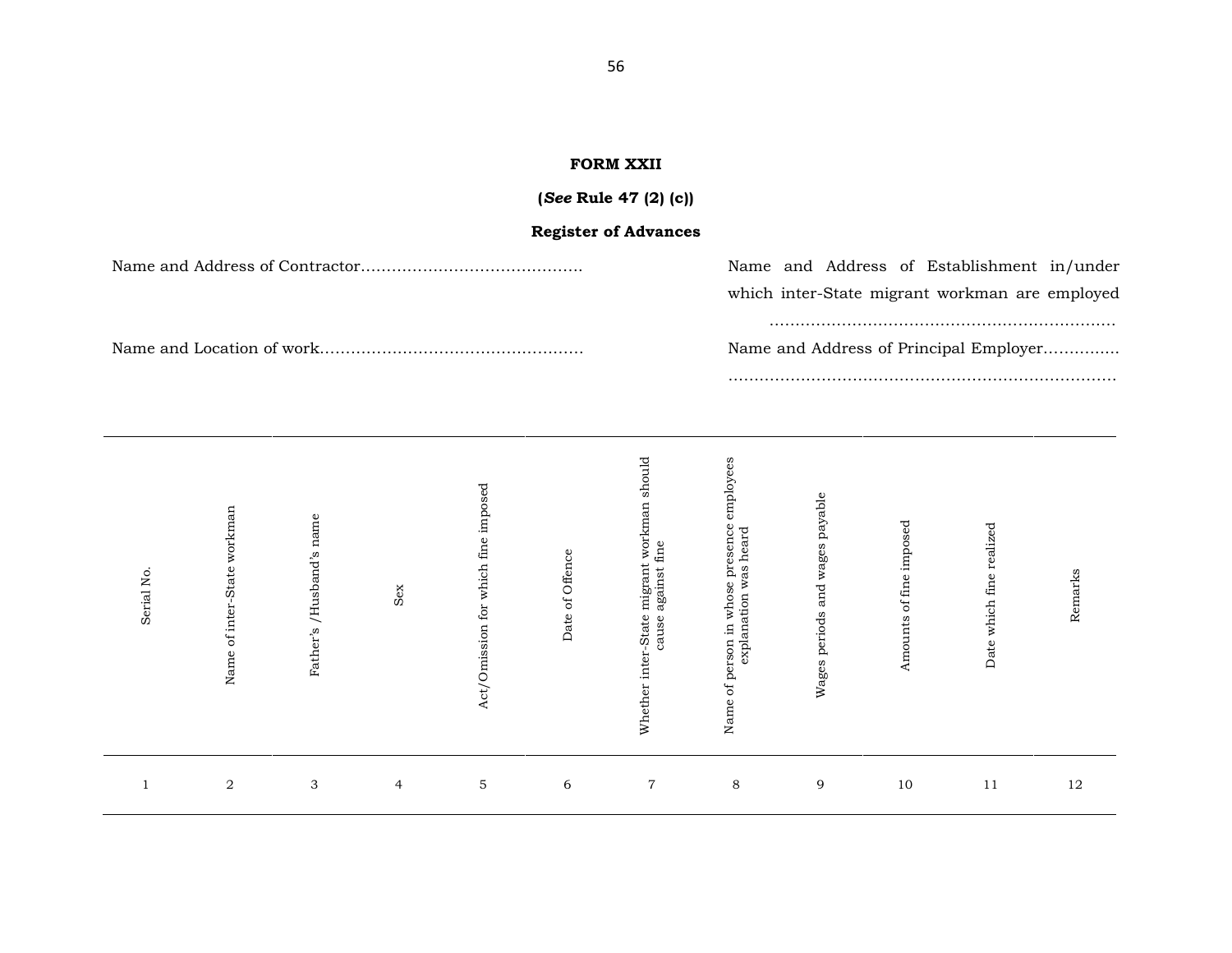**FORM XXII**

**(*See* Rule 47 (2) (c))**

**Register of Advances**

Name and Address of Contractor……………………………………

Name and Address of Establishment in/under which inter-State migrant workman are employed ……………………………………………………………

Name and Location of work……………………………………………

Name and Address of Principal Employer…………… ……………………………………………………………………

| Serial No. | Name of inter-State workman | Father's /Husband's name | Sex | Act/Omission for which fine imposed | Date of Offence | Whether inter-State migrant workman should cause against fine | Name of person in whose presence employees explanation was heard | Wages periods and wages payable | Amounts of fine imposed | Date which fine realized | Remarks |
|---|---|---|---|---|---|---|---|---|---|---|---|
| 1 | 2 | 3 | 4 | 5 | 6 | 7 | 8 | 9 | 10 | 11 | 12 |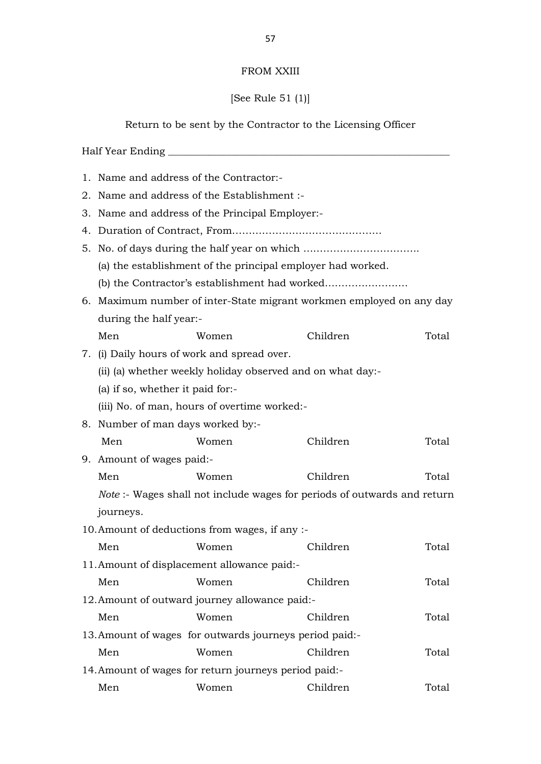FROM XXIII

[See Rule 51 (1)]

Return to be sent by the Contractor to the Licensing Officer

Half Year Ending ______________________________________________________

1. Name and address of the Contractor:-
2. Name and address of the Establishment :-
3. Name and address of the Principal Employer:-
4. Duration of Contract, From……………………………………..
5. No. of days during the half year on which ……………………………..
   (a) the establishment of the principal employer had worked.
   (b) the Contractor's establishment had worked…………………….
6. Maximum number of inter-State migrant workmen employed on any day during the half year:-

   Men Women Children Total

7. (i) Daily hours of work and spread over.
   (ii) (a) whether weekly holiday observed and on what day:-
   (a) if so, whether it paid for:-
   (iii) No. of man, hours of overtime worked:-
8. Number of man days worked by:-

   Men Women Children Total

9. Amount of wages paid:-

   Men Women Children Total

   *Note* :- Wages shall not include wages for periods of outwards and return journeys.

10. Amount of deductions from wages, if any :-

    Men Women Children Total

11. Amount of displacement allowance paid:-

    Men Women Children Total

12. Amount of outward journey allowance paid:-

    Men Women Children Total

13. Amount of wages for outwards journeys period paid:-

    Men Women Children Total

14. Amount of wages for return journeys period paid:-

    Men Women Children Total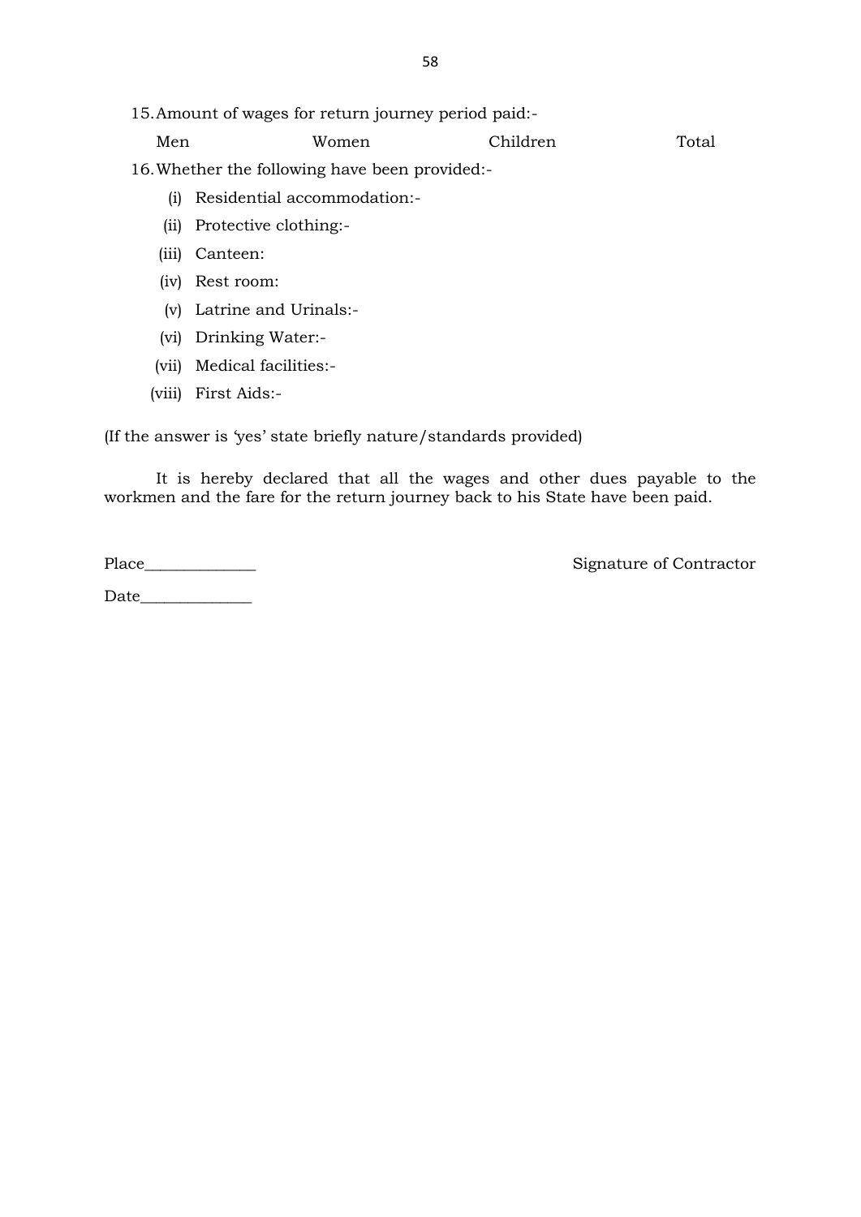15. Amount of wages for return journey period paid:-

| Men | Women | Children | Total |
|---|---|---|---|

16. Whether the following have been provided:-

    (i) Residential accommodation:-

    (ii) Protective clothing:-

    (iii) Canteen:

    (iv) Rest room:

    (v) Latrine and Urinals:-

    (vi) Drinking Water:-

    (vii) Medical facilities:-

    (viii) First Aids:-

(If the answer is 'yes' state briefly nature/standards provided)

It is hereby declared that all the wages and other dues payable to the workmen and the fare for the return journey back to his State have been paid.

Place______________ Signature of Contractor

Date______________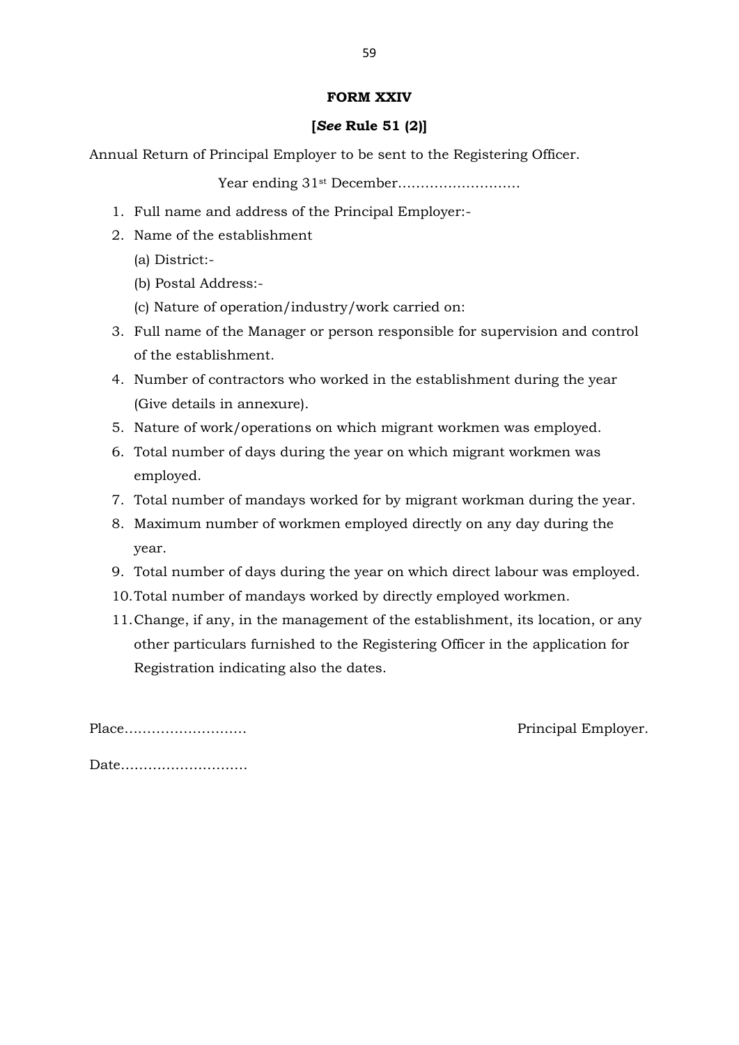**FORM XXIV**

**[*See* Rule 51 (2)]**

Annual Return of Principal Employer to be sent to the Registering Officer.

Year ending 31st December………………………

1. Full name and address of the Principal Employer:-
2. Name of the establishment
   (a) District:-
   (b) Postal Address:-
   (c) Nature of operation/industry/work carried on:
3. Full name of the Manager or person responsible for supervision and control of the establishment.
4. Number of contractors who worked in the establishment during the year (Give details in annexure).
5. Nature of work/operations on which migrant workmen was employed.
6. Total number of days during the year on which migrant workmen was employed.
7. Total number of mandays worked for by migrant workman during the year.
8. Maximum number of workmen employed directly on any day during the year.
9. Total number of days during the year on which direct labour was employed.
10. Total number of mandays worked by directly employed workmen.
11. Change, if any, in the management of the establishment, its location, or any other particulars furnished to the Registering Officer in the application for Registration indicating also the dates.

Place………………………  Principal Employer.

Date……………………….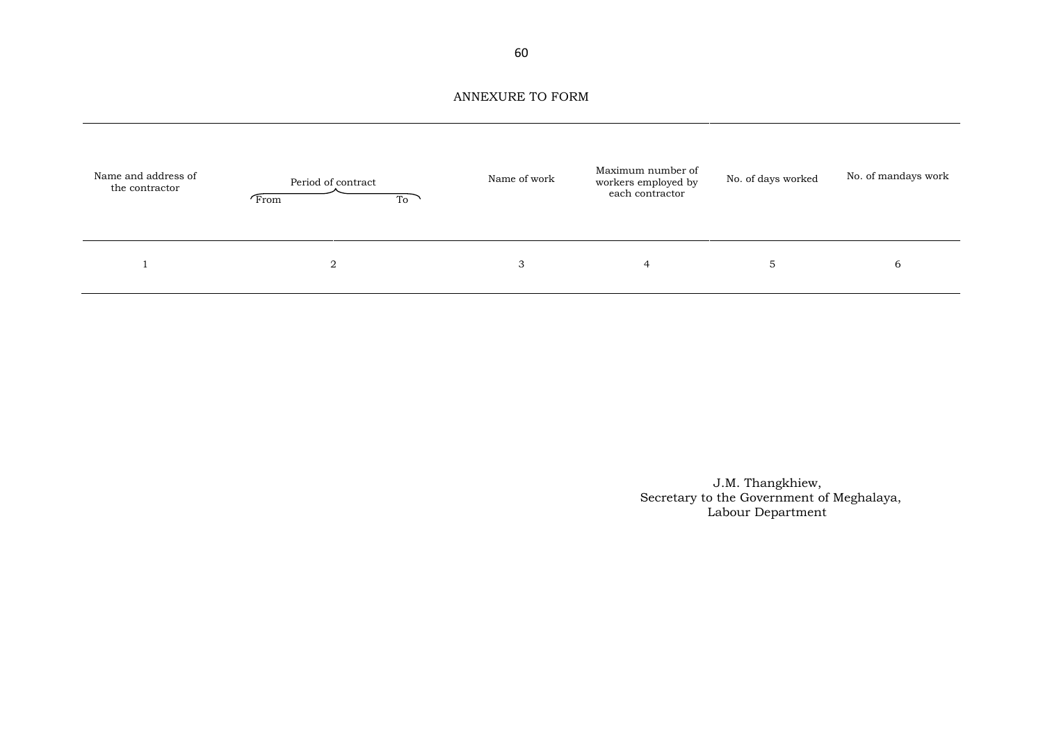ANNEXURE TO FORM

| Name and address of the contractor | Period of contract | | Name of work | Maximum number of workers employed by each contractor | No. of days worked | No. of mandays work |
|---|---|---|---|---|---|---|
| | From | To | | | | |
| 1 | 2 | | 3 | 4 | 5 | 6 |

J.M. Thangkhiew,
Secretary to the Government of Meghalaya,
Labour Department